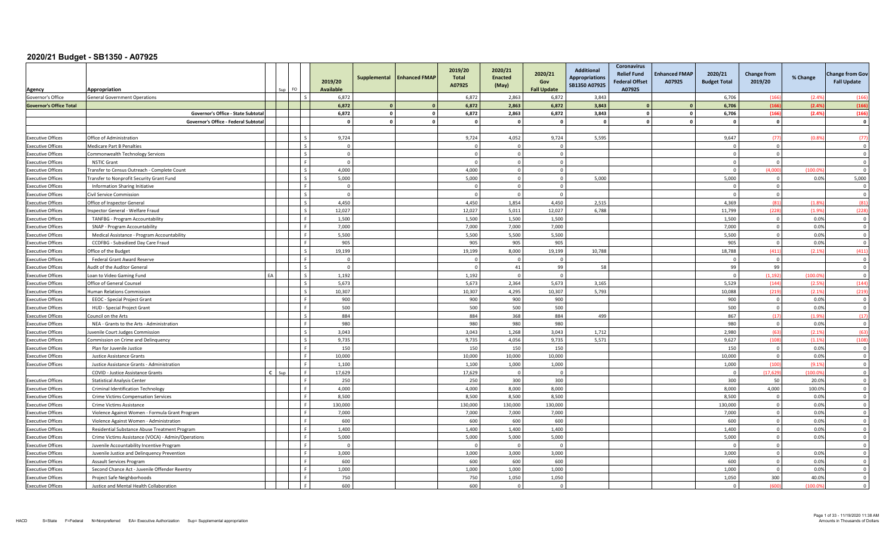# 2020/21 Budget - SB1350 - A07925

| Agency | Appropriation | | Sup | FO | 2019/20 Available | Supplemental | Enhanced FMAP | 2019/20 Total A07925 | 2020/21 Enacted (May) | 2020/21 Gov Fall Update | Additional Appropriations SB1350 A07925 | Coronavirus Relief Fund Federal Offset A07925 | Enhanced FMAP A07925 | 2020/21 Budget Total | Change from 2019/20 | % Change | Change from Gov Fall Update |
|---|---|---|---|---|---|---|---|---|---|---|---|---|---|---|---|---|---|
| Governor's Office | General Government Operations | | | S | 6,872 | | | 6,872 | 2,863 | 6,872 | 3,843 | | | 6,706 | (166) | (2.4%) | (166) |
| **Governor's Office Total** | | | | | **6,872** | **0** | **0** | **6,872** | **2,863** | **6,872** | **3,843** | **0** | **0** | **6,706** | **(166)** | **(2.4%)** | **(166)** |
| | **Governor's Office - State Subtotal** | | | | **6,872** | **0** | **0** | **6,872** | **2,863** | **6,872** | **3,843** | **0** | **0** | **6,706** | **(166)** | **(2.4%)** | **(166)** |
| | **Governor's Office - Federal Subtotal** | | | | **0** | **0** | **0** | **0** | **0** | **0** | **0** | **0** | **0** | **0** | **0** | | **0** |
| | | | | | | | | | | | | | | | | | |
| Executive Offices | Office of Administration | | | S | 9,724 | | | 9,724 | 4,052 | 9,724 | 5,595 | | | 9,647 | (77) | (0.8%) | (77) |
| Executive Offices | Medicare Part B Penalties | | | S | 0 | | | 0 | 0 | 0 | | | | 0 | 0 | | 0 |
| Executive Offices | Commonwealth Technology Services | | | S | 0 | | | 0 | 0 | 0 | | | | 0 | 0 | | 0 |
| Executive Offices | NSTIC Grant | | | F | 0 | | | 0 | 0 | 0 | | | | 0 | 0 | | 0 |
| Executive Offices | Transfer to Census Outreach - Complete Count | | | S | 4,000 | | | 4,000 | 0 | 0 | | | | 0 | (4,000) | (100.0%) | 0 |
| Executive Offices | Transfer to Nonprofit Security Grant Fund | | | S | 5,000 | | | 5,000 | 0 | 0 | 5,000 | | | 5,000 | 0 | 0.0% | 5,000 |
| Executive Offices | Information Sharing Initiative | | | F | 0 | | | 0 | 0 | 0 | | | | 0 | 0 | | 0 |
| Executive Offices | Civil Service Commission | | | S | 0 | | | 0 | 0 | 0 | | | | 0 | 0 | | 0 |
| Executive Offices | Office of Inspector General | | | S | 4,450 | | | 4,450 | 1,854 | 4,450 | 2,515 | | | 4,369 | (81) | (1.8%) | (81) |
| Executive Offices | Inspector General - Welfare Fraud | | | S | 12,027 | | | 12,027 | 5,011 | 12,027 | 6,788 | | | 11,799 | (228) | (1.9%) | (228) |
| Executive Offices | TANFBG - Program Accountability | | | F | 1,500 | | | 1,500 | 1,500 | 1,500 | | | | 1,500 | 0 | 0.0% | 0 |
| Executive Offices | SNAP - Program Accountability | | | F | 7,000 | | | 7,000 | 7,000 | 7,000 | | | | 7,000 | 0 | 0.0% | 0 |
| Executive Offices | Medical Assistance - Program Accountability | | | F | 5,500 | | | 5,500 | 5,500 | 5,500 | | | | 5,500 | 0 | 0.0% | 0 |
| Executive Offices | CCDFBG - Subsidized Day Care Fraud | | | F | 905 | | | 905 | 905 | 905 | | | | 905 | 0 | 0.0% | 0 |
| Executive Offices | Office of the Budget | | | S | 19,199 | | | 19,199 | 8,000 | 19,199 | 10,788 | | | 18,788 | (411) | (2.1%) | (411) |
| Executive Offices | Federal Grant Award Reserve | | | F | 0 | | | 0 | 0 | 0 | | | | 0 | 0 | | 0 |
| Executive Offices | Audit of the Auditor General | | | S | 0 | | | 0 | 41 | 99 | 58 | | | 99 | 99 | | 0 |
| Executive Offices | Loan to Video Gaming Fund | EA | | S | 1,192 | | | 1,192 | 0 | 0 | | | | 0 | (1,192) | (100.0%) | 0 |
| Executive Offices | Office of General Counsel | | | S | 5,673 | | | 5,673 | 2,364 | 5,673 | 3,165 | | | 5,529 | (144) | (2.5%) | (144) |
| Executive Offices | Human Relations Commission | | | S | 10,307 | | | 10,307 | 4,295 | 10,307 | 5,793 | | | 10,088 | (219) | (2.1%) | (219) |
| Executive Offices | EEOC - Special Project Grant | | | F | 900 | | | 900 | 900 | 900 | | | | 900 | 0 | 0.0% | 0 |
| Executive Offices | HUD - Special Project Grant | | | F | 500 | | | 500 | 500 | 500 | | | | 500 | 0 | 0.0% | 0 |
| Executive Offices | Council on the Arts | | | S | 884 | | | 884 | 368 | 884 | 499 | | | 867 | (17) | (1.9%) | (17) |
| Executive Offices | NEA - Grants to the Arts - Administration | | | F | 980 | | | 980 | 980 | 980 | | | | 980 | 0 | 0.0% | 0 |
| Executive Offices | Juvenile Court Judges Commission | | | S | 3,043 | | | 3,043 | 1,268 | 3,043 | 1,712 | | | 2,980 | (63) | (2.1%) | (63) |
| Executive Offices | Commission on Crime and Delinquency | | | S | 9,735 | | | 9,735 | 4,056 | 9,735 | 5,571 | | | 9,627 | (108) | (1.1%) | (108) |
| Executive Offices | Plan for Juvenile Justice | | | F | 150 | | | 150 | 150 | 150 | | | | 150 | 0 | 0.0% | 0 |
| Executive Offices | Justice Assistance Grants | | | F | 10,000 | | | 10,000 | 10,000 | 10,000 | | | | 10,000 | 0 | 0.0% | 0 |
| Executive Offices | Justice Assistance Grants - Administration | | | F | 1,100 | | | 1,100 | 1,000 | 1,000 | | | | 1,000 | (100) | (9.1%) | 0 |
| | COVID - Justice Assistance Grants | C | Sup | F | 17,629 | | | 17,629 | 0 | 0 | | | | 0 | (17,629) | (100.0%) | 0 |
| Executive Offices | Statistical Analysis Center | | | F | 250 | | | 250 | 300 | 300 | | | | 300 | 50 | 20.0% | 0 |
| Executive Offices | Criminal Identification Technology | | | F | 4,000 | | | 4,000 | 8,000 | 8,000 | | | | 8,000 | 4,000 | 100.0% | 0 |
| Executive Offices | Crime Victims Compensation Services | | | F | 8,500 | | | 8,500 | 8,500 | 8,500 | | | | 8,500 | 0 | 0.0% | 0 |
| Executive Offices | Crime Victims Assistance | | | F | 130,000 | | | 130,000 | 130,000 | 130,000 | | | | 130,000 | 0 | 0.0% | 0 |
| Executive Offices | Violence Against Women - Formula Grant Program | | | F | 7,000 | | | 7,000 | 7,000 | 7,000 | | | | 7,000 | 0 | 0.0% | 0 |
| Executive Offices | Violence Against Women - Administration | | | F | 600 | | | 600 | 600 | 600 | | | | 600 | 0 | 0.0% | 0 |
| Executive Offices | Residential Substance Abuse Treatment Program | | | F | 1,400 | | | 1,400 | 1,400 | 1,400 | | | | 1,400 | 0 | 0.0% | 0 |
| Executive Offices | Crime Victims Assistance (VOCA) - Admin/Operations | | | F | 5,000 | | | 5,000 | 5,000 | 5,000 | | | | 5,000 | 0 | 0.0% | 0 |
| Executive Offices | Juvenile Accountability Incentive Program | | | F | 0 | | | 0 | 0 | 0 | | | | 0 | 0 | | 0 |
| Executive Offices | Juvenile Justice and Delinquency Prevention | | | F | 3,000 | | | 3,000 | 3,000 | 3,000 | | | | 3,000 | 0 | 0.0% | 0 |
| Executive Offices | Assault Services Program | | | F | 600 | | | 600 | 600 | 600 | | | | 600 | 0 | 0.0% | 0 |
| Executive Offices | Second Chance Act - Juvenile Offender Reentry | | | F | 1,000 | | | 1,000 | 1,000 | 1,000 | | | | 1,000 | 0 | 0.0% | 0 |
| Executive Offices | Project Safe Neighborhoods | | | F | 750 | | | 750 | 1,050 | 1,050 | | | | 1,050 | 300 | 40.0% | 0 |
| Executive Offices | Justice and Mental Health Collaboration | | | F | 600 | | | 600 | 0 | 0 | | | | 0 | (600) | (100.0%) | 0 |

HACD S=State F=Federal N=Nonpreferred EA= Executive Authorization Sup= Supplemental appropriation

Amounts in Thousands of Dollars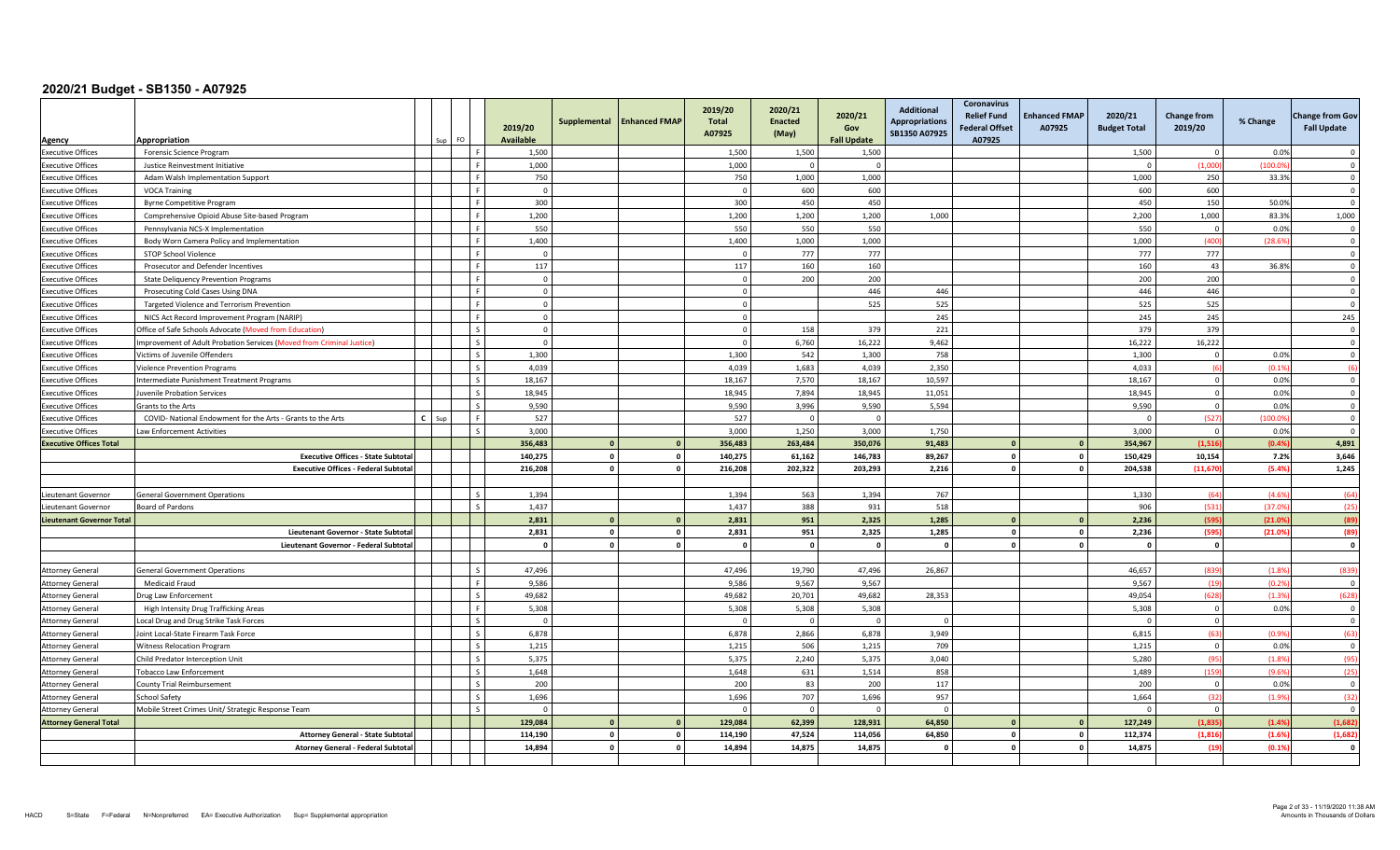# 2020/21 Budget - SB1350 - A07925

| Agency | Appropriation | Sup | FO | | 2019/20 Available | Supplemental | Enhanced FMAP | 2019/20 Total A07925 | 2020/21 Enacted (May) | 2020/21 Gov Fall Update | Additional Appropriations SB1350 A07925 | Coronavirus Relief Fund Federal Offset A07925 | Enhanced FMAP A07925 | 2020/21 Budget Total | Change from 2019/20 | % Change | Change from Gov Fall Update |
|---|---|---|---|---|---|---|---|---|---|---|---|---|---|---|---|---|---|
| Executive Offices | Forensic Science Program | | | F | 1,500 | | | 1,500 | 1,500 | 1,500 | | | | 1,500 | 0 | 0.0% | 0 |
| Executive Offices | Justice Reinvestment Initiative | | | F | 1,000 | | | 1,000 | 0 | 0 | | | | 0 | (1,000) | (100.0%) | 0 |
| Executive Offices | Adam Walsh Implementation Support | | | F | 750 | | | 750 | 1,000 | 1,000 | | | | 1,000 | 250 | 33.3% | 0 |
| Executive Offices | VOCA Training | | | F | 0 | | | 0 | 600 | 600 | | | | 600 | 600 | | 0 |
| Executive Offices | Byrne Competitive Program | | | F | 300 | | | 300 | 450 | 450 | | | | 450 | 150 | 50.0% | 0 |
| Executive Offices | Comprehensive Opioid Abuse Site-based Program | | | F | 1,200 | | | 1,200 | 1,200 | 1,200 | 1,000 | | | 2,200 | 1,000 | 83.3% | 1,000 |
| Executive Offices | Pennsylvania NCS-X Implementation | | | F | 550 | | | 550 | 550 | 550 | | | | 550 | 0 | 0.0% | 0 |
| Executive Offices | Body Worn Camera Policy and Implementation | | | F | 1,400 | | | 1,400 | 1,000 | 1,000 | | | | 1,000 | (400) | (28.6%) | 0 |
| Executive Offices | STOP School Violence | | | F | 0 | | | 0 | 777 | 777 | | | | 777 | 777 | | 0 |
| Executive Offices | Prosecutor and Defender Incentives | | | F | 117 | | | 117 | 160 | 160 | | | | 160 | 43 | 36.8% | 0 |
| Executive Offices | State Deliquency Prevention Programs | | | F | 0 | | | 0 | 200 | 200 | | | | 200 | 200 | | 0 |
| Executive Offices | Prosecuting Cold Cases Using DNA | | | F | 0 | | | 0 | | 446 | 446 | | | 446 | 446 | | 0 |
| Executive Offices | Targeted Violence and Terrorism Prevention | | | F | 0 | | | 0 | | 525 | 525 | | | 525 | 525 | | 0 |
| Executive Offices | NICS Act Record Improvement Program (NARIP) | | | F | 0 | | | 0 | | | 245 | | | 245 | 245 | | 245 |
| Executive Offices | Office of Safe Schools Advocate (Moved from Education) | | | S | 0 | | | 0 | 158 | 379 | 221 | | | 379 | 379 | | 0 |
| Executive Offices | Improvement of Adult Probation Services (Moved from Criminal Justice) | | | S | 0 | | | 0 | 6,760 | 16,222 | 9,462 | | | 16,222 | 16,222 | | 0 |
| Executive Offices | Victims of Juvenile Offenders | | | S | 1,300 | | | 1,300 | 542 | 1,300 | 758 | | | 1,300 | 0 | 0.0% | 0 |
| Executive Offices | Violence Prevention Programs | | | S | 4,039 | | | 4,039 | 1,683 | 4,039 | 2,350 | | | 4,033 | (6) | (0.1%) | (6) |
| Executive Offices | Intermediate Punishment Treatment Programs | | | S | 18,167 | | | 18,167 | 7,570 | 18,167 | 10,597 | | | 18,167 | 0 | 0.0% | 0 |
| Executive Offices | Juvenile Probation Services | | | S | 18,945 | | | 18,945 | 7,894 | 18,945 | 11,051 | | | 18,945 | 0 | 0.0% | 0 |
| Executive Offices | Grants to the Arts | | | S | 9,590 | | | 9,590 | 3,996 | 9,590 | 5,594 | | | 9,590 | 0 | 0.0% | 0 |
| Executive Offices | COVID- National Endowment for the Arts - Grants to the Arts | C | Sup | F | 527 | | | 527 | 0 | 0 | | | | 0 | (527) | (100.0%) | 0 |
| Executive Offices | Law Enforcement Activities | | | S | 3,000 | | | 3,000 | 1,250 | 3,000 | 1,750 | | | 3,000 | 0 | 0.0% | 0 |
| **Executive Offices Total** | | | | | **356,483** | **0** | **0** | **356,483** | **263,484** | **350,076** | **91,483** | **0** | **0** | **354,967** | **(1,516)** | **(0.4%)** | **4,891** |
| | **Executive Offices - State Subtotal** | | | | **140,275** | **0** | **0** | **140,275** | **61,162** | **146,783** | **89,267** | **0** | **0** | **150,429** | **10,154** | **7.2%** | **3,646** |
| | **Executive Offices - Federal Subtotal** | | | | **216,208** | **0** | **0** | **216,208** | **202,322** | **203,293** | **2,216** | **0** | **0** | **204,538** | **(11,670)** | **(5.4%)** | **1,245** |
| | | | | | | | | | | | | | | | | | |
| Lieutenant Governor | General Government Operations | | | S | 1,394 | | | 1,394 | 563 | 1,394 | 767 | | | 1,330 | (64) | (4.6%) | (64) |
| Lieutenant Governor | Board of Pardons | | | S | 1,437 | | | 1,437 | 388 | 931 | 518 | | | 906 | (531) | (37.0%) | (25) |
| **Lieutenant Governor Total** | | | | | **2,831** | **0** | **0** | **2,831** | **951** | **2,325** | **1,285** | **0** | **0** | **2,236** | **(595)** | **(21.0%)** | **(89)** |
| | **Lieutenant Governor - State Subtotal** | | | | **2,831** | **0** | **0** | **2,831** | **951** | **2,325** | **1,285** | **0** | **0** | **2,236** | **(595)** | **(21.0%)** | **(89)** |
| | **Lieutenant Governor - Federal Subtotal** | | | | **0** | **0** | **0** | **0** | **0** | **0** | **0** | **0** | **0** | **0** | **0** | | **0** |
| | | | | | | | | | | | | | | | | | |
| Attorney General | General Government Operations | | | S | 47,496 | | | 47,496 | 19,790 | 47,496 | 26,867 | | | 46,657 | (839) | (1.8%) | (839) |
| Attorney General | Medicaid Fraud | | | F | 9,586 | | | 9,586 | 9,567 | 9,567 | | | | 9,567 | (19) | (0.2%) | 0 |
| Attorney General | Drug Law Enforcement | | | S | 49,682 | | | 49,682 | 20,701 | 49,682 | 28,353 | | | 49,054 | (628) | (1.3%) | (628) |
| Attorney General | High Intensity Drug Trafficking Areas | | | F | 5,308 | | | 5,308 | 5,308 | 5,308 | | | | 5,308 | 0 | 0.0% | 0 |
| Attorney General | Local Drug and Drug Strike Task Forces | | | S | 0 | | | 0 | 0 | 0 | 0 | | | 0 | 0 | | 0 |
| Attorney General | Joint Local-State Firearm Task Force | | | S | 6,878 | | | 6,878 | 2,866 | 6,878 | 3,949 | | | 6,815 | (63) | (0.9%) | (63) |
| Attorney General | Witness Relocation Program | | | S | 1,215 | | | 1,215 | 506 | 1,215 | 709 | | | 1,215 | 0 | 0.0% | 0 |
| Attorney General | Child Predator Interception Unit | | | S | 5,375 | | | 5,375 | 2,240 | 5,375 | 3,040 | | | 5,280 | (95) | (1.8%) | (95) |
| Attorney General | Tobacco Law Enforcement | | | S | 1,648 | | | 1,648 | 631 | 1,514 | 858 | | | 1,489 | (159) | (9.6%) | (25) |
| Attorney General | County Trial Reimbursement | | | S | 200 | | | 200 | 83 | 200 | 117 | | | 200 | 0 | 0.0% | 0 |
| Attorney General | School Safety | | | S | 1,696 | | | 1,696 | 707 | 1,696 | 957 | | | 1,664 | (32) | (1.9%) | (32) |
| Attorney General | Mobile Street Crimes Unit/ Strategic Response Team | | | S | 0 | | | 0 | 0 | 0 | 0 | | | 0 | 0 | | 0 |
| **Attorney General Total** | | | | | **129,084** | **0** | **0** | **129,084** | **62,399** | **128,931** | **64,850** | **0** | **0** | **127,249** | **(1,835)** | **(1.4%)** | **(1,682)** |
| | **Attorney General - State Subtotal** | | | | **114,190** | **0** | **0** | **114,190** | **47,524** | **114,056** | **64,850** | **0** | **0** | **112,374** | **(1,816)** | **(1.6%)** | **(1,682)** |
| | **Atorney General - Federal Subtotal** | | | | **14,894** | **0** | **0** | **14,894** | **14,875** | **14,875** | **0** | **0** | **0** | **14,875** | **(19)** | **(0.1%)** | **0** |

HACD S=State F=Federal N=Nonpreferred EA= Executive Authorization Sup= Supplemental appropriation

Amounts in Thousands of Dollars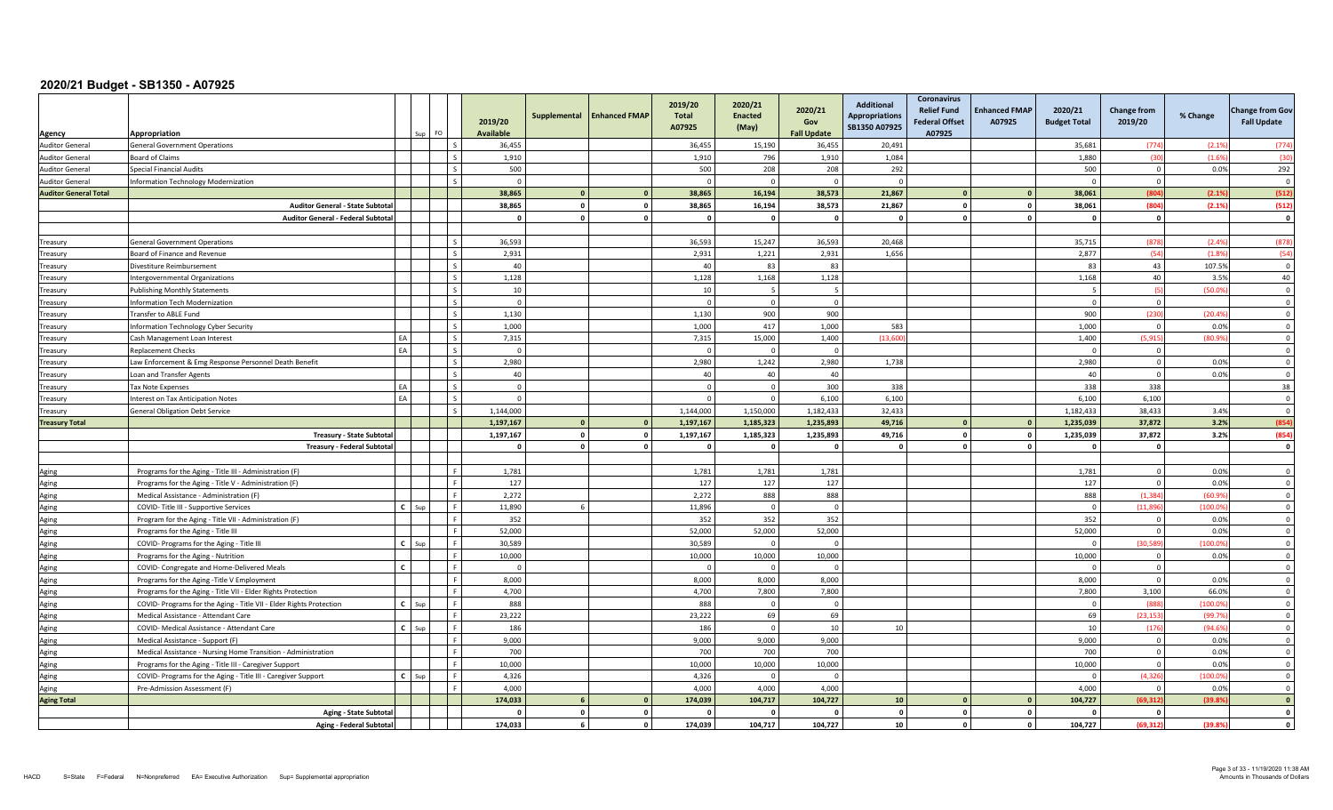## 2020/21 Budget - SB1350 - A07925

| Agency | Appropriation | | Sup | FO | 2019/20 Available | Supplemental | Enhanced FMAP | 2019/20 Total A07925 | 2020/21 Enacted (May) | 2020/21 Gov Fall Update | Additional Appropriations SB1350 A07925 | Coronavirus Relief Fund Federal Offset A07925 | Enhanced FMAP A07925 | 2020/21 Budget Total | Change from 2019/20 | % Change | Change from Gov Fall Update |
|---|---|---|---|---|---|---|---|---|---|---|---|---|---|---|---|---|---|
| Auditor General | General Government Operations | | | S | 36,455 | | | 36,455 | 15,190 | 36,455 | 20,491 | | | 35,681 | (774) | (2.1%) | (774) |
| Auditor General | Board of Claims | | | S | 1,910 | | | 1,910 | 796 | 1,910 | 1,084 | | | 1,880 | (30) | (1.6%) | (30) |
| Auditor General | Special Financial Audits | | | S | 500 | | | 500 | 208 | 208 | 292 | | | 500 | 0 | 0.0% | 292 |
| Auditor General | Information Technology Modernization | | | S | 0 | | | 0 | 0 | 0 | | | | 0 | 0 | | 0 |
| **Auditor General Total** | | | | | **38,865** | **0** | **0** | **38,865** | **16,194** | **38,573** | **21,867** | **0** | **0** | **38,061** | **(804)** | **(2.1%)** | **(512)** |
| | **Auditor General - State Subtotal** | | | | **38,865** | **0** | **0** | **38,865** | **16,194** | **38,573** | **21,867** | **0** | **0** | **38,061** | **(804)** | **(2.1%)** | **(512)** |
| | **Auditor General - Federal Subtotal** | | | | **0** | **0** | **0** | **0** | **0** | **0** | **0** | **0** | **0** | **0** | **0** | | **0** |
| | | | | | | | | | | | | | | | | | |
| Treasury | General Government Operations | | | S | 36,593 | | | 36,593 | 15,247 | 36,593 | 20,468 | | | 35,715 | (878) | (2.4%) | (878) |
| Treasury | Board of Finance and Revenue | | | S | 2,931 | | | 2,931 | 1,221 | 2,931 | 1,656 | | | 2,877 | (54) | (1.8%) | (54) |
| Treasury | Divestiture Reimbursement | | | S | 40 | | | 40 | 83 | 83 | | | | 83 | 43 | 107.5% | 0 |
| Treasury | Intergovernmental Organizations | | | S | 1,128 | | | 1,128 | 1,168 | 1,128 | | | | 1,168 | 40 | 3.5% | 40 |
| Treasury | Publishing Monthly Statements | | | S | 10 | | | 10 | 5 | 5 | | | | 5 | (5) | (50.0%) | 0 |
| Treasury | Information Tech Modernization | | | S | 0 | | | 0 | 0 | 0 | | | | 0 | 0 | | 0 |
| Treasury | Transfer to ABLE Fund | | | S | 1,130 | | | 1,130 | 900 | 900 | | | | 900 | (230) | (20.4%) | 0 |
| Treasury | Information Technology Cyber Security | | | S | 1,000 | | | 1,000 | 417 | 1,000 | 583 | | | 1,000 | 0 | 0.0% | 0 |
| Treasury | Cash Management Loan Interest | EA | | S | 7,315 | | | 7,315 | 15,000 | 1,400 | (13,600) | | | 1,400 | (5,915) | (80.9%) | 0 |
| Treasury | Replacement Checks | EA | | S | 0 | | | 0 | 0 | 0 | | | | 0 | 0 | | 0 |
| Treasury | Law Enforcement & Emg Response Personnel Death Benefit | | | S | 2,980 | | | 2,980 | 1,242 | 2,980 | 1,738 | | | 2,980 | 0 | 0.0% | 0 |
| Treasury | Loan and Transfer Agents | | | S | 40 | | | 40 | 40 | 40 | | | | 40 | 0 | 0.0% | 0 |
| Treasury | Tax Note Expenses | EA | | S | 0 | | | 0 | 0 | 300 | 338 | | | 338 | 338 | | 38 |
| Treasury | Interest on Tax Anticipation Notes | EA | | S | 0 | | | 0 | 0 | 6,100 | 6,100 | | | 6,100 | 6,100 | | 0 |
| Treasury | General Obligation Debt Service | | | S | 1,144,000 | | | 1,144,000 | 1,150,000 | 1,182,433 | 32,433 | | | 1,182,433 | 38,433 | 3.4% | 0 |
| **Treasury Total** | | | | | **1,197,167** | **0** | **0** | **1,197,167** | **1,185,323** | **1,235,893** | **49,716** | **0** | **0** | **1,235,039** | **37,872** | **3.2%** | **(854)** |
| | **Treasury - State Subtotal** | | | | **1,197,167** | **0** | **0** | **1,197,167** | **1,185,323** | **1,235,893** | **49,716** | **0** | **0** | **1,235,039** | **37,872** | **3.2%** | **(854)** |
| | **Treasury - Federal Subtotal** | | | | **0** | **0** | **0** | **0** | **0** | **0** | **0** | **0** | **0** | **0** | **0** | | **0** |
| | | | | | | | | | | | | | | | | | |
| Aging | Programs for the Aging - Title III - Administration (F) | | | F | 1,781 | | | 1,781 | 1,781 | 1,781 | | | | 1,781 | 0 | 0.0% | 0 |
| Aging | Programs for the Aging - Title V - Administration (F) | | | F | 127 | | | 127 | 127 | 127 | | | | 127 | 0 | 0.0% | 0 |
| Aging | Medical Assistance - Administration (F) | | | F | 2,272 | | | 2,272 | 888 | 888 | | | | 888 | (1,384) | (60.9%) | 0 |
| Aging | COVID- Title III - Supportive Services | C | Sup | F | 11,890 | 6 | | 11,896 | 0 | 0 | | | | 0 | (11,896) | (100.0%) | 0 |
| Aging | Program for the Aging - Title VII - Administration (F) | | | F | 352 | | | 352 | 352 | 352 | | | | 352 | 0 | 0.0% | 0 |
| Aging | Programs for the Aging - Title III | | | F | 52,000 | | | 52,000 | 52,000 | 52,000 | | | | 52,000 | 0 | 0.0% | 0 |
| Aging | COVID- Programs for the Aging - Title III | C | Sup | F | 30,589 | | | 30,589 | 0 | 0 | | | | 0 | (30,589) | (100.0%) | 0 |
| Aging | Programs for the Aging - Nutrition | | | F | 10,000 | | | 10,000 | 10,000 | 10,000 | | | | 10,000 | 0 | 0.0% | 0 |
| Aging | COVID- Congregate and Home-Delivered Meals | C | | F | 0 | | | 0 | 0 | 0 | | | | 0 | 0 | | 0 |
| Aging | Programs for the Aging -Title V Employment | | | F | 8,000 | | | 8,000 | 8,000 | 8,000 | | | | 8,000 | 0 | 0.0% | 0 |
| Aging | Programs for the Aging - Title VII - Elder Rights Protection | | | F | 4,700 | | | 4,700 | 7,800 | 7,800 | | | | 7,800 | 3,100 | 66.0% | 0 |
| Aging | COVID- Programs for the Aging - Title VII - Elder Rights Protection | C | Sup | F | 888 | | | 888 | 0 | 0 | | | | 0 | (888) | (100.0%) | 0 |
| Aging | Medical Assistance - Attendant Care | | | F | 23,222 | | | 23,222 | 69 | 69 | | | | 69 | (23,153) | (99.7%) | 0 |
| Aging | COVID- Medical Assistance - Attendant Care | C | Sup | F | 186 | | | 186 | 0 | 10 | 10 | | | 10 | (176) | (94.6%) | 0 |
| Aging | Medical Assistance - Support (F) | | | F | 9,000 | | | 9,000 | 9,000 | 9,000 | | | | 9,000 | 0 | 0.0% | 0 |
| Aging | Medical Assistance - Nursing Home Transition - Administration | | | F | 700 | | | 700 | 700 | 700 | | | | 700 | 0 | 0.0% | 0 |
| Aging | Programs for the Aging - Title III - Caregiver Support | | | F | 10,000 | | | 10,000 | 10,000 | 10,000 | | | | 10,000 | 0 | 0.0% | 0 |
| Aging | COVID- Programs for the Aging - Title III - Caregiver Support | C | Sup | F | 4,326 | | | 4,326 | 0 | 0 | | | | 0 | (4,326) | (100.0%) | 0 |
| Aging | Pre-Admission Assessment (F) | | | F | 4,000 | | | 4,000 | 4,000 | 4,000 | | | | 4,000 | 0 | 0.0% | 0 |
| **Aging Total** | | | | | **174,033** | **6** | **0** | **174,039** | **104,717** | **104,727** | **10** | **0** | **0** | **104,727** | **(69,312)** | **(39.8%)** | **0** |
| | **Aging - State Subtotal** | | | | **0** | **0** | **0** | **0** | **0** | **0** | **0** | **0** | **0** | **0** | **0** | | **0** |
| | **Aging - Federal Subtotal** | | | | **174,033** | **6** | **0** | **174,039** | **104,717** | **104,727** | **10** | **0** | **0** | **104,727** | **(69,312)** | **(39.8%)** | **0** |

HACD S=State F=Federal N=Nonpreferred EA= Executive Authorization Sup= Supplemental appropriation

Amounts in Thousands of Dollars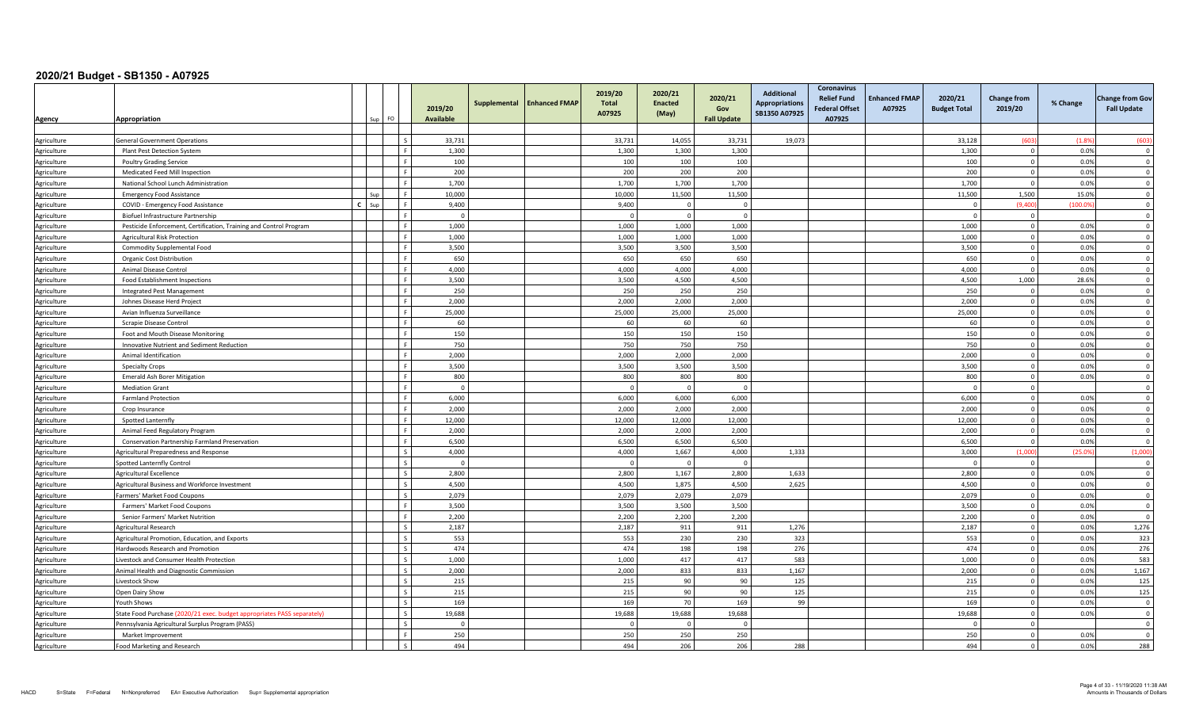## 2020/21 Budget - SB1350 - A07925

| Agency | Appropriation | Sup | FO | | 2019/20 Available | Supplemental | Enhanced FMAP | 2019/20 Total A07925 | 2020/21 Enacted (May) | 2020/21 Gov Fall Update | Additional Appropriations SB1350 A07925 | Coronavirus Relief Fund Federal Offset A07925 | Enhanced FMAP A07925 | 2020/21 Budget Total | Change from 2019/20 | % Change | Change from Gov Fall Update |
|---|---|---|---|---|---|---|---|---|---|---|---|---|---|---|---|---|---|
| Agriculture | General Government Operations | | | S | 33,731 | | | 33,731 | 14,055 | 33,731 | 19,073 | | | 33,128 | (603) | (1.8%) | (603) |
| Agriculture | Plant Pest Detection System | | | F | 1,300 | | | 1,300 | 1,300 | 1,300 | | | | 1,300 | 0 | 0.0% | 0 |
| Agriculture | Poultry Grading Service | | | F | 100 | | | 100 | 100 | 100 | | | | 100 | 0 | 0.0% | 0 |
| Agriculture | Medicated Feed Mill Inspection | | | F | 200 | | | 200 | 200 | 200 | | | | 200 | 0 | 0.0% | 0 |
| Agriculture | National School Lunch Administration | | | F | 1,700 | | | 1,700 | 1,700 | 1,700 | | | | 1,700 | 0 | 0.0% | 0 |
| Agriculture | Emergency Food Assistance | | Sup | F | 10,000 | | | 10,000 | 11,500 | 11,500 | | | | 11,500 | 1,500 | 15.0% | 0 |
| Agriculture | COVID - Emergency Food Assistance | C | Sup | F | 9,400 | | | 9,400 | 0 | 0 | | | | 0 | (9,400) | (100.0%) | 0 |
| Agriculture | Biofuel Infrastructure Partnership | | | F | 0 | | | 0 | 0 | 0 | | | | 0 | 0 | | 0 |
| Agriculture | Pesticide Enforcement, Certification, Training and Control Program | | | F | 1,000 | | | 1,000 | 1,000 | 1,000 | | | | 1,000 | 0 | 0.0% | 0 |
| Agriculture | Agricultural Risk Protection | | | F | 1,000 | | | 1,000 | 1,000 | 1,000 | | | | 1,000 | 0 | 0.0% | 0 |
| Agriculture | Commodity Supplemental Food | | | F | 3,500 | | | 3,500 | 3,500 | 3,500 | | | | 3,500 | 0 | 0.0% | 0 |
| Agriculture | Organic Cost Distribution | | | F | 650 | | | 650 | 650 | 650 | | | | 650 | 0 | 0.0% | 0 |
| Agriculture | Animal Disease Control | | | F | 4,000 | | | 4,000 | 4,000 | 4,000 | | | | 4,000 | 0 | 0.0% | 0 |
| Agriculture | Food Establishment Inspections | | | F | 3,500 | | | 3,500 | 4,500 | 4,500 | | | | 4,500 | 1,000 | 28.6% | 0 |
| Agriculture | Integrated Pest Management | | | F | 250 | | | 250 | 250 | 250 | | | | 250 | 0 | 0.0% | 0 |
| Agriculture | Johnes Disease Herd Project | | | F | 2,000 | | | 2,000 | 2,000 | 2,000 | | | | 2,000 | 0 | 0.0% | 0 |
| Agriculture | Avian Influenza Surveillance | | | F | 25,000 | | | 25,000 | 25,000 | 25,000 | | | | 25,000 | 0 | 0.0% | 0 |
| Agriculture | Scrapie Disease Control | | | F | 60 | | | 60 | 60 | 60 | | | | 60 | 0 | 0.0% | 0 |
| Agriculture | Foot and Mouth Disease Monitoring | | | F | 150 | | | 150 | 150 | 150 | | | | 150 | 0 | 0.0% | 0 |
| Agriculture | Innovative Nutrient and Sediment Reduction | | | F | 750 | | | 750 | 750 | 750 | | | | 750 | 0 | 0.0% | 0 |
| Agriculture | Animal Identification | | | F | 2,000 | | | 2,000 | 2,000 | 2,000 | | | | 2,000 | 0 | 0.0% | 0 |
| Agriculture | Specialty Crops | | | F | 3,500 | | | 3,500 | 3,500 | 3,500 | | | | 3,500 | 0 | 0.0% | 0 |
| Agriculture | Emerald Ash Borer Mitigation | | | F | 800 | | | 800 | 800 | 800 | | | | 800 | 0 | 0.0% | 0 |
| Agriculture | Mediation Grant | | | F | 0 | | | 0 | 0 | 0 | | | | 0 | 0 | | 0 |
| Agriculture | Farmland Protection | | | F | 6,000 | | | 6,000 | 6,000 | 6,000 | | | | 6,000 | 0 | 0.0% | 0 |
| Agriculture | Crop Insurance | | | F | 2,000 | | | 2,000 | 2,000 | 2,000 | | | | 2,000 | 0 | 0.0% | 0 |
| Agriculture | Spotted Lanternfly | | | F | 12,000 | | | 12,000 | 12,000 | 12,000 | | | | 12,000 | 0 | 0.0% | 0 |
| Agriculture | Animal Feed Regulatory Program | | | F | 2,000 | | | 2,000 | 2,000 | 2,000 | | | | 2,000 | 0 | 0.0% | 0 |
| Agriculture | Conservation Partnership Farmland Preservation | | | F | 6,500 | | | 6,500 | 6,500 | 6,500 | | | | 6,500 | 0 | 0.0% | 0 |
| Agriculture | Agricultural Preparedness and Response | | | S | 4,000 | | | 4,000 | 1,667 | 4,000 | 1,333 | | | 3,000 | (1,000) | (25.0%) | (1,000) |
| Agriculture | Spotted Lanternfly Control | | | S | 0 | | | 0 | 0 | 0 | | | | 0 | 0 | | 0 |
| Agriculture | Agricultural Excellence | | | S | 2,800 | | | 2,800 | 1,167 | 2,800 | 1,633 | | | 2,800 | 0 | 0.0% | 0 |
| Agriculture | Agricultural Business and Workforce Investment | | | S | 4,500 | | | 4,500 | 1,875 | 4,500 | 2,625 | | | 4,500 | 0 | 0.0% | 0 |
| Agriculture | Farmers' Market Food Coupons | | | S | 2,079 | | | 2,079 | 2,079 | 2,079 | | | | 2,079 | 0 | 0.0% | 0 |
| Agriculture | Farmers' Market Food Coupons | | | F | 3,500 | | | 3,500 | 3,500 | 3,500 | | | | 3,500 | 0 | 0.0% | 0 |
| Agriculture | Senior Farmers' Market Nutrition | | | F | 2,200 | | | 2,200 | 2,200 | 2,200 | | | | 2,200 | 0 | 0.0% | 0 |
| Agriculture | Agricultural Research | | | S | 2,187 | | | 2,187 | 911 | 911 | 1,276 | | | 2,187 | 0 | 0.0% | 1,276 |
| Agriculture | Agricultural Promotion, Education, and Exports | | | S | 553 | | | 553 | 230 | 230 | 323 | | | 553 | 0 | 0.0% | 323 |
| Agriculture | Hardwoods Research and Promotion | | | S | 474 | | | 474 | 198 | 198 | 276 | | | 474 | 0 | 0.0% | 276 |
| Agriculture | Livestock and Consumer Health Protection | | | S | 1,000 | | | 1,000 | 417 | 417 | 583 | | | 1,000 | 0 | 0.0% | 583 |
| Agriculture | Animal Health and Diagnostic Commission | | | S | 2,000 | | | 2,000 | 833 | 833 | 1,167 | | | 2,000 | 0 | 0.0% | 1,167 |
| Agriculture | Livestock Show | | | S | 215 | | | 215 | 90 | 90 | 125 | | | 215 | 0 | 0.0% | 125 |
| Agriculture | Open Dairy Show | | | S | 215 | | | 215 | 90 | 90 | 125 | | | 215 | 0 | 0.0% | 125 |
| Agriculture | Youth Shows | | | S | 169 | | | 169 | 70 | 169 | 99 | | | 169 | 0 | 0.0% | 0 |
| Agriculture | State Food Purchase (2020/21 exec. budget appropriates PASS separately) | | | S | 19,688 | | | 19,688 | 19,688 | 19,688 | | | | 19,688 | 0 | 0.0% | 0 |
| Agriculture | Pennsylvania Agricultural Surplus Program (PASS) | | | S | 0 | | | 0 | 0 | 0 | | | | 0 | 0 | | 0 |
| Agriculture | Market Improvement | | | F | 250 | | | 250 | 250 | 250 | | | | 250 | 0 | 0.0% | 0 |
| Agriculture | Food Marketing and Research | | | S | 494 | | | 494 | 206 | 206 | 288 | | | 494 | 0 | 0.0% | 288 |

HACD S=State F=Federal N=Nonpreferred EA= Executive Authorization Sup= Supplemental appropriation

Amounts in Thousands of Dollars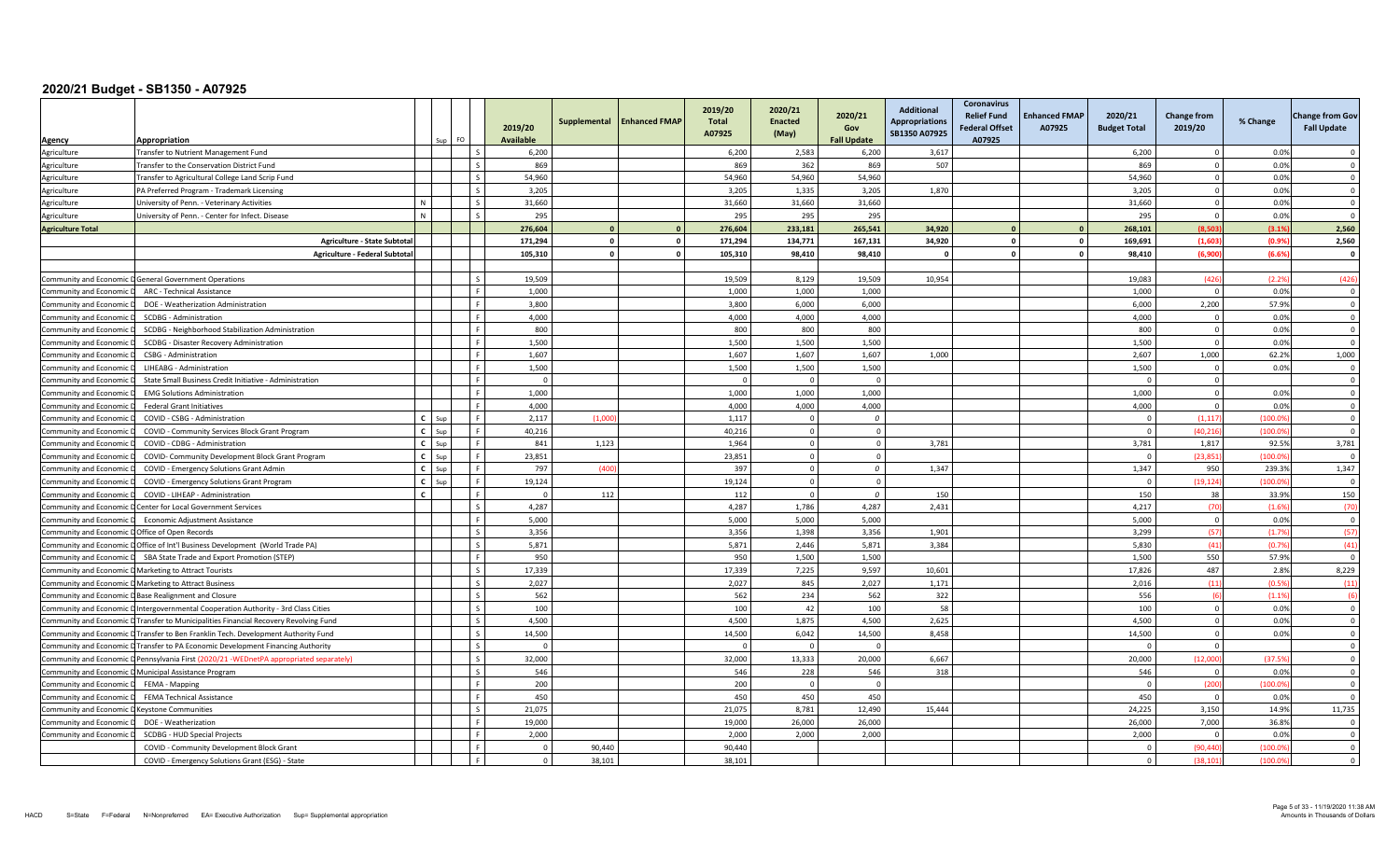# 2020/21 Budget - SB1350 - A07925

| Agency | Appropriation | | Sup | FO | 2019/20 Available | Supplemental | Enhanced FMAP | 2019/20 Total A07925 | 2020/21 Enacted (May) | 2020/21 Gov Fall Update | Additional Appropriations SB1350 A07925 | Coronavirus Relief Fund Federal Offset A07925 | Enhanced FMAP A07925 | 2020/21 Budget Total | Change from 2019/20 | % Change | Change from Gov Fall Update |
|---|---|---|---|---|---|---|---|---|---|---|---|---|---|---|---|---|---|
| Agriculture | Transfer to Nutrient Management Fund | | | S | 6,200 | | | 6,200 | 2,583 | 6,200 | 3,617 | | | 6,200 | 0 | 0.0% | 0 |
| Agriculture | Transfer to the Conservation District Fund | | | S | 869 | | | 869 | 362 | 869 | 507 | | | 869 | 0 | 0.0% | 0 |
| Agriculture | Transfer to Agricultural College Land Scrip Fund | | | S | 54,960 | | | 54,960 | 54,960 | 54,960 | | | | 54,960 | 0 | 0.0% | 0 |
| Agriculture | PA Preferred Program - Trademark Licensing | | | S | 3,205 | | | 3,205 | 1,335 | 3,205 | 1,870 | | | 3,205 | 0 | 0.0% | 0 |
| Agriculture | University of Penn. - Veterinary Activities | N | | S | 31,660 | | | 31,660 | 31,660 | 31,660 | | | | 31,660 | 0 | 0.0% | 0 |
| Agriculture | University of Penn. - Center for Infect. Disease | N | | S | 295 | | | 295 | 295 | 295 | | | | 295 | 0 | 0.0% | 0 |
| **Agriculture Total** | | | | | **276,604** | **0** | **0** | **276,604** | **233,181** | **265,541** | **34,920** | **0** | **0** | **268,101** | **(8,503)** | **(3.1%)** | **2,560** |
| | **Agriculture - State Subtotal** | | | | **171,294** | **0** | **0** | **171,294** | **134,771** | **167,131** | **34,920** | **0** | **0** | **169,691** | **(1,603)** | **(0.9%)** | **2,560** |
| | **Agriculture - Federal Subtotal** | | | | **105,310** | **0** | **0** | **105,310** | **98,410** | **98,410** | **0** | **0** | **0** | **98,410** | **(6,900)** | **(6.6%)** | **0** |
| Community and Economic D | General Government Operations | | | S | 19,509 | | | 19,509 | 8,129 | 19,509 | 10,954 | | | 19,083 | (426) | (2.2%) | (426) |
| Community and Economic D | ARC - Technical Assistance | | | F | 1,000 | | | 1,000 | 1,000 | 1,000 | | | | 1,000 | 0 | 0.0% | 0 |
| Community and Economic D | DOE - Weatherization Administration | | | F | 3,800 | | | 3,800 | 6,000 | 6,000 | | | | 6,000 | 2,200 | 57.9% | 0 |
| Community and Economic D | SCDBG - Administration | | | F | 4,000 | | | 4,000 | 4,000 | 4,000 | | | | 4,000 | 0 | 0.0% | 0 |
| Community and Economic D | SCDBG - Neighborhood Stabilization Administration | | | F | 800 | | | 800 | 800 | 800 | | | | 800 | 0 | 0.0% | 0 |
| Community and Economic D | SCDBG - Disaster Recovery Administration | | | F | 1,500 | | | 1,500 | 1,500 | 1,500 | | | | 1,500 | 0 | 0.0% | 0 |
| Community and Economic D | CSBG - Administration | | | F | 1,607 | | | 1,607 | 1,607 | 1,607 | 1,000 | | | 2,607 | 1,000 | 62.2% | 1,000 |
| Community and Economic D | LIHEABG - Administration | | | F | 1,500 | | | 1,500 | 1,500 | 1,500 | | | | 1,500 | 0 | 0.0% | 0 |
| Community and Economic D | State Small Business Credit Initiative - Administration | | | F | 0 | | | 0 | 0 | 0 | | | | 0 | 0 | | 0 |
| Community and Economic D | EMG Solutions Administration | | | F | 1,000 | | | 1,000 | 1,000 | 1,000 | | | | 1,000 | 0 | 0.0% | 0 |
| Community and Economic D | Federal Grant Initiatives | | | F | 4,000 | | | 4,000 | 4,000 | 4,000 | | | | 4,000 | 0 | 0.0% | 0 |
| Community and Economic D | COVID - CSBG - Administration | C | Sup | F | 2,117 | (1,000) | | 1,117 | 0 | 0 | | | | 0 | (1,117) | (100.0%) | 0 |
| Community and Economic D | COVID - Community Services Block Grant Program | C | Sup | F | 40,216 | | | 40,216 | 0 | 0 | | | | 0 | (40,216) | (100.0%) | 0 |
| Community and Economic D | COVID - CDBG - Administration | C | Sup | F | 841 | 1,123 | | 1,964 | 0 | 0 | 3,781 | | | 3,781 | 1,817 | 92.5% | 3,781 |
| Community and Economic D | COVID- Community Development Block Grant Program | C | Sup | F | 23,851 | | | 23,851 | 0 | 0 | | | | 0 | (23,851) | (100.0%) | 0 |
| Community and Economic D | COVID - Emergency Solutions Grant Admin | C | Sup | F | 797 | (400) | | 397 | 0 | 0 | 1,347 | | | 1,347 | 950 | 239.3% | 1,347 |
| Community and Economic D | COVID - Emergency Solutions Grant Program | C | Sup | F | 19,124 | | | 19,124 | 0 | 0 | | | | 0 | (19,124) | (100.0%) | 0 |
| Community and Economic D | COVID - LIHEAP - Administration | C | | F | 0 | 112 | | 112 | 0 | 0 | 150 | | | 150 | 38 | 33.9% | 150 |
| Community and Economic D | Center for Local Government Services | | | S | 4,287 | | | 4,287 | 1,786 | 4,287 | 2,431 | | | 4,217 | (70) | (1.6%) | (70) |
| Community and Economic D | Economic Adjustment Assistance | | | F | 5,000 | | | 5,000 | 5,000 | 5,000 | | | | 5,000 | 0 | 0.0% | 0 |
| Community and Economic D | Office of Open Records | | | S | 3,356 | | | 3,356 | 1,398 | 3,356 | 1,901 | | | 3,299 | (57) | (1.7%) | (57) |
| Community and Economic D | Office of Int'l Business Development (World Trade PA) | | | S | 5,871 | | | 5,871 | 2,446 | 5,871 | 3,384 | | | 5,830 | (41) | (0.7%) | (41) |
| Community and Economic D | SBA State Trade and Export Promotion (STEP) | | | F | 950 | | | 950 | 1,500 | 1,500 | | | | 1,500 | 550 | 57.9% | 0 |
| Community and Economic D | Marketing to Attract Tourists | | | S | 17,339 | | | 17,339 | 7,225 | 9,597 | 10,601 | | | 17,826 | 487 | 2.8% | 8,229 |
| Community and Economic D | Marketing to Attract Business | | | S | 2,027 | | | 2,027 | 845 | 2,027 | 1,171 | | | 2,016 | (11) | (0.5%) | (11) |
| Community and Economic D | Base Realignment and Closure | | | S | 562 | | | 562 | 234 | 562 | 322 | | | 556 | (6) | (1.1%) | (6) |
| Community and Economic D | Intergovernmental Cooperation Authority - 3rd Class Cities | | | S | 100 | | | 100 | 42 | 100 | 58 | | | 100 | 0 | 0.0% | 0 |
| Community and Economic D | Transfer to Municipalities Financial Recovery Revolving Fund | | | S | 4,500 | | | 4,500 | 1,875 | 4,500 | 2,625 | | | 4,500 | 0 | 0.0% | 0 |
| Community and Economic D | Transfer to Ben Franklin Tech. Development Authority Fund | | | S | 14,500 | | | 14,500 | 6,042 | 14,500 | 8,458 | | | 14,500 | 0 | 0.0% | 0 |
| Community and Economic D | Transfer to PA Economic Development Financing Authority | | | S | 0 | | | 0 | 0 | 0 | | | | 0 | 0 | | 0 |
| Community and Economic D | Pennsylvania First (2020/21 -WEDnetPA appropriated separately) | | | S | 32,000 | | | 32,000 | 13,333 | 20,000 | 6,667 | | | 20,000 | (12,000) | (37.5%) | 0 |
| Community and Economic D | Municipal Assistance Program | | | S | 546 | | | 546 | 228 | 546 | 318 | | | 546 | 0 | 0.0% | 0 |
| Community and Economic D | FEMA - Mapping | | | F | 200 | | | 200 | 0 | 0 | | | | 0 | (200) | (100.0%) | 0 |
| Community and Economic D | FEMA Technical Assistance | | | F | 450 | | | 450 | 450 | 450 | | | | 450 | 0 | 0.0% | 0 |
| Community and Economic D | Keystone Communities | | | S | 21,075 | | | 21,075 | 8,781 | 12,490 | 15,444 | | | 24,225 | 3,150 | 14.9% | 11,735 |
| Community and Economic D | DOE - Weatherization | | | F | 19,000 | | | 19,000 | 26,000 | 26,000 | | | | 26,000 | 7,000 | 36.8% | 0 |
| Community and Economic D | SCDBG - HUD Special Projects | | | F | 2,000 | | | 2,000 | 2,000 | 2,000 | | | | 2,000 | 0 | 0.0% | 0 |
| | COVID - Community Development Block Grant | | | F | 0 | 90,440 | | 90,440 | | | | | | 0 | (90,440) | (100.0%) | 0 |
| | COVID - Emergency Solutions Grant (ESG) - State | | | F | 0 | 38,101 | | 38,101 | | | | | | 0 | (38,101) | (100.0%) | 0 |

HACD S=State F=Federal N=Nonpreferred EA= Executive Authorization Sup= Supplemental appropriation

Amounts in Thousands of Dollars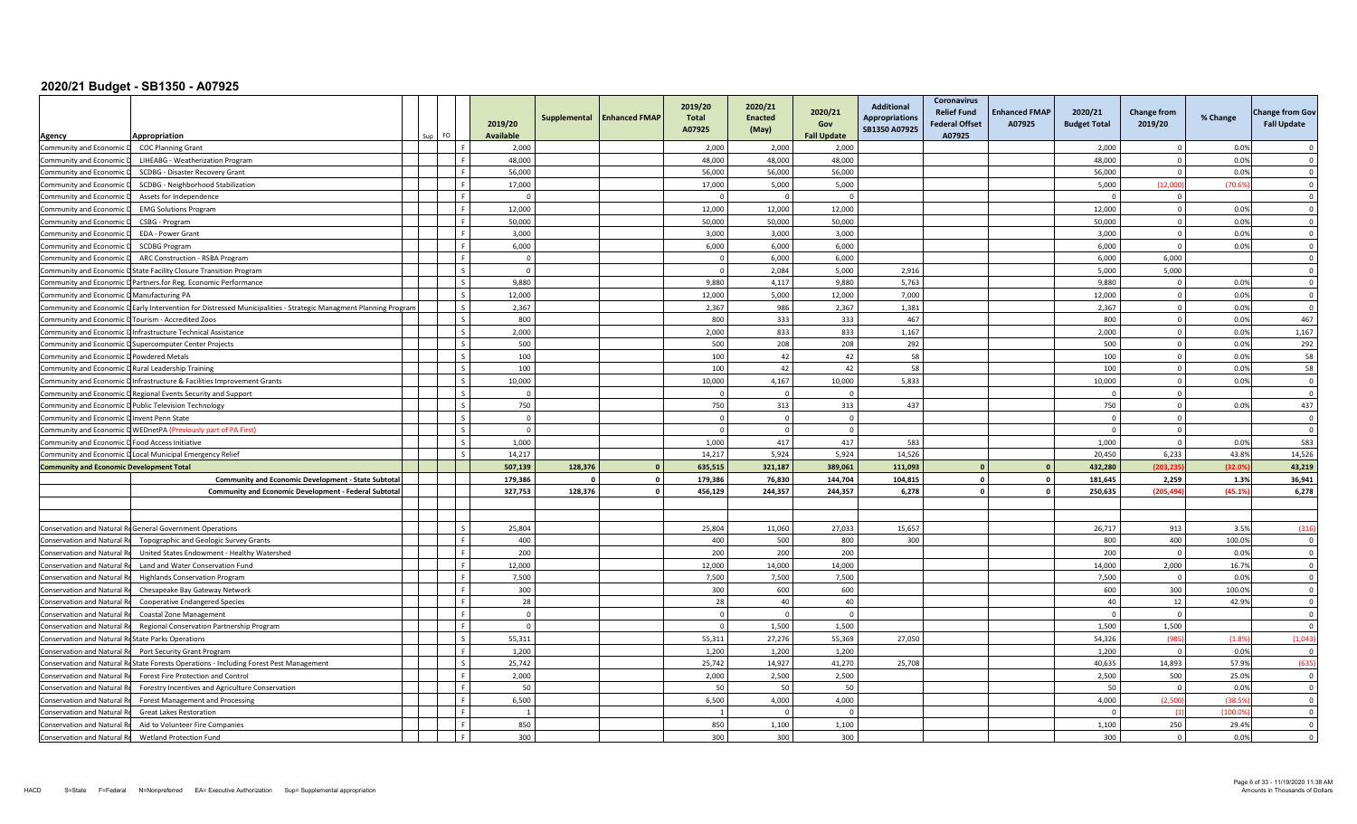# 2020/21 Budget - SB1350 - A07925

| Agency | Appropriation | Sup | FO | 2019/20 Available | Supplemental | Enhanced FMAP | 2019/20 Total A07925 | 2020/21 Enacted (May) | 2020/21 Gov Fall Update | Additional Appropriations SB1350 A07925 | Coronavirus Relief Fund Federal Offset A07925 | Enhanced FMAP A07925 | 2020/21 Budget Total | Change from 2019/20 | % Change | Change from Gov Fall Update |
|---|---|---|---|---|---|---|---|---|---|---|---|---|---|---|---|---|
| Community and Economic D | COC Planning Grant | | F | 2,000 | | | 2,000 | 2,000 | 2,000 | | | | 2,000 | 0 | 0.0% | 0 |
| Community and Economic D | LIHEABG - Weatherization Program | | F | 48,000 | | | 48,000 | 48,000 | 48,000 | | | | 48,000 | 0 | 0.0% | 0 |
| Community and Economic D | SCDBG - Disaster Recovery Grant | | F | 56,000 | | | 56,000 | 56,000 | 56,000 | | | | 56,000 | 0 | 0.0% | 0 |
| Community and Economic D | SCDBG - Neighborhood Stabilization | | F | 17,000 | | | 17,000 | 5,000 | 5,000 | | | | 5,000 | (12,000) | (70.6%) | 0 |
| Community and Economic D | Assets for Independence | | F | 0 | | | 0 | 0 | 0 | | | | 0 | 0 | | 0 |
| Community and Economic D | EMG Solutions Program | | F | 12,000 | | | 12,000 | 12,000 | 12,000 | | | | 12,000 | 0 | 0.0% | 0 |
| Community and Economic D | CSBG - Program | | F | 50,000 | | | 50,000 | 50,000 | 50,000 | | | | 50,000 | 0 | 0.0% | 0 |
| Community and Economic D | EDA - Power Grant | | F | 3,000 | | | 3,000 | 3,000 | 3,000 | | | | 3,000 | 0 | 0.0% | 0 |
| Community and Economic D | SCDBG Program | | F | 6,000 | | | 6,000 | 6,000 | 6,000 | | | | 6,000 | 0 | 0.0% | 0 |
| Community and Economic D | ARC Construction - RSBA Program | | F | 0 | | | 0 | 6,000 | 6,000 | | | | 6,000 | 6,000 | | 0 |
| Community and Economic D | State Facility Closure Transition Program | | S | 0 | | | 0 | 2,084 | 5,000 | 2,916 | | | 5,000 | 5,000 | | 0 |
| Community and Economic D | Partners.for Reg. Economic Performance | | S | 9,880 | | | 9,880 | 4,117 | 9,880 | 5,763 | | | 9,880 | 0 | 0.0% | 0 |
| Community and Economic D | Manufacturing PA | | S | 12,000 | | | 12,000 | 5,000 | 12,000 | 7,000 | | | 12,000 | 0 | 0.0% | 0 |
| Community and Economic D | Early Intervention for Distressed Municipalities - Strategic Managment Planning Program | | S | 2,367 | | | 2,367 | 986 | 2,367 | 1,381 | | | 2,367 | 0 | 0.0% | 0 |
| Community and Economic D | Tourism - Accredited Zoos | | S | 800 | | | 800 | 333 | 333 | 467 | | | 800 | 0 | 0.0% | 467 |
| Community and Economic D | Infrastructure Technical Assistance | | S | 2,000 | | | 2,000 | 833 | 833 | 1,167 | | | 2,000 | 0 | 0.0% | 1,167 |
| Community and Economic D | Supercomputer Center Projects | | S | 500 | | | 500 | 208 | 208 | 292 | | | 500 | 0 | 0.0% | 292 |
| Community and Economic D | Powdered Metals | | S | 100 | | | 100 | 42 | 42 | 58 | | | 100 | 0 | 0.0% | 58 |
| Community and Economic D | Rural Leadership Training | | S | 100 | | | 100 | 42 | 42 | 58 | | | 100 | 0 | 0.0% | 58 |
| Community and Economic D | Infrastructure & Facilities Improvement Grants | | S | 10,000 | | | 10,000 | 4,167 | 10,000 | 5,833 | | | 10,000 | 0 | 0.0% | 0 |
| Community and Economic D | Regional Events Security and Support | | S | 0 | | | 0 | 0 | 0 | | | | 0 | 0 | | 0 |
| Community and Economic D | Public Television Technology | | S | 750 | | | 750 | 313 | 313 | 437 | | | 750 | 0 | 0.0% | 437 |
| Community and Economic D | Invent Penn State | | S | 0 | | | 0 | 0 | 0 | | | | 0 | 0 | | 0 |
| Community and Economic D | WEDnetPA (Previously part of PA First) | | S | 0 | | | 0 | 0 | 0 | | | | 0 | 0 | | 0 |
| Community and Economic D | Food Access Initiative | | S | 1,000 | | | 1,000 | 417 | 417 | 583 | | | 1,000 | 0 | 0.0% | 583 |
| Community and Economic D | Local Municipal Emergency Relief | | S | 14,217 | | | 14,217 | 5,924 | 5,924 | 14,526 | | | 20,450 | 6,233 | 43.8% | 14,526 |
| **Community and Economic Development Total** | | | | **507,139** | **128,376** | **0** | **635,515** | **321,187** | **389,061** | **111,093** | **0** | **0** | **432,280** | **(203,235)** | **(32.0%)** | **43,219** |
| | **Community and Economic Development - State Subtotal** | | | **179,386** | **0** | **0** | **179,386** | **76,830** | **144,704** | **104,815** | **0** | **0** | **181,645** | **2,259** | **1.3%** | **36,941** |
| | **Community and Economic Development - Federal Subtotal** | | | **327,753** | **128,376** | **0** | **456,129** | **244,357** | **244,357** | **6,278** | **0** | **0** | **250,635** | **(205,494)** | **(45.1%)** | **6,278** |
| | | | | | | | | | | | | | | | | |
| Conservation and Natural Re | General Government Operations | | S | 25,804 | | | 25,804 | 11,060 | 27,033 | 15,657 | | | 26,717 | 913 | 3.5% | (316) |
| Conservation and Natural Re | Topographic and Geologic Survey Grants | | F | 400 | | | 400 | 500 | 800 | 300 | | | 800 | 400 | 100.0% | 0 |
| Conservation and Natural Re | United States Endowment - Healthy Watershed | | F | 200 | | | 200 | 200 | 200 | | | | 200 | 0 | 0.0% | 0 |
| Conservation and Natural Re | Land and Water Conservation Fund | | F | 12,000 | | | 12,000 | 14,000 | 14,000 | | | | 14,000 | 2,000 | 16.7% | 0 |
| Conservation and Natural Re | Highlands Conservation Program | | F | 7,500 | | | 7,500 | 7,500 | 7,500 | | | | 7,500 | 0 | 0.0% | 0 |
| Conservation and Natural Re | Chesapeake Bay Gateway Network | | F | 300 | | | 300 | 600 | 600 | | | | 600 | 300 | 100.0% | 0 |
| Conservation and Natural Re | Cooperative Endangered Species | | F | 28 | | | 28 | 40 | 40 | | | | 40 | 12 | 42.9% | 0 |
| Conservation and Natural Re | Coastal Zone Management | | F | 0 | | | 0 | 0 | 0 | | | | 0 | 0 | | 0 |
| Conservation and Natural Re | Regional Conservation Partnership Program | | F | 0 | | | 0 | 1,500 | 1,500 | | | | 1,500 | 1,500 | | 0 |
| Conservation and Natural Re | State Parks Operations | | S | 55,311 | | | 55,311 | 27,276 | 55,369 | 27,050 | | | 54,326 | (985) | (1.8%) | (1,043) |
| Conservation and Natural Re | Port Security Grant Program | | F | 1,200 | | | 1,200 | 1,200 | 1,200 | | | | 1,200 | 0 | 0.0% | 0 |
| Conservation and Natural Re | State Forests Operations - Including Forest Pest Management | | S | 25,742 | | | 25,742 | 14,927 | 41,270 | 25,708 | | | 40,635 | 14,893 | 57.9% | (635) |
| Conservation and Natural Re | Forest Fire Protection and Control | | F | 2,000 | | | 2,000 | 2,500 | 2,500 | | | | 2,500 | 500 | 25.0% | 0 |
| Conservation and Natural Re | Forestry Incentives and Agriculture Conservation | | F | 50 | | | 50 | 50 | 50 | | | | 50 | 0 | 0.0% | 0 |
| Conservation and Natural Re | Forest Management and Processing | | F | 6,500 | | | 6,500 | 4,000 | 4,000 | | | | 4,000 | (2,500) | (38.5%) | 0 |
| Conservation and Natural Re | Great Lakes Restoration | | F | 1 | | | 1 | 0 | 0 | | | | 0 | (1) | (100.0%) | 0 |
| Conservation and Natural Re | Aid to Volunteer Fire Companies | | F | 850 | | | 850 | 1,100 | 1,100 | | | | 1,100 | 250 | 29.4% | 0 |
| Conservation and Natural Re | Wetland Protection Fund | | F | 300 | | | 300 | 300 | 300 | | | | 300 | 0 | 0.0% | 0 |

HACD S=State F=Federal N=Nonpreferred EA= Executive Authorization Sup= Supplemental appropriation

Amounts in Thousands of Dollars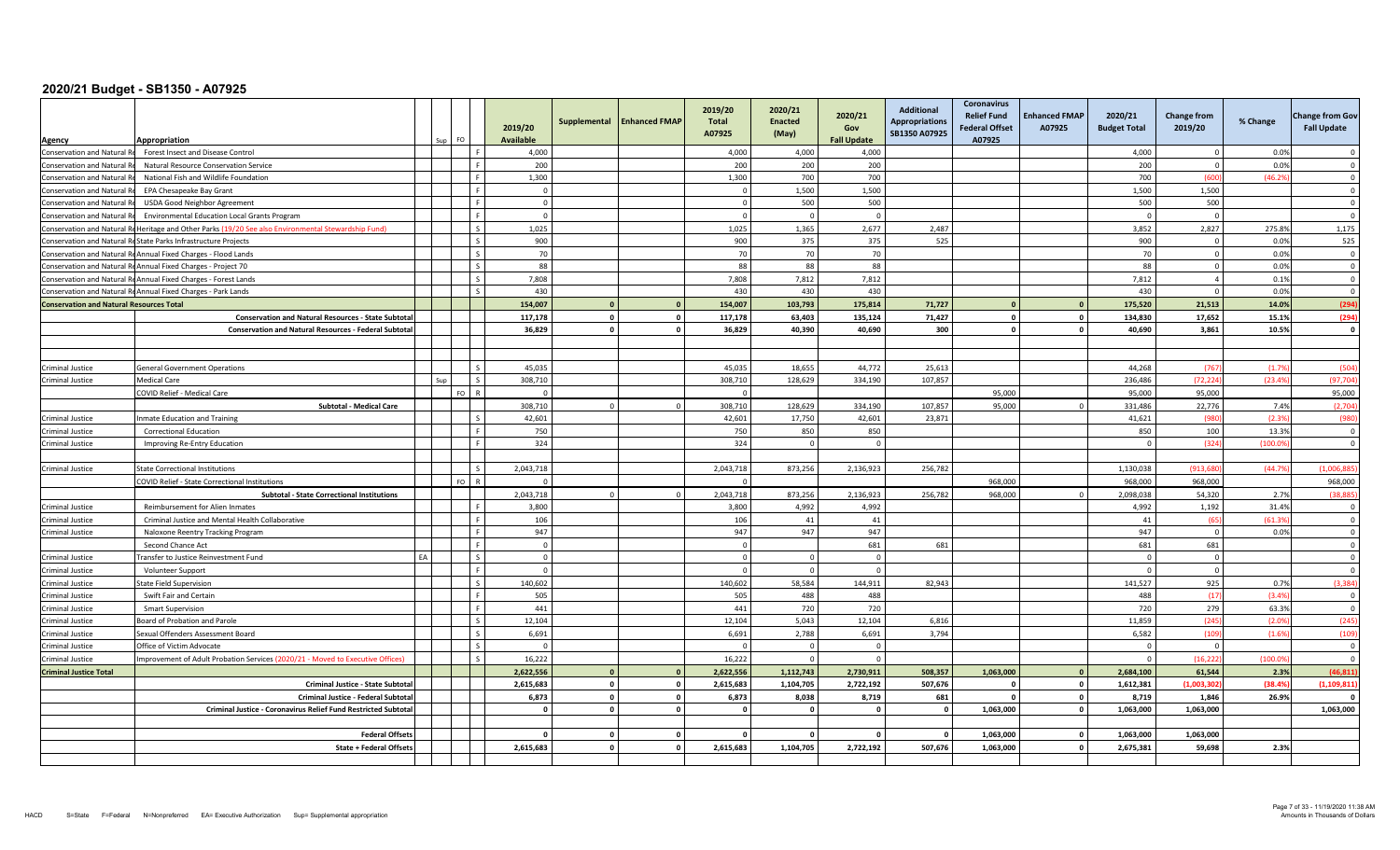# 2020/21 Budget - SB1350 - A07925

| Agency | Appropriation | | Sup | FO | | 2019/20 Available | Supplemental | Enhanced FMAP | 2019/20 Total A07925 | 2020/21 Enacted (May) | 2020/21 Gov Fall Update | Additional Appropriations SB1350 A07925 | Coronavirus Relief Fund Federal Offset A07925 | Enhanced FMAP A07925 | 2020/21 Budget Total | Change from 2019/20 | % Change | Change from Gov Fall Update |
|---|---|---|---|---|---|---|---|---|---|---|---|---|---|---|---|---|---|---|
| Conservation and Natural Re | Forest Insect and Disease Control | | | | F | 4,000 | | | 4,000 | 4,000 | 4,000 | | | | 4,000 | 0 | 0.0% | 0 |
| Conservation and Natural Re | Natural Resource Conservation Service | | | | F | 200 | | | 200 | 200 | 200 | | | | 200 | 0 | 0.0% | 0 |
| Conservation and Natural Re | National Fish and Wildlife Foundation | | | | F | 1,300 | | | 1,300 | 700 | 700 | | | | 700 | (600) | (46.2%) | 0 |
| Conservation and Natural Re | EPA Chesapeake Bay Grant | | | | F | 0 | | | 0 | 1,500 | 1,500 | | | | 1,500 | 1,500 | | 0 |
| Conservation and Natural Re | USDA Good Neighbor Agreement | | | | F | 0 | | | 0 | 500 | 500 | | | | 500 | 500 | | 0 |
| Conservation and Natural Re | Environmental Education Local Grants Program | | | | F | 0 | | | 0 | 0 | 0 | | | | 0 | 0 | | 0 |
| Conservation and Natural Re | Heritage and Other Parks (19/20 See also Environmental Stewardship Fund) | | | | S | 1,025 | | | 1,025 | 1,365 | 2,677 | 2,487 | | | 3,852 | 2,827 | 275.8% | 1,175 |
| Conservation and Natural Re | State Parks Infrastructure Projects | | | | S | 900 | | | 900 | 375 | 375 | 525 | | | 900 | 0 | 0.0% | 525 |
| Conservation and Natural Re | Annual Fixed Charges - Flood Lands | | | | S | 70 | | | 70 | 70 | 70 | | | | 70 | 0 | 0.0% | 0 |
| Conservation and Natural Re | Annual Fixed Charges - Project 70 | | | | S | 88 | | | 88 | 88 | 88 | | | | 88 | 0 | 0.0% | 0 |
| Conservation and Natural Re | Annual Fixed Charges - Forest Lands | | | | S | 7,808 | | | 7,808 | 7,812 | 7,812 | | | | 7,812 | 4 | 0.1% | 0 |
| Conservation and Natural Re | Annual Fixed Charges - Park Lands | | | | S | 430 | | | 430 | 430 | 430 | | | | 430 | 0 | 0.0% | 0 |
| **Conservation and Natural Resources Total** | | | | | | **154,007** | **0** | **0** | **154,007** | **103,793** | **175,814** | **71,727** | **0** | **0** | **175,520** | **21,513** | **14.0%** | **(294)** |
| | **Conservation and Natural Resources - State Subtotal** | | | | | **117,178** | **0** | **0** | **117,178** | **63,403** | **135,124** | **71,427** | **0** | **0** | **134,830** | **17,652** | **15.1%** | **(294)** |
| | **Conservation and Natural Resources - Federal Subtotal** | | | | | **36,829** | **0** | **0** | **36,829** | **40,390** | **40,690** | **300** | **0** | **0** | **40,690** | **3,861** | **10.5%** | **0** |
| | | | | | | | | | | | | | | | | | | |
| Criminal Justice | General Government Operations | | | | S | 45,035 | | | 45,035 | 18,655 | 44,772 | 25,613 | | | 44,268 | (767) | (1.7%) | (504) |
| Criminal Justice | Medical Care | | Sup | | S | 308,710 | | | 308,710 | 128,629 | 334,190 | 107,857 | | | 236,486 | (72,224) | (23.4%) | (97,704) |
| | COVID Relief - Medical Care | | | FO | R | 0 | | | 0 | | | | 95,000 | | 95,000 | 95,000 | | 95,000 |
| | **Subtotal - Medical Care** | | | | | 308,710 | 0 | 0 | 308,710 | 128,629 | 334,190 | 107,857 | 95,000 | 0 | 331,486 | 22,776 | 7.4% | (2,704) |
| Criminal Justice | Inmate Education and Training | | | | S | 42,601 | | | 42,601 | 17,750 | 42,601 | 23,871 | | | 41,621 | (980) | (2.3%) | (980) |
| Criminal Justice | Correctional Education | | | | F | 750 | | | 750 | 850 | 850 | | | | 850 | 100 | 13.3% | 0 |
| Criminal Justice | Improving Re-Entry Education | | | | F | 324 | | | 324 | 0 | 0 | | | | 0 | (324) | (100.0%) | 0 |
| | | | | | | | | | | | | | | | | | | |
| Criminal Justice | State Correctional Institutions | | | | S | 2,043,718 | | | 2,043,718 | 873,256 | 2,136,923 | 256,782 | | | 1,130,038 | (913,680) | (44.7%) | (1,006,885) |
| | COVID Relief - State Correctional Institutions | | | FO | R | 0 | | | 0 | | | | 968,000 | | 968,000 | 968,000 | | 968,000 |
| | **Subtotal - State Correctional Institutions** | | | | | 2,043,718 | 0 | 0 | 2,043,718 | 873,256 | 2,136,923 | 256,782 | 968,000 | 0 | 2,098,038 | 54,320 | 2.7% | (38,885) |
| Criminal Justice | Reimbursement for Alien Inmates | | | | F | 3,800 | | | 3,800 | 4,992 | 4,992 | | | | 4,992 | 1,192 | 31.4% | 0 |
| Criminal Justice | Criminal Justice and Mental Health Collaborative | | | | F | 106 | | | 106 | 41 | 41 | | | | 41 | (65) | (61.3%) | 0 |
| Criminal Justice | Naloxone Reentry Tracking Program | | | | F | 947 | | | 947 | 947 | 947 | | | | 947 | 0 | 0.0% | 0 |
| | Second Chance Act | | | | F | 0 | | | 0 | | 681 | 681 | | | 681 | 681 | | 0 |
| Criminal Justice | Transfer to Justice Reinvestment Fund | EA | | | S | 0 | | | 0 | 0 | 0 | | | | 0 | 0 | | 0 |
| Criminal Justice | Volunteer Support | | | | F | 0 | | | 0 | 0 | 0 | | | | 0 | 0 | | 0 |
| Criminal Justice | State Field Supervision | | | | S | 140,602 | | | 140,602 | 58,584 | 144,911 | 82,943 | | | 141,527 | 925 | 0.7% | (3,384) |
| Criminal Justice | Swift Fair and Certain | | | | F | 505 | | | 505 | 488 | 488 | | | | 488 | (17) | (3.4%) | 0 |
| Criminal Justice | Smart Supervision | | | | F | 441 | | | 441 | 720 | 720 | | | | 720 | 279 | 63.3% | 0 |
| Criminal Justice | Board of Probation and Parole | | | | S | 12,104 | | | 12,104 | 5,043 | 12,104 | 6,816 | | | 11,859 | (245) | (2.0%) | (245) |
| Criminal Justice | Sexual Offenders Assessment Board | | | | S | 6,691 | | | 6,691 | 2,788 | 6,691 | 3,794 | | | 6,582 | (109) | (1.6%) | (109) |
| Criminal Justice | Office of Victim Advocate | | | | S | 0 | | | 0 | 0 | 0 | | | | 0 | 0 | | 0 |
| Criminal Justice | Improvement of Adult Probation Services (2020/21 - Moved to Executive Offices) | | | | S | 16,222 | | | 16,222 | 0 | 0 | | | | 0 | (16,222) | (100.0%) | 0 |
| **Criminal Justice Total** | | | | | | **2,622,556** | **0** | **0** | **2,622,556** | **1,112,743** | **2,730,911** | **508,357** | **1,063,000** | **0** | **2,684,100** | **61,544** | **2.3%** | **(46,811)** |
| | **Criminal Justice - State Subtotal** | | | | | **2,615,683** | **0** | **0** | **2,615,683** | **1,104,705** | **2,722,192** | **507,676** | **0** | **0** | **1,612,381** | **(1,003,302)** | **(38.4%)** | **(1,109,811)** |
| | **Criminal Justice - Federal Subtotal** | | | | | **6,873** | **0** | **0** | **6,873** | **8,038** | **8,719** | **681** | **0** | **0** | **8,719** | **1,846** | **26.9%** | **0** |
| | **Criminal Justice - Coronavirus Relief Fund Restricted Subtotal** | | | | | **0** | **0** | **0** | **0** | **0** | **0** | **0** | **1,063,000** | **0** | **1,063,000** | **1,063,000** | | **1,063,000** |
| | | | | | | | | | | | | | | | | | | |
| | **Federal Offsets** | | | | | **0** | **0** | **0** | **0** | **0** | **0** | **0** | **1,063,000** | **0** | **1,063,000** | **1,063,000** | | |
| | **State + Federal Offsets** | | | | | **2,615,683** | **0** | **0** | **2,615,683** | **1,104,705** | **2,722,192** | **507,676** | **1,063,000** | **0** | **2,675,381** | **59,698** | **2.3%** | |

HACD S=State F=Federal N=Nonpreferred EA= Executive Authorization Sup= Supplemental appropriation

Amounts in Thousands of Dollars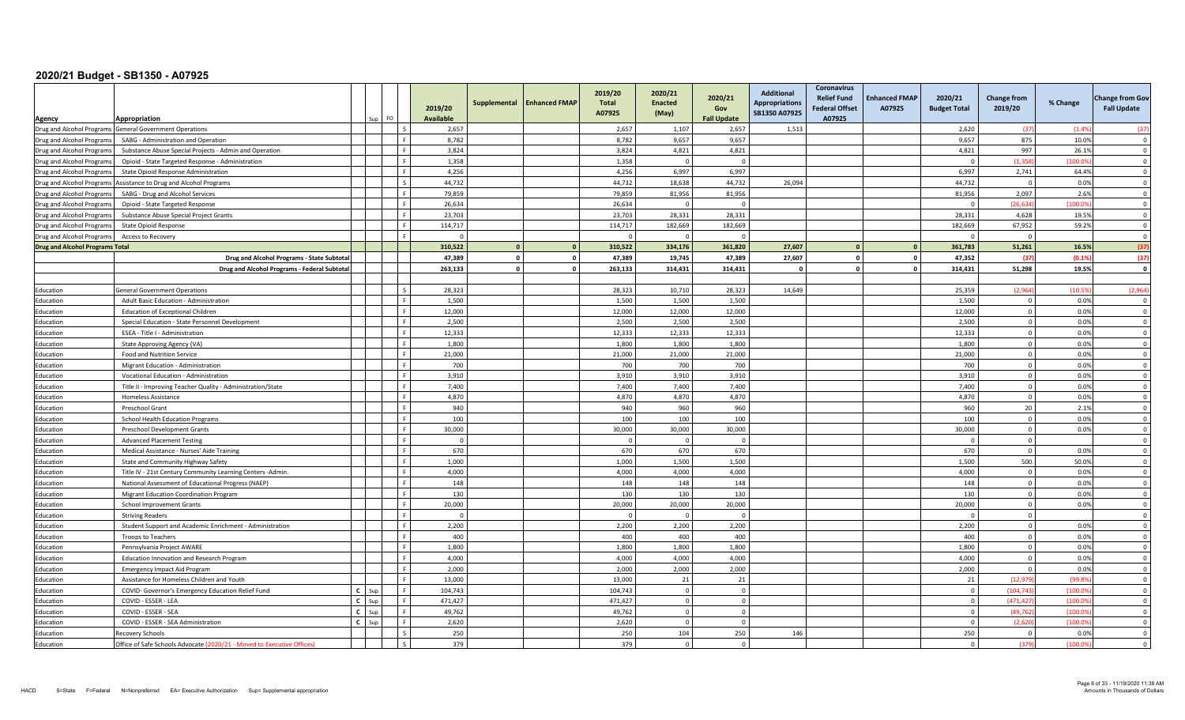# 2020/21 Budget - SB1350 - A07925

| Agency | Appropriation | | Sup | FO | 2019/20 Available | Supplemental | Enhanced FMAP | 2019/20 Total A07925 | 2020/21 Enacted (May) | 2020/21 Gov Fall Update | Additional Appropriations SB1350 A07925 | Coronavirus Relief Fund Federal Offset A07925 | Enhanced FMAP A07925 | 2020/21 Budget Total | Change from 2019/20 | % Change | Change from Gov Fall Update |
|---|---|---|---|---|---|---|---|---|---|---|---|---|---|---|---|---|---|
| Drug and Alcohol Programs | General Government Operations | | | S | 2,657 | | | 2,657 | 1,107 | 2,657 | 1,513 | | | 2,620 | (37) | (1.4%) | (37) |
| Drug and Alcohol Programs | SABG - Administration and Operation | | | F | 8,782 | | | 8,782 | 9,657 | 9,657 | | | | 9,657 | 875 | 10.0% | 0 |
| Drug and Alcohol Programs | Substance Abuse Special Projects - Admin and Operation | | | F | 3,824 | | | 3,824 | 4,821 | 4,821 | | | | 4,821 | 997 | 26.1% | 0 |
| Drug and Alcohol Programs | Opioid - State Targeted Response - Administration | | | F | 1,358 | | | 1,358 | 0 | 0 | | | | 0 | (1,358) | (100.0%) | 0 |
| Drug and Alcohol Programs | State Opioid Response Administration | | | F | 4,256 | | | 4,256 | 6,997 | 6,997 | | | | 6,997 | 2,741 | 64.4% | 0 |
| Drug and Alcohol Programs | Assistance to Drug and Alcohol Programs | | | S | 44,732 | | | 44,732 | 18,638 | 44,732 | 26,094 | | | 44,732 | 0 | 0.0% | 0 |
| Drug and Alcohol Programs | SABG - Drug and Alcohol Services | | | F | 79,859 | | | 79,859 | 81,956 | 81,956 | | | | 81,956 | 2,097 | 2.6% | 0 |
| Drug and Alcohol Programs | Opioid - State Targeted Response | | | F | 26,634 | | | 26,634 | 0 | 0 | | | | 0 | (26,634) | (100.0%) | 0 |
| Drug and Alcohol Programs | Substance Abuse Special Project Grants | | | F | 23,703 | | | 23,703 | 28,331 | 28,331 | | | | 28,331 | 4,628 | 19.5% | 0 |
| Drug and Alcohol Programs | State Opioid Response | | | F | 114,717 | | | 114,717 | 182,669 | 182,669 | | | | 182,669 | 67,952 | 59.2% | 0 |
| Drug and Alcohol Programs | Access to Recovery | | | F | 0 | | | 0 | 0 | 0 | | | | 0 | 0 | | 0 |
| **Drug and Alcohol Programs Total** | | | | | **310,522** | **0** | **0** | **310,522** | **334,176** | **361,820** | **27,607** | **0** | **0** | **361,783** | **51,261** | **16.5%** | **(37)** |
| | **Drug and Alcohol Programs - State Subtotal** | | | | **47,389** | **0** | **0** | **47,389** | **19,745** | **47,389** | **27,607** | **0** | **0** | **47,352** | **(37)** | **(0.1%)** | **(37)** |
| | **Drug and Alcohol Programs - Federal Subtotal** | | | | **263,133** | **0** | **0** | **263,133** | **314,431** | **314,431** | **0** | **0** | **0** | **314,431** | **51,298** | **19.5%** | **0** |
| Education | General Government Operations | | | S | 28,323 | | | 28,323 | 10,710 | 28,323 | 14,649 | | | 25,359 | (2,964) | (10.5%) | (2,964) |
| Education | Adult Basic Education - Administration | | | F | 1,500 | | | 1,500 | 1,500 | 1,500 | | | | 1,500 | 0 | 0.0% | 0 |
| Education | Education of Exceptional Children | | | F | 12,000 | | | 12,000 | 12,000 | 12,000 | | | | 12,000 | 0 | 0.0% | 0 |
| Education | Special Education - State Personnel Development | | | F | 2,500 | | | 2,500 | 2,500 | 2,500 | | | | 2,500 | 0 | 0.0% | 0 |
| Education | ESEA - Title I - Administration | | | F | 12,333 | | | 12,333 | 12,333 | 12,333 | | | | 12,333 | 0 | 0.0% | 0 |
| Education | State Approving Agency (VA) | | | F | 1,800 | | | 1,800 | 1,800 | 1,800 | | | | 1,800 | 0 | 0.0% | 0 |
| Education | Food and Nutrition Service | | | F | 21,000 | | | 21,000 | 21,000 | 21,000 | | | | 21,000 | 0 | 0.0% | 0 |
| Education | Migrant Education - Administration | | | F | 700 | | | 700 | 700 | 700 | | | | 700 | 0 | 0.0% | 0 |
| Education | Vocational Education - Administration | | | F | 3,910 | | | 3,910 | 3,910 | 3,910 | | | | 3,910 | 0 | 0.0% | 0 |
| Education | Title II - Improving Teacher Quality - Administration/State | | | F | 7,400 | | | 7,400 | 7,400 | 7,400 | | | | 7,400 | 0 | 0.0% | 0 |
| Education | Homeless Assistance | | | F | 4,870 | | | 4,870 | 4,870 | 4,870 | | | | 4,870 | 0 | 0.0% | 0 |
| Education | Preschool Grant | | | F | 940 | | | 940 | 960 | 960 | | | | 960 | 20 | 2.1% | 0 |
| Education | School Health Education Programs | | | F | 100 | | | 100 | 100 | 100 | | | | 100 | 0 | 0.0% | 0 |
| Education | Preschool Development Grants | | | F | 30,000 | | | 30,000 | 30,000 | 30,000 | | | | 30,000 | 0 | 0.0% | 0 |
| Education | Advanced Placement Testing | | | F | 0 | | | 0 | 0 | 0 | | | | 0 | 0 | | 0 |
| Education | Medical Assistance - Nurses' Aide Training | | | F | 670 | | | 670 | 670 | 670 | | | | 670 | 0 | 0.0% | 0 |
| Education | State and Community Highway Safety | | | F | 1,000 | | | 1,000 | 1,500 | 1,500 | | | | 1,500 | 500 | 50.0% | 0 |
| Education | Title IV - 21st Century Community Learning Centers -Admin. | | | F | 4,000 | | | 4,000 | 4,000 | 4,000 | | | | 4,000 | 0 | 0.0% | 0 |
| Education | National Assessment of Educational Progress (NAEP) | | | F | 148 | | | 148 | 148 | 148 | | | | 148 | 0 | 0.0% | 0 |
| Education | Migrant Education Coordination Program | | | F | 130 | | | 130 | 130 | 130 | | | | 130 | 0 | 0.0% | 0 |
| Education | School Improvement Grants | | | F | 20,000 | | | 20,000 | 20,000 | 20,000 | | | | 20,000 | 0 | 0.0% | 0 |
| Education | Striving Readers | | | F | 0 | | | 0 | 0 | 0 | | | | 0 | 0 | | 0 |
| Education | Student Support and Academic Enrichment - Administration | | | F | 2,200 | | | 2,200 | 2,200 | 2,200 | | | | 2,200 | 0 | 0.0% | 0 |
| Education | Troops to Teachers | | | F | 400 | | | 400 | 400 | 400 | | | | 400 | 0 | 0.0% | 0 |
| Education | Pennsylvania Project AWARE | | | F | 1,800 | | | 1,800 | 1,800 | 1,800 | | | | 1,800 | 0 | 0.0% | 0 |
| Education | Education Innovation and Research Program | | | F | 4,000 | | | 4,000 | 4,000 | 4,000 | | | | 4,000 | 0 | 0.0% | 0 |
| Education | Emergency Impact Aid Program | | | F | 2,000 | | | 2,000 | 2,000 | 2,000 | | | | 2,000 | 0 | 0.0% | 0 |
| Education | Assistance for Homeless Children and Youth | | | F | 13,000 | | | 13,000 | 21 | 21 | | | | 21 | (12,979) | (99.8%) | 0 |
| Education | COVID- Governor's Emergency Education Relief Fund | C | Sup | F | 104,743 | | | 104,743 | 0 | 0 | | | | 0 | (104,743) | (100.0%) | 0 |
| Education | COVID - ESSER - LEA | C | Sup | F | 471,427 | | | 471,427 | 0 | 0 | | | | 0 | (471,427) | (100.0%) | 0 |
| Education | COVID - ESSER - SEA | C | Sup | F | 49,762 | | | 49,762 | 0 | 0 | | | | 0 | (49,762) | (100.0%) | 0 |
| Education | COVID - ESSER - SEA Administration | C | Sup | F | 2,620 | | | 2,620 | 0 | 0 | | | | 0 | (2,620) | (100.0%) | 0 |
| Education | Recovery Schools | | | S | 250 | | | 250 | 104 | 250 | 146 | | | 250 | 0 | 0.0% | 0 |
| Education | Office of Safe Schools Advocate (2020/21 - Moved to Executive Offices) | | | S | 379 | | | 379 | 0 | 0 | | | | 0 | (379) | (100.0%) | 0 |

HACD S=State F=Federal N=Nonpreferred EA= Executive Authorization Sup= Supplemental appropriation

Amounts in Thousands of Dollars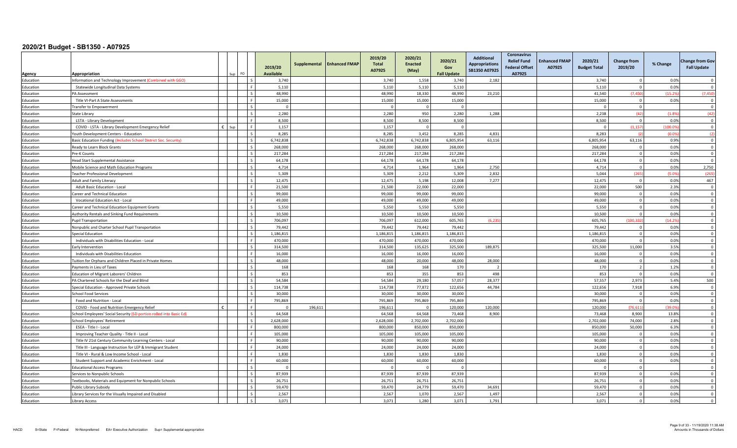# 2020/21 Budget - SB1350 - A07925

| Agency | Appropriation | Sup | FO | | 2019/20 Available | Supplemental | Enhanced FMAP | 2019/20 Total A07925 | 2020/21 Enacted (May) | 2020/21 Gov Fall Update | Additional Appropriations SB1350 A07925 | Coronavirus Relief Fund Federal Offset A07925 | Enhanced FMAP A07925 | 2020/21 Budget Total | Change from 2019/20 | % Change | Change from Gov Fall Update |
|---|---|---|---|---|---|---|---|---|---|---|---|---|---|---|---|---|---|
| Education | Information and Technology Improvement (Combined with GGO) | | | S | 3,740 | | | 3,740 | 1,558 | 3,740 | 2,182 | | | 3,740 | 0 | 0.0% | 0 |
| Education | Statewide Longitudinal Data Systems | | | F | 5,110 | | | 5,110 | 5,110 | 5,110 | | | | 5,110 | 0 | 0.0% | 0 |
| Education | PA Assessment | | | S | 48,990 | | | 48,990 | 18,330 | 48,990 | 23,210 | | | 41,540 | (7,450) | (15.2%) | (7,450) |
| Education | Title VI-Part A State Assessments | | | F | 15,000 | | | 15,000 | 15,000 | 15,000 | | | | 15,000 | 0 | 0.0% | 0 |
| Education | Transfer to Empowerment | | | S | 0 | | | 0 | 0 | 0 | | | | 0 | 0 | | 0 |
| Education | State Library | | | S | 2,280 | | | 2,280 | 950 | 2,280 | 1,288 | | | 2,238 | (42) | (1.8%) | (42) |
| Education | LSTA - Library Development | | | F | 8,500 | | | 8,500 | 8,500 | 8,500 | | | | 8,500 | 0 | 0.0% | 0 |
| Education | COVID - LSTA - Library Development Emergency Relief | C | Sup | F | 1,157 | | | 1,157 | 0 | 0 | | | | 0 | (1,157) | (100.0%) | 0 |
| Education | Youth Development Centers - Education | | | S | 8,285 | | | 8,285 | 3,452 | 8,285 | 4,831 | | | 8,283 | (2) | (0.0%) | (2) |
| Education | Basic Education Funding (Includes School District Soc. Security) | | | S | 6,742,838 | | | 6,742,838 | 6,742,838 | 6,805,954 | 63,116 | | | 6,805,954 | 63,116 | 0.9% | 0 |
| Education | Ready to Learn Block Grants | | | S | 268,000 | | | 268,000 | 268,000 | 268,000 | | | | 268,000 | 0 | 0.0% | 0 |
| Education | Pre-K Counts | | | S | 217,284 | | | 217,284 | 217,284 | 217,284 | | | | 217,284 | 0 | 0.0% | 0 |
| Education | Head Start Supplemental Assistance | | | S | 64,178 | | | 64,178 | 64,178 | 64,178 | | | | 64,178 | 0 | 0.0% | 0 |
| Education | Mobile Science and Math Education Programs | | | S | 4,714 | | | 4,714 | 1,964 | 1,964 | 2,750 | | | 4,714 | 0 | 0.0% | 2,750 |
| Education | Teacher Professional Development | | | S | 5,309 | | | 5,309 | 2,212 | 5,309 | 2,832 | | | 5,044 | (265) | (5.0%) | (265) |
| Education | Adult and Family Literacy | | | S | 12,475 | | | 12,475 | 5,198 | 12,008 | 7,277 | | | 12,475 | 0 | 0.0% | 467 |
| Education | Adult Basic Education - Local | | | F | 21,500 | | | 21,500 | 22,000 | 22,000 | | | | 22,000 | 500 | 2.3% | 0 |
| Education | Career and Technical Education | | | S | 99,000 | | | 99,000 | 99,000 | 99,000 | | | | 99,000 | 0 | 0.0% | 0 |
| Education | Vocational Education Act - Local | | | F | 49,000 | | | 49,000 | 49,000 | 49,000 | | | | 49,000 | 0 | 0.0% | 0 |
| Education | Career and Technical Education Equipment Grants | | | S | 5,550 | | | 5,550 | 5,550 | 5,550 | | | | 5,550 | 0 | 0.0% | 0 |
| Education | Authority Rentals and Sinking Fund Requirements | | | S | 10,500 | | | 10,500 | 10,500 | 10,500 | | | | 10,500 | 0 | 0.0% | 0 |
| Education | Pupil Transportation | | | S | 706,097 | | | 706,097 | 612,000 | 605,765 | (6,235) | | | 605,765 | (100,332) | (14.2%) | 0 |
| Education | Nonpublic and Charter School Pupil Transportation | | | S | 79,442 | | | 79,442 | 79,442 | 79,442 | | | | 79,442 | 0 | 0.0% | 0 |
| Education | Special Education | | | S | 1,186,815 | | | 1,186,815 | 1,186,815 | 1,186,815 | | | | 1,186,815 | 0 | 0.0% | 0 |
| Education | Individuals with Disabilities Education - Local | | | F | 470,000 | | | 470,000 | 470,000 | 470,000 | | | | 470,000 | 0 | 0.0% | 0 |
| Education | Early Intervention | | | S | 314,500 | | | 314,500 | 135,625 | 325,500 | 189,875 | | | 325,500 | 11,000 | 3.5% | 0 |
| Education | Individuals with Disabilities Education | | | F | 16,000 | | | 16,000 | 16,000 | 16,000 | | | | 16,000 | 0 | 0.0% | 0 |
| Education | Tuition for Orphans and Children Placed in Private Homes | | | S | 48,000 | | | 48,000 | 20,000 | 48,000 | 28,000 | | | 48,000 | 0 | 0.0% | 0 |
| Education | Payments in Lieu of Taxes | | | S | 168 | | | 168 | 168 | 170 | 2 | | | 170 | 2 | 1.2% | 0 |
| Education | Education of Migrant Laborers' Children | | | S | 853 | | | 853 | 355 | 853 | 498 | | | 853 | 0 | 0.0% | 0 |
| Education | PA Chartered Schools for the Deaf and Blind | | | S | 54,584 | | | 54,584 | 29,180 | 57,057 | 28,377 | | | 57,557 | 2,973 | 5.4% | 500 |
| Education | Special Education - Approved Private Schools | | | S | 114,738 | | | 114,738 | 77,872 | 122,656 | 44,784 | | | 122,656 | 7,918 | 6.9% | 0 |
| Education | School Food Services | | | S | 30,000 | | | 30,000 | 30,000 | 30,000 | | | | 30,000 | 0 | 0.0% | 0 |
| Education | Food and Nutrition - Local | | | F | 795,869 | | | 795,869 | 795,869 | 795,869 | | | | 795,869 | 0 | 0.0% | 0 |
| | COVID - Food and Nutrition Emergency Relief | C | | F | 0 | 196,611 | | 196,611 | 0 | 120,000 | 120,000 | | | 120,000 | (76,611) | (39.0%) | 0 |
| Education | School Employees' Social Security (SD portion rolled into Basic Ed) | | | S | 64,568 | | | 64,568 | 64,568 | 73,468 | 8,900 | | | 73,468 | 8,900 | 13.8% | 0 |
| Education | School Employees' Retirement | | | S | 2,628,000 | | | 2,628,000 | 2,702,000 | 2,702,000 | | | | 2,702,000 | 74,000 | 2.8% | 0 |
| Education | ESEA - Title I - Local | | | F | 800,000 | | | 800,000 | 850,000 | 850,000 | | | | 850,000 | 50,000 | 6.3% | 0 |
| Education | Improving Teacher Quality - Title II - Local | | | F | 105,000 | | | 105,000 | 105,000 | 105,000 | | | | 105,000 | 0 | 0.0% | 0 |
| Education | Title IV 21st Century Community Learning Centers - Local | | | F | 90,000 | | | 90,000 | 90,000 | 90,000 | | | | 90,000 | 0 | 0.0% | 0 |
| Education | Title III - Language Instruction for LEP & Immigrant Student | | | F | 24,000 | | | 24,000 | 24,000 | 24,000 | | | | 24,000 | 0 | 0.0% | 0 |
| Education | Title VI - Rural & Low Income School - Local | | | F | 1,830 | | | 1,830 | 1,830 | 1,830 | | | | 1,830 | 0 | 0.0% | 0 |
| Education | Student Support and Academic Enrichment - Local | | | F | 60,000 | | | 60,000 | 60,000 | 60,000 | | | | 60,000 | 0 | 0.0% | 0 |
| Education | Educational Access Programs | | | S | 0 | | | 0 | 0 | 0 | | | | 0 | 0 | | 0 |
| Education | Services to Nonpublic Schools | | | S | 87,939 | | | 87,939 | 87,939 | 87,939 | | | | 87,939 | 0 | 0.0% | 0 |
| Education | Textbooks, Materials and Equipment for Nonpublic Schools | | | S | 26,751 | | | 26,751 | 26,751 | 26,751 | | | | 26,751 | 0 | 0.0% | 0 |
| Education | Public Library Subsidy | | | S | 59,470 | | | 59,470 | 24,779 | 59,470 | 34,691 | | | 59,470 | 0 | 0.0% | 0 |
| Education | Library Services for the Visually Impaired and Disabled | | | S | 2,567 | | | 2,567 | 1,070 | 2,567 | 1,497 | | | 2,567 | 0 | 0.0% | 0 |
| Education | Library Access | | | S | 3,071 | | | 3,071 | 1,280 | 3,071 | 1,791 | | | 3,071 | 0 | 0.0% | 0 |

HACD S=State F=Federal N=Nonpreferred EA= Executive Authorization Sup= Supplemental appropriation

Amounts in Thousands of Dollars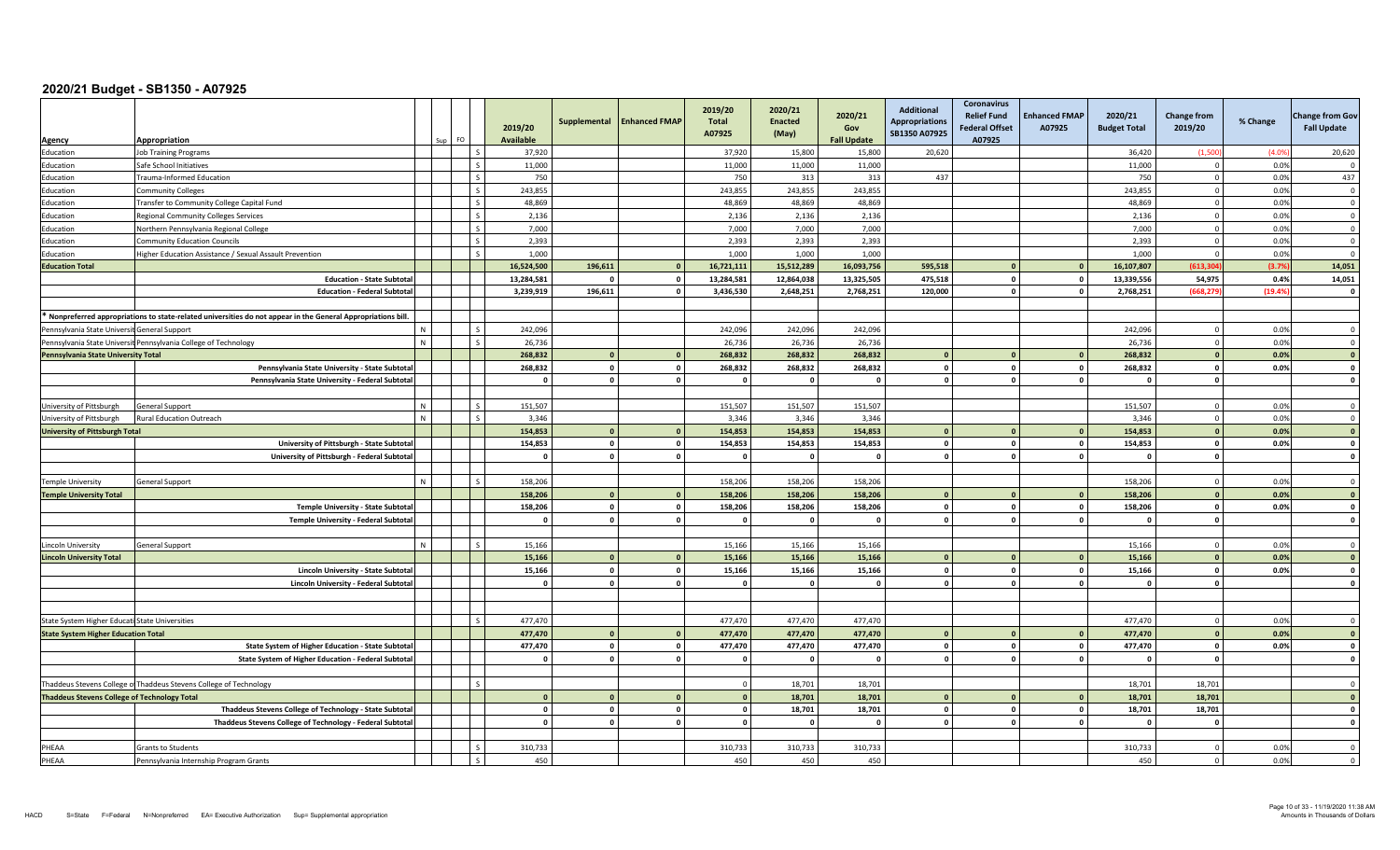# 2020/21 Budget - SB1350 - A07925

| Agency | Appropriation | Sup | FO | | 2019/20 Available | Supplemental | Enhanced FMAP | 2019/20 Total A07925 | 2020/21 Enacted (May) | 2020/21 Gov Fall Update | Additional Appropriations SB1350 A07925 | Coronavirus Relief Fund Federal Offset A07925 | Enhanced FMAP A07925 | 2020/21 Budget Total | Change from 2019/20 | % Change | Change from Gov Fall Update |
|---|---|---|---|---|---|---|---|---|---|---|---|---|---|---|---|---|---|
| Education | Job Training Programs | | | S | 37,920 | | | 37,920 | 15,800 | 15,800 | 20,620 | | | 36,420 | (1,500) | (4.0%) | 20,620 |
| Education | Safe School Initiatives | | | S | 11,000 | | | 11,000 | 11,000 | 11,000 | | | | 11,000 | 0 | 0.0% | 0 |
| Education | Trauma-Informed Education | | | S | 750 | | | 750 | 313 | 313 | 437 | | | 750 | 0 | 0.0% | 437 |
| Education | Community Colleges | | | S | 243,855 | | | 243,855 | 243,855 | 243,855 | | | | 243,855 | 0 | 0.0% | 0 |
| Education | Transfer to Community College Capital Fund | | | S | 48,869 | | | 48,869 | 48,869 | 48,869 | | | | 48,869 | 0 | 0.0% | 0 |
| Education | Regional Community Colleges Services | | | S | 2,136 | | | 2,136 | 2,136 | 2,136 | | | | 2,136 | 0 | 0.0% | 0 |
| Education | Northern Pennsylvania Regional College | | | S | 7,000 | | | 7,000 | 7,000 | 7,000 | | | | 7,000 | 0 | 0.0% | 0 |
| Education | Community Education Councils | | | S | 2,393 | | | 2,393 | 2,393 | 2,393 | | | | 2,393 | 0 | 0.0% | 0 |
| Education | Higher Education Assistance / Sexual Assault Prevention | | | S | 1,000 | | | 1,000 | 1,000 | 1,000 | | | | 1,000 | 0 | 0.0% | 0 |
| **Education Total** | | | | | **16,524,500** | **196,611** | **0** | **16,721,111** | **15,512,289** | **16,093,756** | **595,518** | **0** | **0** | **16,107,807** | **(613,304)** | **(3.7%)** | **14,051** |
| | **Education - State Subtotal** | | | | **13,284,581** | **0** | **0** | **13,284,581** | **12,864,038** | **13,325,505** | **475,518** | **0** | **0** | **13,339,556** | **54,975** | **0.4%** | **14,051** |
| | **Education - Federal Subtotal** | | | | **3,239,919** | **196,611** | **0** | **3,436,530** | **2,648,251** | **2,768,251** | **120,000** | **0** | **0** | **2,768,251** | **(668,279)** | **(19.4%)** | **0** |
| * Nonpreferred appropriations to state-related universities do not appear in the General Appropriations bill. | | | | | | | | | | | | | | | | | |
| Pennsylvania State University | General Support | N | | S | 242,096 | | | 242,096 | 242,096 | 242,096 | | | | 242,096 | 0 | 0.0% | 0 |
| Pennsylvania State University | Pennsylvania College of Technology | N | | S | 26,736 | | | 26,736 | 26,736 | 26,736 | | | | 26,736 | 0 | 0.0% | 0 |
| **Pennsylvania State University Total** | | | | | **268,832** | **0** | **0** | **268,832** | **268,832** | **268,832** | **0** | **0** | **0** | **268,832** | **0** | **0.0%** | **0** |
| | **Pennsylvania State University - State Subtotal** | | | | **268,832** | **0** | **0** | **268,832** | **268,832** | **268,832** | **0** | **0** | **0** | **268,832** | **0** | **0.0%** | **0** |
| | **Pennsylvania State University - Federal Subtotal** | | | | **0** | **0** | **0** | **0** | **0** | **0** | **0** | **0** | **0** | **0** | **0** | | **0** |
| University of Pittsburgh | General Support | N | | S | 151,507 | | | 151,507 | 151,507 | 151,507 | | | | 151,507 | 0 | 0.0% | 0 |
| University of Pittsburgh | Rural Education Outreach | N | | S | 3,346 | | | 3,346 | 3,346 | 3,346 | | | | 3,346 | 0 | 0.0% | 0 |
| **University of Pittsburgh Total** | | | | | **154,853** | **0** | **0** | **154,853** | **154,853** | **154,853** | **0** | **0** | **0** | **154,853** | **0** | **0.0%** | **0** |
| | **University of Pittsburgh - State Subtotal** | | | | **154,853** | **0** | **0** | **154,853** | **154,853** | **154,853** | **0** | **0** | **0** | **154,853** | **0** | **0.0%** | **0** |
| | **University of Pittsburgh - Federal Subtotal** | | | | **0** | **0** | **0** | **0** | **0** | **0** | **0** | **0** | **0** | **0** | **0** | | **0** |
| Temple University | General Support | N | | S | 158,206 | | | 158,206 | 158,206 | 158,206 | | | | 158,206 | 0 | 0.0% | 0 |
| **Temple University Total** | | | | | **158,206** | **0** | **0** | **158,206** | **158,206** | **158,206** | **0** | **0** | **0** | **158,206** | **0** | **0.0%** | **0** |
| | **Temple University - State Subtotal** | | | | **158,206** | **0** | **0** | **158,206** | **158,206** | **158,206** | **0** | **0** | **0** | **158,206** | **0** | **0.0%** | **0** |
| | **Temple University - Federal Subtotal** | | | | **0** | **0** | **0** | **0** | **0** | **0** | **0** | **0** | **0** | **0** | **0** | | **0** |
| Lincoln University | General Support | N | | S | 15,166 | | | 15,166 | 15,166 | 15,166 | | | | 15,166 | 0 | 0.0% | 0 |
| **Lincoln University Total** | | | | | **15,166** | **0** | **0** | **15,166** | **15,166** | **15,166** | **0** | **0** | **0** | **15,166** | **0** | **0.0%** | **0** |
| | **Lincoln University - State Subtotal** | | | | **15,166** | **0** | **0** | **15,166** | **15,166** | **15,166** | **0** | **0** | **0** | **15,166** | **0** | **0.0%** | **0** |
| | **Lincoln University - Federal Subtotal** | | | | **0** | **0** | **0** | **0** | **0** | **0** | **0** | **0** | **0** | **0** | **0** | | **0** |
| State System Higher Education | State Universities | | | S | 477,470 | | | 477,470 | 477,470 | 477,470 | | | | 477,470 | 0 | 0.0% | 0 |
| **State System Higher Education Total** | | | | | **477,470** | **0** | **0** | **477,470** | **477,470** | **477,470** | **0** | **0** | **0** | **477,470** | **0** | **0.0%** | **0** |
| | **State System of Higher Education - State Subtotal** | | | | **477,470** | **0** | **0** | **477,470** | **477,470** | **477,470** | **0** | **0** | **0** | **477,470** | **0** | **0.0%** | **0** |
| | **State System of Higher Education - Federal Subtotal** | | | | **0** | **0** | **0** | **0** | **0** | **0** | **0** | **0** | **0** | **0** | **0** | | **0** |
| Thaddeus Stevens College of Technology | Thaddeus Stevens College of Technology | | | S | | | | 0 | 18,701 | 18,701 | | | | 18,701 | 18,701 | | 0 |
| **Thaddeus Stevens College of Technology Total** | | | | | **0** | **0** | **0** | **0** | **18,701** | **18,701** | **0** | **0** | **0** | **18,701** | **18,701** | | **0** |
| | **Thaddeus Stevens College of Technology - State Subtotal** | | | | **0** | **0** | **0** | **0** | **18,701** | **18,701** | **0** | **0** | **0** | **18,701** | **18,701** | | **0** |
| | **Thaddeus Stevens College of Technology - Federal Subtotal** | | | | **0** | **0** | **0** | **0** | **0** | **0** | **0** | **0** | **0** | **0** | **0** | | **0** |
| PHEAA | Grants to Students | | | S | 310,733 | | | 310,733 | 310,733 | 310,733 | | | | 310,733 | 0 | 0.0% | 0 |
| PHEAA | Pennsylvania Internship Program Grants | | | S | 450 | | | 450 | 450 | 450 | | | | 450 | 0 | 0.0% | 0 |

HACD S=State F=Federal N=Nonpreferred EA= Executive Authorization Sup= Supplemental appropriation

Amounts in Thousands of Dollars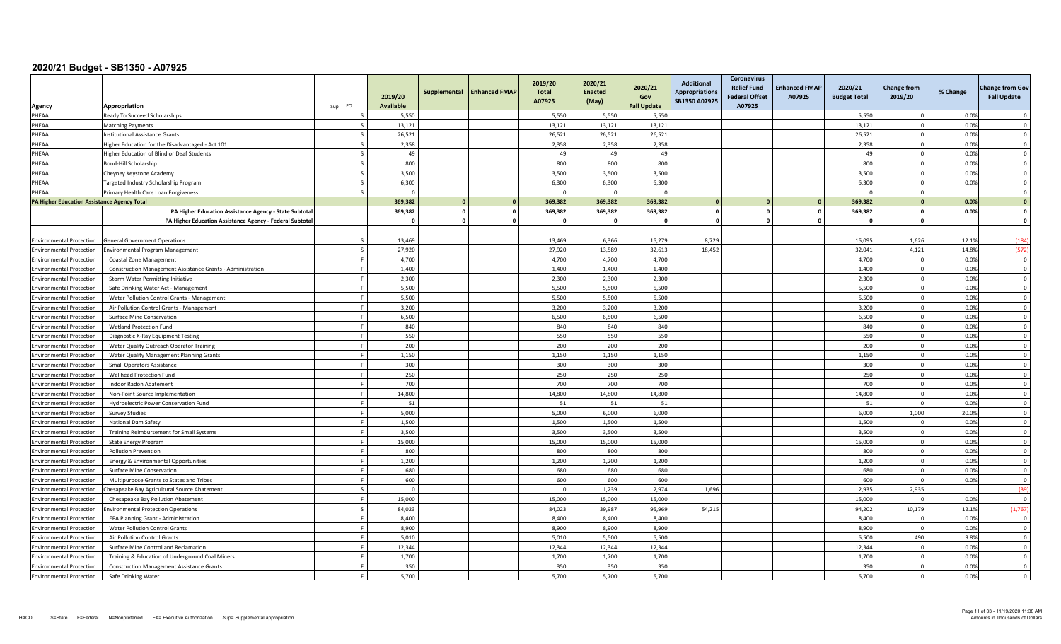## 2020/21 Budget - SB1350 - A07925

| Agency | Appropriation | Sup | FO | 2019/20 Available | Supplemental | Enhanced FMAP | 2019/20 Total A07925 | 2020/21 Enacted (May) | 2020/21 Gov Fall Update | Additional Appropriations SB1350 A07925 | Coronavirus Relief Fund Federal Offset A07925 | Enhanced FMAP A07925 | 2020/21 Budget Total | Change from 2019/20 | % Change | Change from Gov Fall Update |
|---|---|---|---|---|---|---|---|---|---|---|---|---|---|---|---|---|
| PHEAA | Ready To Succeed Scholarships | | S | 5,550 | | | 5,550 | 5,550 | 5,550 | | | | 5,550 | 0 | 0.0% | 0 |
| PHEAA | Matching Payments | | S | 13,121 | | | 13,121 | 13,121 | 13,121 | | | | 13,121 | 0 | 0.0% | 0 |
| PHEAA | Institutional Assistance Grants | | S | 26,521 | | | 26,521 | 26,521 | 26,521 | | | | 26,521 | 0 | 0.0% | 0 |
| PHEAA | Higher Education for the Disadvantaged - Act 101 | | S | 2,358 | | | 2,358 | 2,358 | 2,358 | | | | 2,358 | 0 | 0.0% | 0 |
| PHEAA | Higher Education of Blind or Deaf Students | | S | 49 | | | 49 | 49 | 49 | | | | 49 | 0 | 0.0% | 0 |
| PHEAA | Bond-Hill Scholarship | | S | 800 | | | 800 | 800 | 800 | | | | 800 | 0 | 0.0% | 0 |
| PHEAA | Cheyney Keystone Academy | | S | 3,500 | | | 3,500 | 3,500 | 3,500 | | | | 3,500 | 0 | 0.0% | 0 |
| PHEAA | Targeted Industry Scholarship Program | | S | 6,300 | | | 6,300 | 6,300 | 6,300 | | | | 6,300 | 0 | 0.0% | 0 |
| PHEAA | Primary Health Care Loan Forgiveness | | S | 0 | | | 0 | 0 | 0 | | | | 0 | 0 | | 0 |
| **PA Higher Education Assistance Agency Total** | | | | **369,382** | **0** | **0** | **369,382** | **369,382** | **369,382** | **0** | **0** | **0** | **369,382** | **0** | **0.0%** | **0** |
| | **PA Higher Education Assistance Agency - State Subtotal** | | | **369,382** | **0** | **0** | **369,382** | **369,382** | **369,382** | **0** | **0** | **0** | **369,382** | **0** | **0.0%** | **0** |
| | **PA Higher Education Assistance Agency - Federal Subtotal** | | | **0** | **0** | **0** | **0** | **0** | **0** | **0** | **0** | **0** | **0** | **0** | | **0** |
| Environmental Protection | General Government Operations | | S | 13,469 | | | 13,469 | 6,366 | 15,279 | 8,729 | | | 15,095 | 1,626 | 12.1% | (184) |
| Environmental Protection | Environmental Program Management | | S | 27,920 | | | 27,920 | 13,589 | 32,613 | 18,452 | | | 32,041 | 4,121 | 14.8% | (572) |
| Environmental Protection | Coastal Zone Management | | F | 4,700 | | | 4,700 | 4,700 | 4,700 | | | | 4,700 | 0 | 0.0% | 0 |
| Environmental Protection | Construction Management Assistance Grants - Administration | | F | 1,400 | | | 1,400 | 1,400 | 1,400 | | | | 1,400 | 0 | 0.0% | 0 |
| Environmental Protection | Storm Water Permitting Initiative | | F | 2,300 | | | 2,300 | 2,300 | 2,300 | | | | 2,300 | 0 | 0.0% | 0 |
| Environmental Protection | Safe Drinking Water Act - Management | | F | 5,500 | | | 5,500 | 5,500 | 5,500 | | | | 5,500 | 0 | 0.0% | 0 |
| Environmental Protection | Water Pollution Control Grants - Management | | F | 5,500 | | | 5,500 | 5,500 | 5,500 | | | | 5,500 | 0 | 0.0% | 0 |
| Environmental Protection | Air Pollution Control Grants - Management | | F | 3,200 | | | 3,200 | 3,200 | 3,200 | | | | 3,200 | 0 | 0.0% | 0 |
| Environmental Protection | Surface Mine Conservation | | F | 6,500 | | | 6,500 | 6,500 | 6,500 | | | | 6,500 | 0 | 0.0% | 0 |
| Environmental Protection | Wetland Protection Fund | | F | 840 | | | 840 | 840 | 840 | | | | 840 | 0 | 0.0% | 0 |
| Environmental Protection | Diagnostic X-Ray Equipment Testing | | F | 550 | | | 550 | 550 | 550 | | | | 550 | 0 | 0.0% | 0 |
| Environmental Protection | Water Quality Outreach Operator Training | | F | 200 | | | 200 | 200 | 200 | | | | 200 | 0 | 0.0% | 0 |
| Environmental Protection | Water Quality Management Planning Grants | | F | 1,150 | | | 1,150 | 1,150 | 1,150 | | | | 1,150 | 0 | 0.0% | 0 |
| Environmental Protection | Small Operators Assistance | | F | 300 | | | 300 | 300 | 300 | | | | 300 | 0 | 0.0% | 0 |
| Environmental Protection | Wellhead Protection Fund | | F | 250 | | | 250 | 250 | 250 | | | | 250 | 0 | 0.0% | 0 |
| Environmental Protection | Indoor Radon Abatement | | F | 700 | | | 700 | 700 | 700 | | | | 700 | 0 | 0.0% | 0 |
| Environmental Protection | Non-Point Source Implementation | | F | 14,800 | | | 14,800 | 14,800 | 14,800 | | | | 14,800 | 0 | 0.0% | 0 |
| Environmental Protection | Hydroelectric Power Conservation Fund | | F | 51 | | | 51 | 51 | 51 | | | | 51 | 0 | 0.0% | 0 |
| Environmental Protection | Survey Studies | | F | 5,000 | | | 5,000 | 6,000 | 6,000 | | | | 6,000 | 1,000 | 20.0% | 0 |
| Environmental Protection | National Dam Safety | | F | 1,500 | | | 1,500 | 1,500 | 1,500 | | | | 1,500 | 0 | 0.0% | 0 |
| Environmental Protection | Training Reimbursement for Small Systems | | F | 3,500 | | | 3,500 | 3,500 | 3,500 | | | | 3,500 | 0 | 0.0% | 0 |
| Environmental Protection | State Energy Program | | F | 15,000 | | | 15,000 | 15,000 | 15,000 | | | | 15,000 | 0 | 0.0% | 0 |
| Environmental Protection | Pollution Prevention | | F | 800 | | | 800 | 800 | 800 | | | | 800 | 0 | 0.0% | 0 |
| Environmental Protection | Energy & Environmental Opportunities | | F | 1,200 | | | 1,200 | 1,200 | 1,200 | | | | 1,200 | 0 | 0.0% | 0 |
| Environmental Protection | Surface Mine Conservation | | F | 680 | | | 680 | 680 | 680 | | | | 680 | 0 | 0.0% | 0 |
| Environmental Protection | Multipurpose Grants to States and Tribes | | F | 600 | | | 600 | 600 | 600 | | | | 600 | 0 | 0.0% | 0 |
| Environmental Protection | Chesapeake Bay Agricultural Source Abatement | | S | 0 | | | 0 | 1,239 | 2,974 | 1,696 | | | 2,935 | 2,935 | | (39) |
| Environmental Protection | Chesapeake Bay Pollution Abatement | | F | 15,000 | | | 15,000 | 15,000 | 15,000 | | | | 15,000 | 0 | 0.0% | 0 |
| Environmental Protection | Environmental Protection Operations | | S | 84,023 | | | 84,023 | 39,987 | 95,969 | 54,215 | | | 94,202 | 10,179 | 12.1% | (1,767) |
| Environmental Protection | EPA Planning Grant - Administration | | F | 8,400 | | | 8,400 | 8,400 | 8,400 | | | | 8,400 | 0 | 0.0% | 0 |
| Environmental Protection | Water Pollution Control Grants | | F | 8,900 | | | 8,900 | 8,900 | 8,900 | | | | 8,900 | 0 | 0.0% | 0 |
| Environmental Protection | Air Pollution Control Grants | | F | 5,010 | | | 5,010 | 5,500 | 5,500 | | | | 5,500 | 490 | 9.8% | 0 |
| Environmental Protection | Surface Mine Control and Reclamation | | F | 12,344 | | | 12,344 | 12,344 | 12,344 | | | | 12,344 | 0 | 0.0% | 0 |
| Environmental Protection | Training & Education of Underground Coal Miners | | F | 1,700 | | | 1,700 | 1,700 | 1,700 | | | | 1,700 | 0 | 0.0% | 0 |
| Environmental Protection | Construction Management Assistance Grants | | F | 350 | | | 350 | 350 | 350 | | | | 350 | 0 | 0.0% | 0 |
| Environmental Protection | Safe Drinking Water | | F | 5,700 | | | 5,700 | 5,700 | 5,700 | | | | 5,700 | 0 | 0.0% | 0 |

HACD S=State F=Federal N=Nonpreferred EA= Executive Authorization Sup= Supplemental appropriation

Amounts in Thousands of Dollars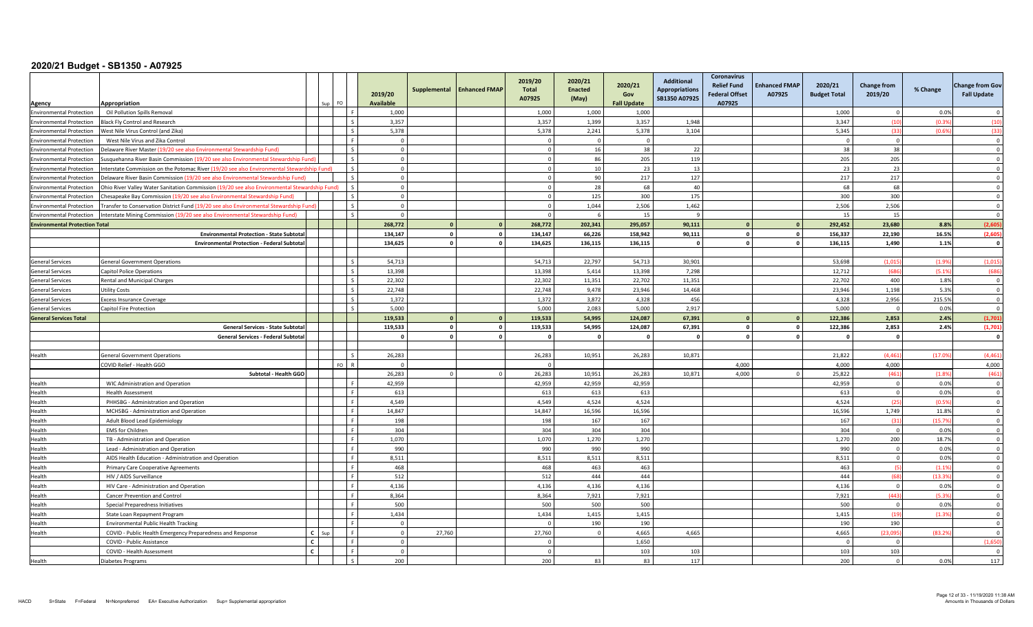# 2020/21 Budget - SB1350 - A07925

| Agency | Appropriation | | Sup | FO | | 2019/20 Available | Supplemental | Enhanced FMAP | 2019/20 Total A07925 | 2020/21 Enacted (May) | 2020/21 Gov Fall Update | Additional Appropriations SB1350 A07925 | Coronavirus Relief Fund Federal Offset A07925 | Enhanced FMAP A07925 | 2020/21 Budget Total | Change from 2019/20 | % Change | Change from Gov Fall Update |
|---|---|---|---|---|---|---|---|---|---|---|---|---|---|---|---|---|---|---|
| Environmental Protection | Oil Pollution Spills Removal | | | | F | 1,000 | | | 1,000 | 1,000 | 1,000 | | | | 1,000 | 0 | 0.0% | 0 |
| Environmental Protection | Black Fly Control and Research | | | | S | 3,357 | | | 3,357 | 1,399 | 3,357 | 1,948 | | | 3,347 | (10) | (0.3%) | (10) |
| Environmental Protection | West Nile Virus Control (and Zika) | | | | S | 5,378 | | | 5,378 | 2,241 | 5,378 | 3,104 | | | 5,345 | (33) | (0.6%) | (33) |
| Environmental Protection | West Nile Virus and Zika Control | | | | F | 0 | | | 0 | 0 | 0 | | | | 0 | 0 | | 0 |
| Environmental Protection | Delaware River Master (19/20 see also Environmental Stewardship Fund) | | | | S | 0 | | | 0 | 16 | 38 | 22 | | | 38 | 38 | | 0 |
| Environmental Protection | Susquehanna River Basin Commission (19/20 see also Environmental Stewardship Fund) | | | | S | 0 | | | 0 | 86 | 205 | 119 | | | 205 | 205 | | 0 |
| Environmental Protection | Interstate Commission on the Potomac River (19/20 see also Environmental Stewardship Fund) | | | | S | 0 | | | 0 | 10 | 23 | 13 | | | 23 | 23 | | 0 |
| Environmental Protection | Delaware River Basin Commission (19/20 see also Environmental Stewardship Fund) | | | | S | 0 | | | 0 | 90 | 217 | 127 | | | 217 | 217 | | 0 |
| Environmental Protection | Ohio River Valley Water Sanitation Commission (19/20 see also Environmental Stewardship Fund) | | | | S | 0 | | | 0 | 28 | 68 | 40 | | | 68 | 68 | | 0 |
| Environmental Protection | Chesapeake Bay Commission (19/20 see also Environmental Stewardship Fund) | | | | S | 0 | | | 0 | 125 | 300 | 175 | | | 300 | 300 | | 0 |
| Environmental Protection | Transfer to Conservation District Fund (19/20 see also Environmental Stewardship Fund) | | | | S | 0 | | | 0 | 1,044 | 2,506 | 1,462 | | | 2,506 | 2,506 | | 0 |
| Environmental Protection | Interstate Mining Commission (19/20 see also Environmental Stewardship Fund) | | | | S | 0 | | | 0 | 6 | 15 | 9 | | | 15 | 15 | | 0 |
| **Environmental Protection Total** | | | | | | **268,772** | **0** | **0** | **268,772** | **202,341** | **295,057** | **90,111** | **0** | **0** | **292,452** | **23,680** | **8.8%** | **(2,605)** |
| | **Environmental Protection - State Subtotal** | | | | | **134,147** | **0** | **0** | **134,147** | **66,226** | **158,942** | **90,111** | **0** | **0** | **156,337** | **22,190** | **16.5%** | **(2,605)** |
| | **Environmental Protection - Federal Subtotal** | | | | | **134,625** | **0** | **0** | **134,625** | **136,115** | **136,115** | **0** | **0** | **0** | **136,115** | **1,490** | **1.1%** | **0** |
| General Services | General Government Operations | | | | S | 54,713 | | | 54,713 | 22,797 | 54,713 | 30,901 | | | 53,698 | (1,015) | (1.9%) | (1,015) |
| General Services | Capitol Police Operations | | | | S | 13,398 | | | 13,398 | 5,414 | 13,398 | 7,298 | | | 12,712 | (686) | (5.1%) | (686) |
| General Services | Rental and Municipal Charges | | | | S | 22,302 | | | 22,302 | 11,351 | 22,702 | 11,351 | | | 22,702 | 400 | 1.8% | 0 |
| General Services | Utility Costs | | | | S | 22,748 | | | 22,748 | 9,478 | 23,946 | 14,468 | | | 23,946 | 1,198 | 5.3% | 0 |
| General Services | Excess Insurance Coverage | | | | S | 1,372 | | | 1,372 | 3,872 | 4,328 | 456 | | | 4,328 | 2,956 | 215.5% | 0 |
| General Services | Capitol Fire Protection | | | | S | 5,000 | | | 5,000 | 2,083 | 5,000 | 2,917 | | | 5,000 | 0 | 0.0% | 0 |
| **General Services Total** | | | | | | **119,533** | **0** | **0** | **119,533** | **54,995** | **124,087** | **67,391** | **0** | **0** | **122,386** | **2,853** | **2.4%** | **(1,701)** |
| | **General Services - State Subtotal** | | | | | **119,533** | **0** | **0** | **119,533** | **54,995** | **124,087** | **67,391** | **0** | **0** | **122,386** | **2,853** | **2.4%** | **(1,701)** |
| | **General Services - Federal Subtotal** | | | | | **0** | **0** | **0** | **0** | **0** | **0** | **0** | **0** | **0** | **0** | **0** | | **0** |
| Health | General Government Operations | | | | S | 26,283 | | | 26,283 | 10,951 | 26,283 | 10,871 | | | 21,822 | (4,461) | (17.0%) | (4,461) |
| | COVID Relief - Health GGO | | | FO | R | 0 | | | 0 | | | | 4,000 | | 4,000 | 4,000 | | 4,000 |
| | Subtotal - Health GGO | | | | | 26,283 | 0 | 0 | 26,283 | 10,951 | 26,283 | 10,871 | 4,000 | 0 | 25,822 | (461) | (1.8%) | (461) |
| Health | WIC Administration and Operation | | | | F | 42,959 | | | 42,959 | 42,959 | 42,959 | | | | 42,959 | 0 | 0.0% | 0 |
| Health | Health Assessment | | | | F | 613 | | | 613 | 613 | 613 | | | | 613 | 0 | 0.0% | 0 |
| Health | PHHSBG - Administration and Operation | | | | F | 4,549 | | | 4,549 | 4,524 | 4,524 | | | | 4,524 | (25) | (0.5%) | 0 |
| Health | MCHSBG - Administration and Operation | | | | F | 14,847 | | | 14,847 | 16,596 | 16,596 | | | | 16,596 | 1,749 | 11.8% | 0 |
| Health | Adult Blood Lead Epidemiology | | | | F | 198 | | | 198 | 167 | 167 | | | | 167 | (31) | (15.7%) | 0 |
| Health | EMS for Children | | | | F | 304 | | | 304 | 304 | 304 | | | | 304 | 0 | 0.0% | 0 |
| Health | TB - Administration and Operation | | | | F | 1,070 | | | 1,070 | 1,270 | 1,270 | | | | 1,270 | 200 | 18.7% | 0 |
| Health | Lead - Administration and Operation | | | | F | 990 | | | 990 | 990 | 990 | | | | 990 | 0 | 0.0% | 0 |
| Health | AIDS Health Education - Administration and Operation | | | | F | 8,511 | | | 8,511 | 8,511 | 8,511 | | | | 8,511 | 0 | 0.0% | 0 |
| Health | Primary Care Cooperative Agreements | | | | F | 468 | | | 468 | 463 | 463 | | | | 463 | (5) | (1.1%) | 0 |
| Health | HIV / AIDS Surveillance | | | | F | 512 | | | 512 | 444 | 444 | | | | 444 | (68) | (13.3%) | 0 |
| Health | HIV Care - Administration and Operation | | | | F | 4,136 | | | 4,136 | 4,136 | 4,136 | | | | 4,136 | 0 | 0.0% | 0 |
| Health | Cancer Prevention and Control | | | | F | 8,364 | | | 8,364 | 7,921 | 7,921 | | | | 7,921 | (443) | (5.3%) | 0 |
| Health | Special Preparedness Initiatives | | | | F | 500 | | | 500 | 500 | 500 | | | | 500 | 0 | 0.0% | 0 |
| Health | State Loan Repayment Program | | | | F | 1,434 | | | 1,434 | 1,415 | 1,415 | | | | 1,415 | (19) | (1.3%) | 0 |
| Health | Environmental Public Health Tracking | | | | F | 0 | | | 0 | 190 | 190 | | | | 190 | 190 | | 0 |
| Health | COVID - Public Health Emergency Preparedness and Response | C | Sup | | F | 0 | 27,760 | | 27,760 | 0 | 4,665 | 4,665 | | | 4,665 | (23,095) | (83.2%) | 0 |
| | COVID - Public Assistance | C | | | F | 0 | | | 0 | | 1,650 | | | | 0 | 0 | | (1,650) |
| | COVID - Health Assessment | C | | | F | 0 | | | 0 | | 103 | 103 | | | 103 | 103 | | 0 |
| Health | Diabetes Programs | | | | S | 200 | | | 200 | 83 | 83 | 117 | | | 200 | 0 | 0.0% | 117 |

HACD S=State F=Federal N=Nonpreferred EA= Executive Authorization Sup= Supplemental appropriation

Amounts in Thousands of Dollars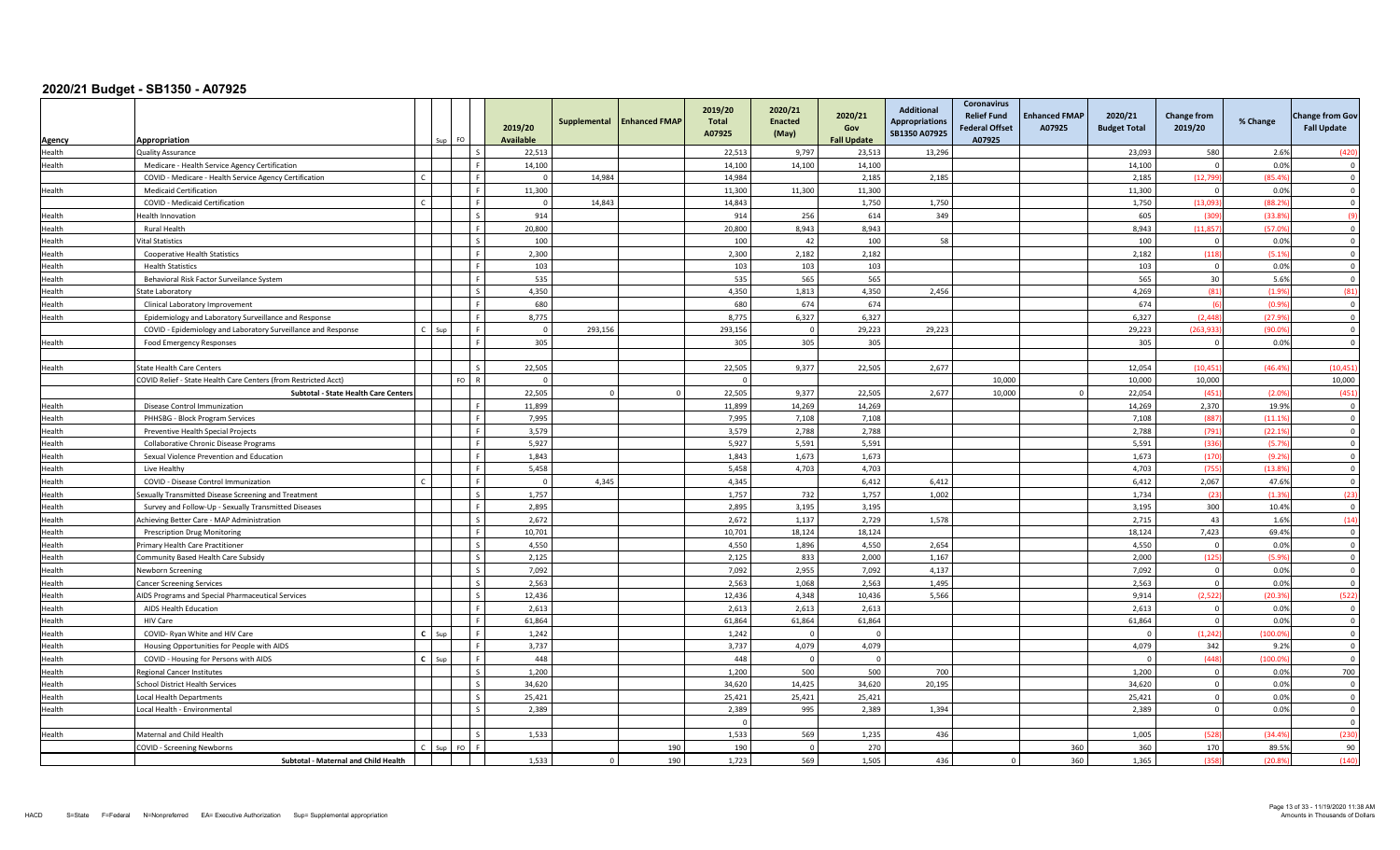# 2020/21 Budget - SB1350 - A07925

| Agency | Appropriation | | Sup | FO | | 2019/20 Available | Supplemental | Enhanced FMAP | 2019/20 Total A07925 | 2020/21 Enacted (May) | 2020/21 Gov Fall Update | Additional Appropriations SB1350 A07925 | Coronavirus Relief Fund Federal Offset A07925 | Enhanced FMAP A07925 | 2020/21 Budget Total | Change from 2019/20 | % Change | Change from Gov Fall Update |
|---|---|---|---|---|---|---|---|---|---|---|---|---|---|---|---|---|---|---|
| Health | Quality Assurance | | | | S | 22,513 | | | 22,513 | 9,797 | 23,513 | 13,296 | | | 23,093 | 580 | 2.6% | (420) |
| Health | Medicare - Health Service Agency Certification | | | | F | 14,100 | | | 14,100 | 14,100 | 14,100 | | | | 14,100 | 0 | 0.0% | 0 |
| | COVID - Medicare - Health Service Agency Certification | C | | | F | 0 | 14,984 | | 14,984 | | 2,185 | 2,185 | | | 2,185 | (12,799) | (85.4%) | 0 |
| Health | Medicaid Certification | | | | F | 11,300 | | | 11,300 | 11,300 | 11,300 | | | | 11,300 | 0 | 0.0% | 0 |
| | COVID - Medicaid Certification | C | | | F | 0 | 14,843 | | 14,843 | | 1,750 | 1,750 | | | 1,750 | (13,093) | (88.2%) | 0 |
| Health | Health Innovation | | | | S | 914 | | | 914 | 256 | 614 | 349 | | | 605 | (309) | (33.8%) | (9) |
| Health | Rural Health | | | | F | 20,800 | | | 20,800 | 8,943 | 8,943 | | | | 8,943 | (11,857) | (57.0%) | 0 |
| Health | Vital Statistics | | | | S | 100 | | | 100 | 42 | 100 | 58 | | | 100 | 0 | 0.0% | 0 |
| Health | Cooperative Health Statistics | | | | F | 2,300 | | | 2,300 | 2,182 | 2,182 | | | | 2,182 | (118) | (5.1%) | 0 |
| Health | Health Statistics | | | | F | 103 | | | 103 | 103 | 103 | | | | 103 | 0 | 0.0% | 0 |
| Health | Behavioral Risk Factor Surveillance System | | | | F | 535 | | | 535 | 565 | 565 | | | | 565 | 30 | 5.6% | 0 |
| Health | State Laboratory | | | | S | 4,350 | | | 4,350 | 1,813 | 4,350 | 2,456 | | | 4,269 | (81) | (1.9%) | (81) |
| Health | Clinical Laboratory Improvement | | | | F | 680 | | | 680 | 674 | 674 | | | | 674 | (6) | (0.9%) | 0 |
| Health | Epidemiology and Laboratory Surveillance and Response | | | | F | 8,775 | | | 8,775 | 6,327 | 6,327 | | | | 6,327 | (2,448) | (27.9%) | 0 |
| | COVID - Epidemiology and Laboratory Surveillance and Response | C | Sup | | F | 0 | 293,156 | | 293,156 | 0 | 29,223 | 29,223 | | | 29,223 | (263,933) | (90.0%) | 0 |
| Health | Food Emergency Responses | | | | F | 305 | | | 305 | 305 | 305 | | | | 305 | 0 | 0.0% | 0 |
| | | | | | | | | | | | | | | | | | | |
| Health | State Health Care Centers | | | | S | 22,505 | | | 22,505 | 9,377 | 22,505 | 2,677 | | | 12,054 | (10,451) | (46.4%) | (10,451) |
| | COVID Relief - State Health Care Centers (from Restricted Acct) | | | FO | R | 0 | | | 0 | | | | 10,000 | | 10,000 | 10,000 | | 10,000 |
| | **Subtotal - State Health Care Centers** | | | | | 22,505 | 0 | 0 | 22,505 | 9,377 | 22,505 | 2,677 | 10,000 | 0 | 22,054 | (451) | (2.0%) | (451) |
| Health | Disease Control Immunization | | | | F | 11,899 | | | 11,899 | 14,269 | 14,269 | | | | 14,269 | 2,370 | 19.9% | 0 |
| Health | PHHSBG - Block Program Services | | | | F | 7,995 | | | 7,995 | 7,108 | 7,108 | | | | 7,108 | (887) | (11.1%) | 0 |
| Health | Preventive Health Special Projects | | | | F | 3,579 | | | 3,579 | 2,788 | 2,788 | | | | 2,788 | (791) | (22.1%) | 0 |
| Health | Collaborative Chronic Disease Programs | | | | F | 5,927 | | | 5,927 | 5,591 | 5,591 | | | | 5,591 | (336) | (5.7%) | 0 |
| Health | Sexual Violence Prevention and Education | | | | F | 1,843 | | | 1,843 | 1,673 | 1,673 | | | | 1,673 | (170) | (9.2%) | 0 |
| Health | Live Healthy | | | | F | 5,458 | | | 5,458 | 4,703 | 4,703 | | | | 4,703 | (755) | (13.8%) | 0 |
| Health | COVID - Disease Control Immunization | C | | | F | 0 | 4,345 | | 4,345 | | 6,412 | 6,412 | | | 6,412 | 2,067 | 47.6% | 0 |
| Health | Sexually Transmitted Disease Screening and Treatment | | | | S | 1,757 | | | 1,757 | 732 | 1,757 | 1,002 | | | 1,734 | (23) | (1.3%) | (23) |
| Health | Survey and Follow-Up - Sexually Transmitted Diseases | | | | F | 2,895 | | | 2,895 | 3,195 | 3,195 | | | | 3,195 | 300 | 10.4% | 0 |
| Health | Achieving Better Care - MAP Administration | | | | S | 2,672 | | | 2,672 | 1,137 | 2,729 | 1,578 | | | 2,715 | 43 | 1.6% | (14) |
| Health | Prescription Drug Monitoring | | | | F | 10,701 | | | 10,701 | 18,124 | 18,124 | | | | 18,124 | 7,423 | 69.4% | 0 |
| Health | Primary Health Care Practitioner | | | | S | 4,550 | | | 4,550 | 1,896 | 4,550 | 2,654 | | | 4,550 | 0 | 0.0% | 0 |
| Health | Community Based Health Care Subsidy | | | | S | 2,125 | | | 2,125 | 833 | 2,000 | 1,167 | | | 2,000 | (125) | (5.9%) | 0 |
| Health | Newborn Screening | | | | S | 7,092 | | | 7,092 | 2,955 | 7,092 | 4,137 | | | 7,092 | 0 | 0.0% | 0 |
| Health | Cancer Screening Services | | | | S | 2,563 | | | 2,563 | 1,068 | 2,563 | 1,495 | | | 2,563 | 0 | 0.0% | 0 |
| Health | AIDS Programs and Special Pharmaceutical Services | | | | S | 12,436 | | | 12,436 | 4,348 | 10,436 | 5,566 | | | 9,914 | (2,522) | (20.3%) | (522) |
| Health | AIDS Health Education | | | | F | 2,613 | | | 2,613 | 2,613 | 2,613 | | | | 2,613 | 0 | 0.0% | 0 |
| Health | HIV Care | | | | F | 61,864 | | | 61,864 | 61,864 | 61,864 | | | | 61,864 | 0 | 0.0% | 0 |
| Health | COVID- Ryan White and HIV Care | C | Sup | | F | 1,242 | | | 1,242 | 0 | 0 | | | | 0 | (1,242) | (100.0%) | 0 |
| Health | Housing Opportunities for People with AIDS | | | | F | 3,737 | | | 3,737 | 4,079 | 4,079 | | | | 4,079 | 342 | 9.2% | 0 |
| Health | COVID - Housing for Persons with AIDS | C | Sup | | F | 448 | | | 448 | 0 | 0 | | | | 0 | (448) | (100.0%) | 0 |
| Health | Regional Cancer Institutes | | | | S | 1,200 | | | 1,200 | 500 | 500 | 700 | | | 1,200 | 0 | 0.0% | 700 |
| Health | School District Health Services | | | | S | 34,620 | | | 34,620 | 14,425 | 34,620 | 20,195 | | | 34,620 | 0 | 0.0% | 0 |
| Health | Local Health Departments | | | | S | 25,421 | | | 25,421 | 25,421 | 25,421 | | | | 25,421 | 0 | 0.0% | 0 |
| Health | Local Health - Environmental | | | | S | 2,389 | | | 2,389 | 995 | 2,389 | 1,394 | | | 2,389 | 0 | 0.0% | 0 |
| | | | | | | | | | 0 | | | | | | | | | 0 |
| Health | Maternal and Child Health | | | | S | 1,533 | | | 1,533 | 569 | 1,235 | 436 | | | 1,005 | (528) | (34.4%) | (230) |
| | COVID - Screening Newborns | C | Sup | FO | F | | | 190 | 190 | 0 | 270 | | | 360 | 360 | 170 | 89.5% | 90 |
| | **Subtotal - Maternal and Child Health** | | | | | 1,533 | 0 | 190 | 1,723 | 569 | 1,505 | 436 | 0 | 360 | 1,365 | (358) | (20.8%) | (140) |

HACD S=State F=Federal N=Nonpreferred EA= Executive Authorization Sup= Supplemental appropriation

Amounts in Thousands of Dollars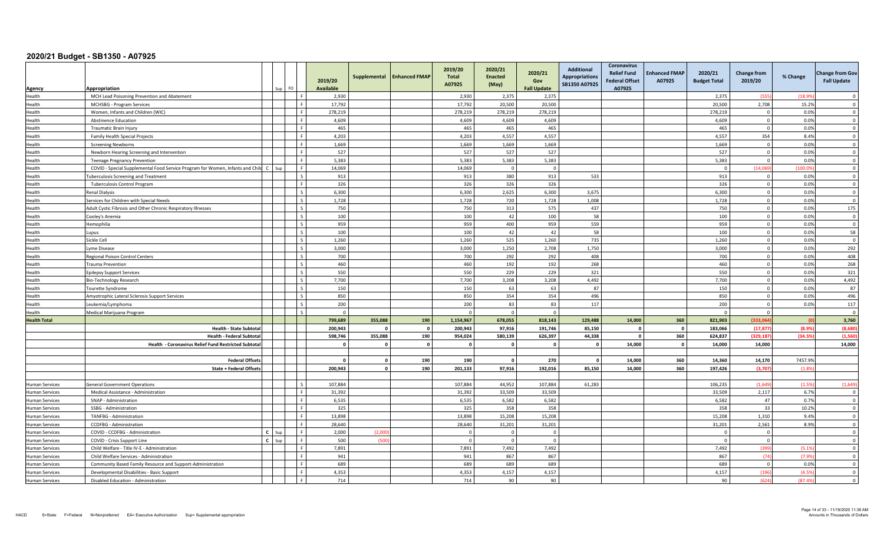# 2020/21 Budget - SB1350 - A07925

| Agency | Appropriation | | Sup | FO | 2019/20 Available | Supplemental | Enhanced FMAP | 2019/20 Total A07925 | 2020/21 Enacted (May) | 2020/21 Gov Fall Update | Additional Appropriations SB1350 A07925 | Coronavirus Relief Fund Federal Offset A07925 | Enhanced FMAP A07925 | 2020/21 Budget Total | Change from 2019/20 | % Change | Change from Gov Fall Update |
|---|---|---|---|---|---|---|---|---|---|---|---|---|---|---|---|---|---|
| Health | MCH Lead Poisoning Prevention and Abatement | | | F | 2,930 | | | 2,930 | 2,375 | 2,375 | | | | 2,375 | (555) | (18.9%) | 0 |
| Health | MCHSBG - Program Services | | | F | 17,792 | | | 17,792 | 20,500 | 20,500 | | | | 20,500 | 2,708 | 15.2% | 0 |
| Health | Women, Infants and Children (WIC) | | | F | 278,219 | | | 278,219 | 278,219 | 278,219 | | | | 278,219 | 0 | 0.0% | 0 |
| Health | Abstinence Education | | | F | 4,609 | | | 4,609 | 4,609 | 4,609 | | | | 4,609 | 0 | 0.0% | 0 |
| Health | Traumatic Brain Injury | | | F | 465 | | | 465 | 465 | 465 | | | | 465 | 0 | 0.0% | 0 |
| Health | Family Health Special Projects | | | F | 4,203 | | | 4,203 | 4,557 | 4,557 | | | | 4,557 | 354 | 8.4% | 0 |
| Health | Screening Newborns | | | F | 1,669 | | | 1,669 | 1,669 | 1,669 | | | | 1,669 | 0 | 0.0% | 0 |
| Health | Newborn Hearing Screening and Intervention | | | F | 527 | | | 527 | 527 | 527 | | | | 527 | 0 | 0.0% | 0 |
| Health | Teenage Pregnancy Prevention | | | F | 5,383 | | | 5,383 | 5,383 | 5,383 | | | | 5,383 | 0 | 0.0% | 0 |
| Health | COVID - Special Supplemental Food Service Program for Women, Infants and Child | C | Sup | F | 14,069 | | | 14,069 | 0 | 0 | | | | 0 | (14,069) | (100.0%) | 0 |
| Health | Tuberculosis Screening and Treatment | | | S | 913 | | | 913 | 380 | 913 | 533 | | | 913 | 0 | 0.0% | 0 |
| Health | Tuberculosis Control Program | | | F | 326 | | | 326 | 326 | 326 | | | | 326 | 0 | 0.0% | 0 |
| Health | Renal Dialysis | | | S | 6,300 | | | 6,300 | 2,625 | 6,300 | 3,675 | | | 6,300 | 0 | 0.0% | 0 |
| Health | Services for Children with Special Needs | | | S | 1,728 | | | 1,728 | 720 | 1,728 | 1,008 | | | 1,728 | 0 | 0.0% | 0 |
| Health | Adult Cystic Fibrosis and Other Chronic Respiratory Illnesses | | | S | 750 | | | 750 | 313 | 575 | 437 | | | 750 | 0 | 0.0% | 175 |
| Health | Cooley's Anemia | | | S | 100 | | | 100 | 42 | 100 | 58 | | | 100 | 0 | 0.0% | 0 |
| Health | Hemophilia | | | S | 959 | | | 959 | 400 | 959 | 559 | | | 959 | 0 | 0.0% | 0 |
| Health | Lupus | | | S | 100 | | | 100 | 42 | 42 | 58 | | | 100 | 0 | 0.0% | 58 |
| Health | Sickle Cell | | | S | 1,260 | | | 1,260 | 525 | 1,260 | 735 | | | 1,260 | 0 | 0.0% | 0 |
| Health | Lyme Disease | | | S | 3,000 | | | 3,000 | 1,250 | 2,708 | 1,750 | | | 3,000 | 0 | 0.0% | 292 |
| Health | Regional Poison Control Centers | | | S | 700 | | | 700 | 292 | 292 | 408 | | | 700 | 0 | 0.0% | 408 |
| Health | Trauma Prevention | | | S | 460 | | | 460 | 192 | 192 | 268 | | | 460 | 0 | 0.0% | 268 |
| Health | Epilepsy Support Services | | | S | 550 | | | 550 | 229 | 229 | 321 | | | 550 | 0 | 0.0% | 321 |
| Health | Bio-Technology Research | | | S | 7,700 | | | 7,700 | 3,208 | 3,208 | 4,492 | | | 7,700 | 0 | 0.0% | 4,492 |
| Health | Tourette Syndrome | | | S | 150 | | | 150 | 63 | 63 | 87 | | | 150 | 0 | 0.0% | 87 |
| Health | Amyotrophic Lateral Sclerosis Support Services | | | S | 850 | | | 850 | 354 | 354 | 496 | | | 850 | 0 | 0.0% | 496 |
| Health | Leukemia/Lymphoma | | | S | 200 | | | 200 | 83 | 83 | 117 | | | 200 | 0 | 0.0% | 117 |
| Health | Medical Marijuana Program | | | S | 0 | | | 0 | 0 | 0 | | | | 0 | 0 | | 0 |
| **Health Total** | | | | | **799,689** | **355,088** | **190** | **1,154,967** | **678,055** | **818,143** | **129,488** | **14,000** | **360** | **821,903** | **(333,064)** | **(0)** | **3,760** |
| | **Health - State Subtotal** | | | | **200,943** | **0** | **0** | **200,943** | **97,916** | **191,746** | **85,150** | **0** | **0** | **183,066** | **(17,877)** | **(8.9%)** | **(8,680)** |
| | **Health - Federal Subtotal** | | | | **598,746** | **355,088** | **190** | **954,024** | **580,139** | **626,397** | **44,338** | **0** | **360** | **624,837** | **(329,187)** | **(34.5%)** | **(1,560)** |
| | **Health - Coronavirus Relief Fund Restricted Subtotal** | | | | **0** | **0** | **0** | **0** | **0** | **0** | **0** | **14,000** | **0** | **14,000** | **14,000** | | **14,000** |
| | **Federal Offsets** | | | | **0** | **0** | **190** | **190** | **0** | **270** | **0** | **14,000** | **360** | **14,360** | **14,170** | **7457.9%** | |
| | **State + Federal Offsets** | | | | **200,943** | **0** | **190** | **201,133** | **97,916** | **192,016** | **85,150** | **14,000** | **360** | **197,426** | **(3,707)** | **(1.8%)** | |
| Human Services | General Government Operations | | | S | 107,884 | | | 107,884 | 44,952 | 107,884 | 61,283 | | | 106,235 | (1,649) | (1.5%) | (1,649) |
| Human Services | Medical Assistance - Administration | | | F | 31,392 | | | 31,392 | 33,509 | 33,509 | | | | 33,509 | 2,117 | 6.7% | 0 |
| Human Services | SNAP - Administration | | | F | 6,535 | | | 6,535 | 6,582 | 6,582 | | | | 6,582 | 47 | 0.7% | 0 |
| Human Services | SSBG - Administration | | | F | 325 | | | 325 | 358 | 358 | | | | 358 | 33 | 10.2% | 0 |
| Human Services | TANFBG - Administration | | | F | 13,898 | | | 13,898 | 15,208 | 15,208 | | | | 15,208 | 1,310 | 9.4% | 0 |
| Human Services | CCDFBG - Administration | | | F | 28,640 | | | 28,640 | 31,201 | 31,201 | | | | 31,201 | 2,561 | 8.9% | 0 |
| Human Services | COVID - CCDFBG - Administration | C | Sup | F | 2,000 | (2,000) | | 0 | 0 | 0 | | | | 0 | 0 | | 0 |
| Human Services | COVID - Crisis Support Line | C | Sup | F | 500 | (500) | | 0 | 0 | 0 | | | | 0 | 0 | | 0 |
| Human Services | Child Welfare - Title IV-E - Administration | | | F | 7,891 | | | 7,891 | 7,492 | 7,492 | | | | 7,492 | (399) | (5.1%) | 0 |
| Human Services | Child Welfare Services - Administration | | | F | 941 | | | 941 | 867 | 867 | | | | 867 | (74) | (7.9%) | 0 |
| Human Services | Community Based Family Resource and Support-Administration | | | F | 689 | | | 689 | 689 | 689 | | | | 689 | 0 | 0.0% | 0 |
| Human Services | Developmental Disabilities - Basic Support | | | F | 4,353 | | | 4,353 | 4,157 | 4,157 | | | | 4,157 | (196) | (4.5%) | 0 |
| Human Services | Disabled Education - Administration | | | F | 714 | | | 714 | 90 | 90 | | | | 90 | (624) | (87.4%) | 0 |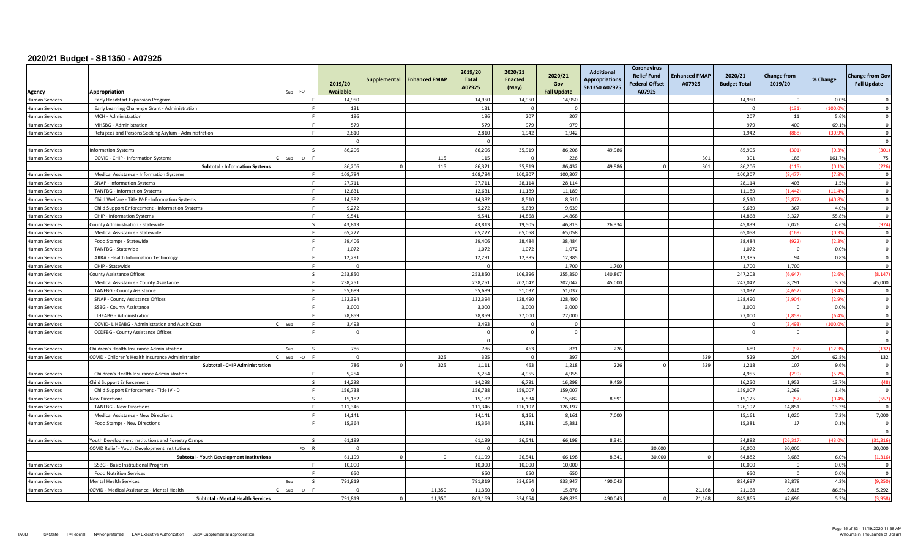# 2020/21 Budget - SB1350 - A07925

| Agency | Appropriation | | Sup | FO | | 2019/20 Available | Supplemental | Enhanced FMAP | 2019/20 Total A07925 | 2020/21 Enacted (May) | 2020/21 Gov Fall Update | Additional Appropriations SB1350 A07925 | Coronavirus Relief Fund Federal Offset A07925 | Enhanced FMAP A07925 | 2020/21 Budget Total | Change from 2019/20 | % Change | Change from Gov Fall Update |
|---|---|---|---|---|---|---|---|---|---|---|---|---|---|---|---|---|---|---|
| Human Services | Early Headstart Expansion Program | | | | F | 14,950 | | | 14,950 | 14,950 | 14,950 | | | | 14,950 | 0 | 0.0% | 0 |
| Human Services | Early Learning Challenge Grant - Administration | | | | F | 131 | | | 131 | 0 | 0 | | | | 0 | (131) | (100.0%) | 0 |
| Human Services | MCH - Administration | | | | F | 196 | | | 196 | 207 | 207 | | | | 207 | 11 | 5.6% | 0 |
| Human Services | MHSBG - Administration | | | | F | 579 | | | 579 | 979 | 979 | | | | 979 | 400 | 69.1% | 0 |
| Human Services | Refugees and Persons Seeking Asylum - Administration | | | | F | 2,810 | | | 2,810 | 1,942 | 1,942 | | | | 1,942 | (868) | (30.9%) | 0 |
| | | | | | | 0 | | | 0 | | | | | | | | | 0 |
| Human Services | Information Systems | | | | S | 86,206 | | | 86,206 | 35,919 | 86,206 | 49,986 | | | 85,905 | (301) | (0.3%) | (301) |
| Human Services | COVID - CHIP - Information Systems | C | Sup | FO | F | | | 115 | 115 | 0 | 226 | | | 301 | 301 | 186 | 161.7% | 75 |
| | Subtotal - Information Systems | | | | | 86,206 | 0 | 115 | 86,321 | 35,919 | 86,432 | 49,986 | 0 | 301 | 86,206 | (115) | (0.1%) | (226) |
| Human Services | Medical Assistance - Information Systems | | | | F | 108,784 | | | 108,784 | 100,307 | 100,307 | | | | 100,307 | (8,477) | (7.8%) | 0 |
| Human Services | SNAP - Information Systems | | | | F | 27,711 | | | 27,711 | 28,114 | 28,114 | | | | 28,114 | 403 | 1.5% | 0 |
| Human Services | TANFBG - Information Systems | | | | F | 12,631 | | | 12,631 | 11,189 | 11,189 | | | | 11,189 | (1,442) | (11.4%) | 0 |
| Human Services | Child Welfare - Title IV-E - Information Systems | | | | F | 14,382 | | | 14,382 | 8,510 | 8,510 | | | | 8,510 | (5,872) | (40.8%) | 0 |
| Human Services | Child Support Enforcement - Information Systems | | | | F | 9,272 | | | 9,272 | 9,639 | 9,639 | | | | 9,639 | 367 | 4.0% | 0 |
| Human Services | CHIP - Information Systems | | | | F | 9,541 | | | 9,541 | 14,868 | 14,868 | | | | 14,868 | 5,327 | 55.8% | 0 |
| Human Services | County Administration - Statewide | | | | S | 43,813 | | | 43,813 | 19,505 | 46,813 | 26,334 | | | 45,839 | 2,026 | 4.6% | (974) |
| Human Services | Medical Assistance - Statewide | | | | F | 65,227 | | | 65,227 | 65,058 | 65,058 | | | | 65,058 | (169) | (0.3%) | 0 |
| Human Services | Food Stamps - Statewide | | | | F | 39,406 | | | 39,406 | 38,484 | 38,484 | | | | 38,484 | (922) | (2.3%) | 0 |
| Human Services | TANFBG - Statewide | | | | F | 1,072 | | | 1,072 | 1,072 | 1,072 | | | | 1,072 | 0 | 0.0% | 0 |
| Human Services | ARRA - Health Information Technology | | | | F | 12,291 | | | 12,291 | 12,385 | 12,385 | | | | 12,385 | 94 | 0.8% | 0 |
| Human Services | CHIP - Statewide | | | | F | 0 | | | 0 | | 1,700 | 1,700 | | | 1,700 | 1,700 | | 0 |
| Human Services | County Assistance Offices | | | | S | 253,850 | | | 253,850 | 106,396 | 255,350 | 140,807 | | | 247,203 | (6,647) | (2.6%) | (8,147) |
| Human Services | Medical Assistance - County Assistance | | | | F | 238,251 | | | 238,251 | 202,042 | 202,042 | 45,000 | | | 247,042 | 8,791 | 3.7% | 45,000 |
| Human Services | TANFBG - County Assistance | | | | F | 55,689 | | | 55,689 | 51,037 | 51,037 | | | | 51,037 | (4,652) | (8.4%) | 0 |
| Human Services | SNAP - County Assistance Offices | | | | F | 132,394 | | | 132,394 | 128,490 | 128,490 | | | | 128,490 | (3,904) | (2.9%) | 0 |
| Human Services | SSBG - County Assistance | | | | F | 3,000 | | | 3,000 | 3,000 | 3,000 | | | | 3,000 | 0 | 0.0% | 0 |
| Human Services | LIHEABG - Administration | | | | F | 28,859 | | | 28,859 | 27,000 | 27,000 | | | | 27,000 | (1,859) | (6.4%) | 0 |
| Human Services | COVID- LIHEABG - Administration and Audit Costs | C | Sup | | F | 3,493 | | | 3,493 | 0 | 0 | | | | 0 | (3,493) | (100.0%) | 0 |
| Human Services | CCDFBG - County Assistance Offices | | | | F | 0 | | | 0 | 0 | 0 | | | | 0 | 0 | | 0 |
| | | | | | | | | | 0 | | | | | | | | | 0 |
| Human Services | Children's Health Insurance Administration | | Sup | | S | 786 | | | 786 | 463 | 821 | 226 | | | 689 | (97) | (12.3%) | (132) |
| Human Services | COVID - Children's Health Insurance Administration | C | Sup | FO | F | 0 | | 325 | 325 | 0 | 397 | | | 529 | 529 | 204 | 62.8% | 132 |
| | Subtotal - CHIP Administration | | | | | 786 | 0 | 325 | 1,111 | 463 | 1,218 | 226 | 0 | 529 | 1,218 | 107 | 9.6% | 0 |
| Human Services | Children's Health Insurance Administration | | | | F | 5,254 | | | 5,254 | 4,955 | 4,955 | | | | 4,955 | (299) | (5.7%) | 0 |
| Human Services | Child Support Enforcement | | | | S | 14,298 | | | 14,298 | 6,791 | 16,298 | 9,459 | | | 16,250 | 1,952 | 13.7% | (48) |
| Human Services | Child Support Enforcement - Title IV - D | | | | F | 156,738 | | | 156,738 | 159,007 | 159,007 | | | | 159,007 | 2,269 | 1.4% | 0 |
| Human Services | New Directions | | | | S | 15,182 | | | 15,182 | 6,534 | 15,682 | 8,591 | | | 15,125 | (57) | (0.4%) | (557) |
| Human Services | TANFBG - New Directions | | | | F | 111,346 | | | 111,346 | 126,197 | 126,197 | | | | 126,197 | 14,851 | 13.3% | 0 |
| Human Services | Medical Assistance - New Directions | | | | F | 14,141 | | | 14,141 | 8,161 | 8,161 | 7,000 | | | 15,161 | 1,020 | 7.2% | 7,000 |
| Human Services | Food Stamps - New Directions | | | | F | 15,364 | | | 15,364 | 15,381 | 15,381 | | | | 15,381 | 17 | 0.1% | 0 |
| | | | | | | | | | | | | | | | | | | 0 |
| Human Services | Youth Development Institutions and Forestry Camps | | | | S | 61,199 | | | 61,199 | 26,541 | 66,198 | 8,341 | | | 34,882 | (26,317) | (43.0%) | (31,316) |
| | COVID Relief - Youth Development Institutions | | | FO | R | 0 | | | 0 | | | | 30,000 | | 30,000 | 30,000 | | 30,000 |
| | Subtotal - Youth Development Institutions | | | | | 61,199 | 0 | 0 | 61,199 | 26,541 | 66,198 | 8,341 | 30,000 | 0 | 64,882 | 3,683 | 6.0% | (1,316) |
| Human Services | SSBG - Basic Institutional Program | | | | F | 10,000 | | | 10,000 | 10,000 | 10,000 | | | | 10,000 | 0 | 0.0% | 0 |
| Human Services | Food Nutrition Services | | | | F | 650 | | | 650 | 650 | 650 | | | | 650 | 0 | 0.0% | 0 |
| Human Services | Mental Health Services | | Sup | | S | 791,819 | | | 791,819 | 334,654 | 833,947 | 490,043 | | | 824,697 | 32,878 | 4.2% | (9,250) |
| Human Services | COVID - Medical Assistance - Mental Health | C | Sup | FO | F | 0 | | 11,350 | 11,350 | 0 | 15,876 | | | 21,168 | 21,168 | 9,818 | 86.5% | 5,292 |
| | Subtotal - Mental Health Services | | | | | 791,819 | 0 | 11,350 | 803,169 | 334,654 | 849,823 | 490,043 | 0 | 21,168 | 845,865 | 42,696 | 5.3% | (3,958) |

HACD S=State F=Federal N=Nonpreferred EA= Executive Authorization Sup= Supplemental appropriation

Amounts in Thousands of Dollars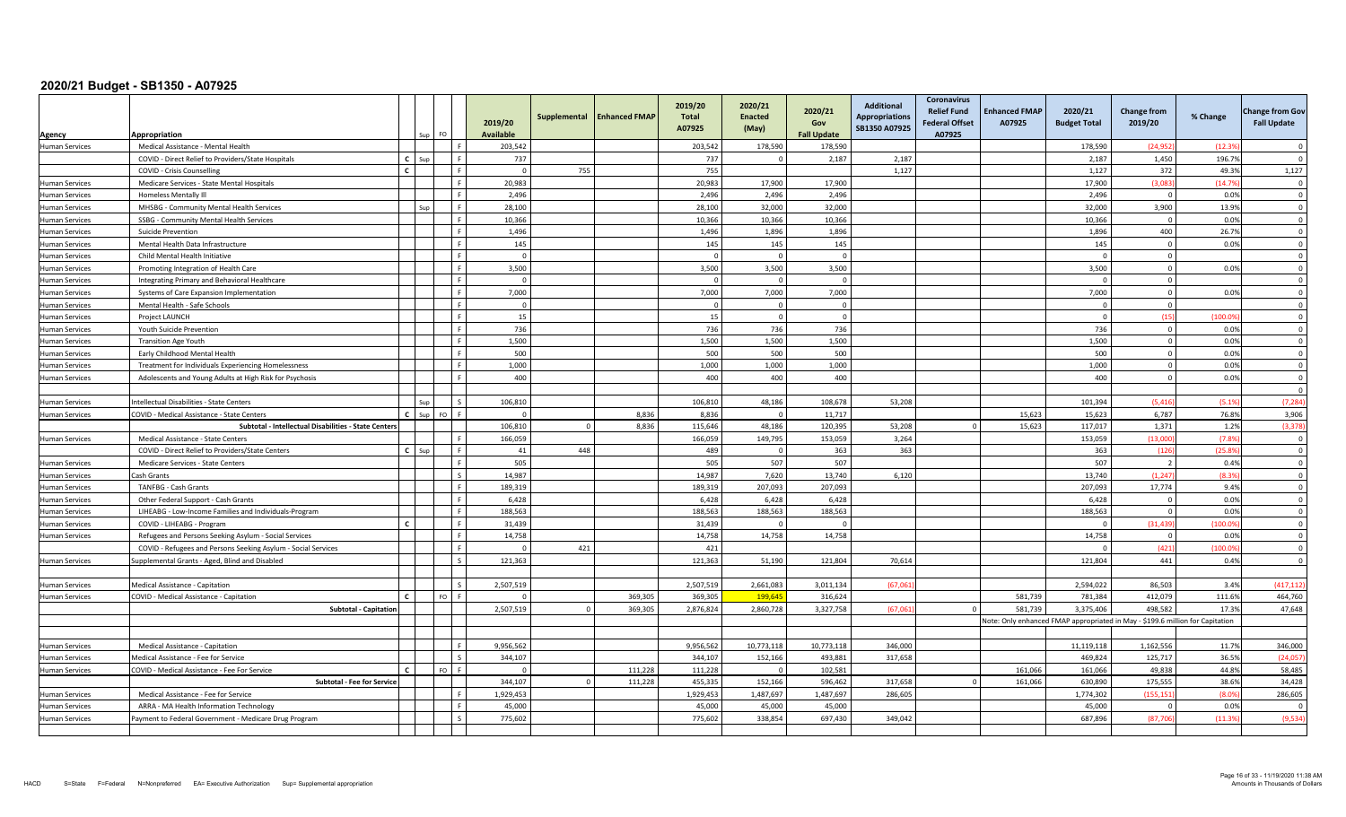# 2020/21 Budget - SB1350 - A07925

| Agency | Appropriation | | Sup | FO | | 2019/20 Available | Supplemental | Enhanced FMAP | 2019/20 Total A07925 | 2020/21 Enacted (May) | 2020/21 Gov Fall Update | Additional Appropriations SB1350 A07925 | Coronavirus Relief Fund Federal Offset A07925 | Enhanced FMAP A07925 | 2020/21 Budget Total | Change from 2019/20 | % Change | Change from Gov Fall Update |
|---|---|---|---|---|---|---|---|---|---|---|---|---|---|---|---|---|---|---|
| Human Services | Medical Assistance - Mental Health | | | | F | 203,542 | | | 203,542 | 178,590 | 178,590 | | | | 178,590 | (24,952) | (12.3%) | 0 |
| | COVID - Direct Relief to Providers/State Hospitals | C | Sup | | F | 737 | | | 737 | 0 | 2,187 | 2,187 | | | 2,187 | 1,450 | 196.7% | 0 |
| | COVID - Crisis Counselling | C | | | F | 0 | 755 | | 755 | | | 1,127 | | | 1,127 | 372 | 49.3% | 1,127 |
| Human Services | Medicare Services - State Mental Hospitals | | | | F | 20,983 | | | 20,983 | 17,900 | 17,900 | | | | 17,900 | (3,083) | (14.7%) | 0 |
| Human Services | Homeless Mentally Ill | | | | F | 2,496 | | | 2,496 | 2,496 | 2,496 | | | | 2,496 | 0 | 0.0% | 0 |
| Human Services | MHSBG - Community Mental Health Services | | Sup | | F | 28,100 | | | 28,100 | 32,000 | 32,000 | | | | 32,000 | 3,900 | 13.9% | 0 |
| Human Services | SSBG - Community Mental Health Services | | | | F | 10,366 | | | 10,366 | 10,366 | 10,366 | | | | 10,366 | 0 | 0.0% | 0 |
| Human Services | Suicide Prevention | | | | F | 1,496 | | | 1,496 | 1,896 | 1,896 | | | | 1,896 | 400 | 26.7% | 0 |
| Human Services | Mental Health Data Infrastructure | | | | F | 145 | | | 145 | 145 | 145 | | | | 145 | 0 | 0.0% | 0 |
| Human Services | Child Mental Health Initiative | | | | F | 0 | | | 0 | 0 | 0 | | | | 0 | 0 | | 0 |
| Human Services | Promoting Integration of Health Care | | | | F | 3,500 | | | 3,500 | 3,500 | 3,500 | | | | 3,500 | 0 | 0.0% | 0 |
| Human Services | Integrating Primary and Behavioral Healthcare | | | | F | 0 | | | 0 | 0 | 0 | | | | 0 | 0 | | 0 |
| Human Services | Systems of Care Expansion Implementation | | | | F | 7,000 | | | 7,000 | 7,000 | 7,000 | | | | 7,000 | 0 | 0.0% | 0 |
| Human Services | Mental Health - Safe Schools | | | | F | 0 | | | 0 | 0 | 0 | | | | 0 | 0 | | 0 |
| Human Services | Project LAUNCH | | | | F | 15 | | | 15 | 0 | 0 | | | | 0 | (15) | (100.0%) | 0 |
| Human Services | Youth Suicide Prevention | | | | F | 736 | | | 736 | 736 | 736 | | | | 736 | 0 | 0.0% | 0 |
| Human Services | Transition Age Youth | | | | F | 1,500 | | | 1,500 | 1,500 | 1,500 | | | | 1,500 | 0 | 0.0% | 0 |
| Human Services | Early Childhood Mental Health | | | | F | 500 | | | 500 | 500 | 500 | | | | 500 | 0 | 0.0% | 0 |
| Human Services | Treatment for Individuals Experiencing Homelessness | | | | F | 1,000 | | | 1,000 | 1,000 | 1,000 | | | | 1,000 | 0 | 0.0% | 0 |
| Human Services | Adolescents and Young Adults at High Risk for Psychosis | | | | F | 400 | | | 400 | 400 | 400 | | | | 400 | 0 | 0.0% | 0 |
| | | | | | | | | | | | | | | | | | | 0 |
| Human Services | Intellectual Disabilities - State Centers | | Sup | | S | 106,810 | | | 106,810 | 48,186 | 108,678 | 53,208 | | | 101,394 | (5,416) | (5.1%) | (7,284) |
| Human Services | COVID - Medical Assistance - State Centers | C | Sup | FO | F | 0 | | 8,836 | 8,836 | 0 | 11,717 | | | 15,623 | 15,623 | 6,787 | 76.8% | 3,906 |
| | **Subtotal - Intellectual Disabilities - State Centers** | | | | | 106,810 | 0 | 8,836 | 115,646 | 48,186 | 120,395 | 53,208 | 0 | 15,623 | 117,017 | 1,371 | 1.2% | (3,378) |
| Human Services | Medical Assistance - State Centers | | | | F | 166,059 | | | 166,059 | 149,795 | 153,059 | 3,264 | | | 153,059 | (13,000) | (7.8%) | 0 |
| | COVID - Direct Relief to Providers/State Centers | C | Sup | | F | 41 | 448 | | 489 | 0 | 363 | 363 | | | 363 | (126) | (25.8%) | 0 |
| Human Services | Medicare Services - State Centers | | | | F | 505 | | | 505 | 507 | 507 | | | | 507 | 2 | 0.4% | 0 |
| Human Services | Cash Grants | | | | S | 14,987 | | | 14,987 | 7,620 | 13,740 | 6,120 | | | 13,740 | (1,247) | (8.3%) | 0 |
| Human Services | TANFBG - Cash Grants | | | | F | 189,319 | | | 189,319 | 207,093 | 207,093 | | | | 207,093 | 17,774 | 9.4% | 0 |
| Human Services | Other Federal Support - Cash Grants | | | | F | 6,428 | | | 6,428 | 6,428 | 6,428 | | | | 6,428 | 0 | 0.0% | 0 |
| Human Services | LIHEABG - Low-Income Families and Individuals-Program | | | | F | 188,563 | | | 188,563 | 188,563 | 188,563 | | | | 188,563 | 0 | 0.0% | 0 |
| Human Services | COVID - LIHEABG - Program | C | | | F | 31,439 | | | 31,439 | 0 | 0 | | | | 0 | (31,439) | (100.0%) | 0 |
| Human Services | Refugees and Persons Seeking Asylum - Social Services | | | | F | 14,758 | | | 14,758 | 14,758 | 14,758 | | | | 14,758 | 0 | 0.0% | 0 |
| | COVID - Refugees and Persons Seeking Asylum - Social Services | | | | F | 0 | 421 | | 421 | | | | | | 0 | (421) | (100.0%) | 0 |
| Human Services | Supplemental Grants - Aged, Blind and Disabled | | | | S | 121,363 | | | 121,363 | 51,190 | 121,804 | 70,614 | | | 121,804 | 441 | 0.4% | 0 |
| | | | | | | | | | | | | | | | | | | |
| Human Services | Medical Assistance - Capitation | | | | S | 2,507,519 | | | 2,507,519 | 2,661,083 | 3,011,134 | (67,061) | | | 2,594,022 | 86,503 | 3.4% | (417,112) |
| Human Services | COVID - Medical Assistance - Capitation | C | | FO | F | 0 | | 369,305 | 369,305 | 199,645 | 316,624 | | | 581,739 | 781,384 | 412,079 | 111.6% | 464,760 |
| | **Subtotal - Capitation** | | | | | 2,507,519 | 0 | 369,305 | 2,876,824 | 2,860,728 | 3,327,758 | (67,061) | 0 | 581,739 | 3,375,406 | 498,582 | 17.3% | 47,648 |
| | | | | | | | | | | | | | | Note: Only enhanced FMAP appropriated in May - $199.6 million for Capitation | | | | |
| | | | | | | | | | | | | | | | | | | |
| Human Services | Medical Assistance - Capitation | | | | F | 9,956,562 | | | 9,956,562 | 10,773,118 | 10,773,118 | 346,000 | | | 11,119,118 | 1,162,556 | 11.7% | 346,000 |
| Human Services | Medical Assistance - Fee for Service | | | | S | 344,107 | | | 344,107 | 152,166 | 493,881 | 317,658 | | | 469,824 | 125,717 | 36.5% | (24,057) |
| Human Services | COVID - Medical Assistance - Fee For Service | C | | FO | F | 0 | | 111,228 | 111,228 | 0 | 102,581 | | | 161,066 | 161,066 | 49,838 | 44.8% | 58,485 |
| | **Subtotal - Fee for Service** | | | | | 344,107 | 0 | 111,228 | 455,335 | 152,166 | 596,462 | 317,658 | 0 | 161,066 | 630,890 | 175,555 | 38.6% | 34,428 |
| Human Services | Medical Assistance - Fee for Service | | | | F | 1,929,453 | | | 1,929,453 | 1,487,697 | 1,487,697 | 286,605 | | | 1,774,302 | (155,151) | (8.0%) | 286,605 |
| Human Services | ARRA - MA Health Information Technology | | | | F | 45,000 | | | 45,000 | 45,000 | 45,000 | | | | 45,000 | 0 | 0.0% | 0 |
| Human Services | Payment to Federal Government - Medicare Drug Program | | | | S | 775,602 | | | 775,602 | 338,854 | 697,430 | 349,042 | | | 687,896 | (87,706) | (11.3%) | (9,534) |

HACD S=State F=Federal N=Nonpreferred EA= Executive Authorization Sup= Supplemental appropriation

Amounts in Thousands of Dollars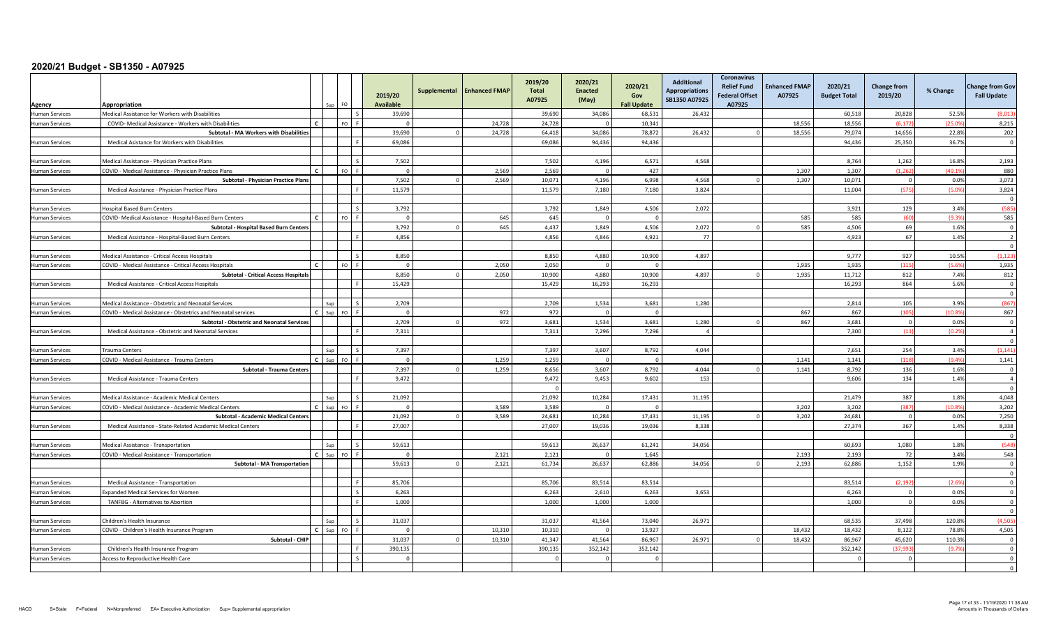# 2020/21 Budget - SB1350 - A07925

| Agency | Appropriation | | Sup | FO | | 2019/20 Available | Supplemental | Enhanced FMAP | 2019/20 Total A07925 | 2020/21 Enacted (May) | 2020/21 Gov Fall Update | Additional Appropriations SB1350 A07925 | Coronavirus Relief Fund Federal Offset A07925 | Enhanced FMAP A07925 | 2020/21 Budget Total | Change from 2019/20 | % Change | Change from Gov Fall Update |
|---|---|---|---|---|---|---|---|---|---|---|---|---|---|---|---|---|---|---|
| Human Services | Medical Assistance for Workers with Disabilities | | | | S | 39,690 | | | 39,690 | 34,086 | 68,531 | 26,432 | | | 60,518 | 20,828 | 52.5% | (8,013) |
| Human Services | COVID- Medical Assistance - Workers with Disabilities | C | | FO | F | 0 | | 24,728 | 24,728 | 0 | 10,341 | | | 18,556 | 18,556 | (6,172) | (25.0%) | 8,215 |
| | **Subtotal - MA Workers with Disabilities** | | | | | 39,690 | 0 | 24,728 | 64,418 | 34,086 | 78,872 | 26,432 | 0 | 18,556 | 79,074 | 14,656 | 22.8% | 202 |
| Human Services | Medical Asistance for Workers with Disabilities | | | | F | 69,086 | | | 69,086 | 94,436 | 94,436 | | | | 94,436 | 25,350 | 36.7% | 0 |
| | | | | | | | | | | | | | | | | | | |
| Human Services | Medical Assistance - Physician Practice Plans | | | | S | 7,502 | | | 7,502 | 4,196 | 6,571 | 4,568 | | | 8,764 | 1,262 | 16.8% | 2,193 |
| Human Services | COVID - Medical Assistance - Physician Practice Plans | C | | FO | F | 0 | | 2,569 | 2,569 | 0 | 427 | | | 1,307 | 1,307 | (1,262) | (49.1%) | 880 |
| | **Subtotal - Physician Practice Plans** | | | | | 7,502 | 0 | 2,569 | 10,071 | 4,196 | 6,998 | 4,568 | 0 | 1,307 | 10,071 | 0 | 0.0% | 3,073 |
| Human Services | Medical Assistance - Physician Practice Plans | | | | F | 11,579 | | | 11,579 | 7,180 | 7,180 | 3,824 | | | 11,004 | (575) | (5.0%) | 3,824 |
| | | | | | | | | | | | | | | | | | | 0 |
| Human Services | Hospital Based Burn Centers | | | | S | 3,792 | | | 3,792 | 1,849 | 4,506 | 2,072 | | | 3,921 | 129 | 3.4% | (585) |
| Human Services | COVID- Medical Assistance - Hospital-Based Burn Centers | C | | FO | F | 0 | | 645 | 645 | 0 | 0 | | | 585 | 585 | (60) | (9.3%) | 585 |
| | **Subtotal - Hospital Based Burn Centers** | | | | | 3,792 | 0 | 645 | 4,437 | 1,849 | 4,506 | 2,072 | 0 | 585 | 4,506 | 69 | 1.6% | 0 |
| Human Services | Medical Assistance - Hospital-Based Burn Centers | | | | F | 4,856 | | | 4,856 | 4,846 | 4,921 | 77 | | | 4,923 | 67 | 1.4% | 2 |
| | | | | | | | | | | | | | | | | | | 0 |
| Human Services | Medical Assistance - Critical Access Hospitals | | | | S | 8,850 | | | 8,850 | 4,880 | 10,900 | 4,897 | | | 9,777 | 927 | 10.5% | (1,123) |
| Human Services | COVID - Medical Assistance - Critical Access Hospitals | C | | FO | F | 0 | | 2,050 | 2,050 | 0 | 0 | | | 1,935 | 1,935 | (115) | (5.6%) | 1,935 |
| | **Subtotal - Critical Access Hospitals** | | | | | 8,850 | 0 | 2,050 | 10,900 | 4,880 | 10,900 | 4,897 | 0 | 1,935 | 11,712 | 812 | 7.4% | 812 |
| Human Services | Medical Assistance - Critical Access Hospitals | | | | F | 15,429 | | | 15,429 | 16,293 | 16,293 | | | | 16,293 | 864 | 5.6% | 0 |
| | | | | | | | | | | | | | | | | | | 0 |
| Human Services | Medical Assistance - Obstetric and Neonatal Services | | Sup | | S | 2,709 | | | 2,709 | 1,534 | 3,681 | 1,280 | | | 2,814 | 105 | 3.9% | (867) |
| Human Services | COVID - Medical Assistance - Obstetrics and Neonatal services | C | Sup | FO | F | 0 | | 972 | 972 | 0 | 0 | | | 867 | 867 | (105) | (10.8%) | 867 |
| | **Subtotal - Obstetric and Neonatal Services** | | | | | 2,709 | 0 | 972 | 3,681 | 1,534 | 3,681 | 1,280 | 0 | 867 | 3,681 | 0 | 0.0% | 0 |
| Human Services | Medical Assistance - Obstetric and Neonatal Services | | | | F | 7,311 | | | 7,311 | 7,296 | 7,296 | 4 | | | 7,300 | (11) | (0.2%) | 4 |
| | | | | | | | | | | | | | | | | | | 0 |
| Human Services | Trauma Centers | | Sup | | S | 7,397 | | | 7,397 | 3,607 | 8,792 | 4,044 | | | 7,651 | 254 | 3.4% | (1,141) |
| Human Services | COVID - Medical Assistance - Trauma Centers | C | Sup | FO | F | 0 | | 1,259 | 1,259 | 0 | 0 | | | 1,141 | 1,141 | (118) | (9.4%) | 1,141 |
| | **Subtotal - Trauma Centers** | | | | | 7,397 | 0 | 1,259 | 8,656 | 3,607 | 8,792 | 4,044 | 0 | 1,141 | 8,792 | 136 | 1.6% | 0 |
| Human Services | Medical Assistance - Trauma Centers | | | | F | 9,472 | | | 9,472 | 9,453 | 9,602 | 153 | | | 9,606 | 134 | 1.4% | 4 |
| | | | | | | | | | 0 | | | | | | | | | 0 |
| Human Services | Medical Assistance - Academic Medical Centers | | Sup | | S | 21,092 | | | 21,092 | 10,284 | 17,431 | 11,195 | | | 21,479 | 387 | 1.8% | 4,048 |
| Human Services | COVID - Medical Assistance - Academic Medical Centers | C | Sup | FO | F | 0 | | 3,589 | 3,589 | 0 | 0 | | | 3,202 | 3,202 | (387) | (10.8%) | 3,202 |
| | **Subtotal - Academic Medical Centers** | | | | | 21,092 | 0 | 3,589 | 24,681 | 10,284 | 17,431 | 11,195 | 0 | 3,202 | 24,681 | 0 | 0.0% | 7,250 |
| Human Services | Medical Assistance - State-Related Academic Medical Centers | | | | F | 27,007 | | | 27,007 | 19,036 | 19,036 | 8,338 | | | 27,374 | 367 | 1.4% | 8,338 |
| | | | | | | | | | | | | | | | | | | 0 |
| Human Services | Medical Assistance - Transportation | | Sup | | S | 59,613 | | | 59,613 | 26,637 | 61,241 | 34,056 | | | 60,693 | 1,080 | 1.8% | (548) |
| Human Services | COVID - Medical Assistance - Transportation | C | Sup | FO | F | 0 | | 2,121 | 2,121 | 0 | 1,645 | | | 2,193 | 2,193 | 72 | 3.4% | 548 |
| | **Subtotal - MA Transportation** | | | | | 59,613 | 0 | 2,121 | 61,734 | 26,637 | 62,886 | 34,056 | 0 | 2,193 | 62,886 | 1,152 | 1.9% | 0 |
| | | | | | | | | | | | | | | | | | | 0 |
| Human Services | Medical Assistance - Transportation | | | | F | 85,706 | | | 85,706 | 83,514 | 83,514 | | | | 83,514 | (2,192) | (2.6%) | 0 |
| Human Services | Expanded Medical Services for Women | | | | S | 6,263 | | | 6,263 | 2,610 | 6,263 | 3,653 | | | 6,263 | 0 | 0.0% | 0 |
| Human Services | TANFBG - Alternatives to Abortion | | | | F | 1,000 | | | 1,000 | 1,000 | 1,000 | | | | 1,000 | 0 | 0.0% | 0 |
| | | | | | | | | | | | | | | | | | | 0 |
| Human Services | Children's Health Insurance | | Sup | | S | 31,037 | | | 31,037 | 41,564 | 73,040 | 26,971 | | | 68,535 | 37,498 | 120.8% | (4,505) |
| Human Services | COVID - Children's Health Insurance Program | C | Sup | FO | F | 0 | | 10,310 | 10,310 | 0 | 13,927 | | | 18,432 | 18,432 | 8,122 | 78.8% | 4,505 |
| | **Subtotal - CHIP** | | | | | 31,037 | 0 | 10,310 | 41,347 | 41,564 | 86,967 | 26,971 | 0 | 18,432 | 86,967 | 45,620 | 110.3% | 0 |
| Human Services | Children's Health Insurance Program | | | | F | 390,135 | | | 390,135 | 352,142 | 352,142 | | | | 352,142 | (37,993) | (9.7%) | 0 |
| Human Services | Access to Reproductive Health Care | | | | S | 0 | | | 0 | 0 | 0 | | | | 0 | 0 | | 0 |
| | | | | | | | | | | | | | | | | | | 0 |

HACD S=State F=Federal N=Nonpreferred EA= Executive Authorization Sup= Supplemental appropriation

Amounts in Thousands of Dollars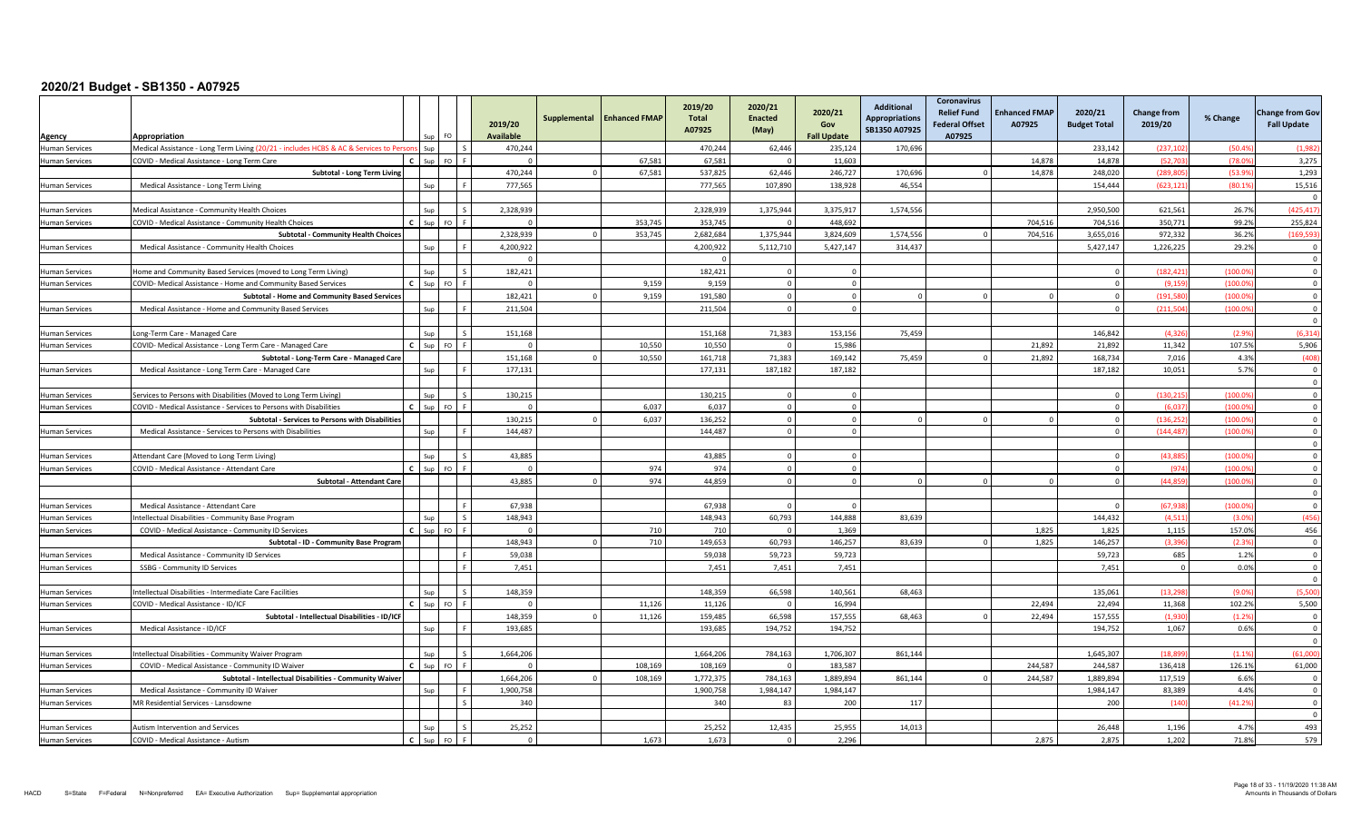# 2020/21 Budget - SB1350 - A07925

| Agency | Appropriation | | Sup | FO | | 2019/20 Available | Supplemental | Enhanced FMAP | 2019/20 Total A07925 | 2020/21 Enacted (May) | 2020/21 Gov Fall Update | Additional Appropriations SB1350 A07925 | Coronavirus Relief Fund Federal Offset A07925 | Enhanced FMAP A07925 | 2020/21 Budget Total | Change from 2019/20 | % Change | Change from Gov Fall Update |
|---|---|---|---|---|---|---|---|---|---|---|---|---|---|---|---|---|---|---|
| Human Services | Medical Assistance - Long Term Living (20/21 - includes HCBS & AC & Services to Persons | | Sup | | S | 470,244 | | | 470,244 | 62,446 | 235,124 | 170,696 | | | 233,142 | (237,102) | (50.4%) | (1,982) |
| Human Services | COVID - Medical Assistance - Long Term Care | C | Sup | FO | F | 0 | | 67,581 | 67,581 | 0 | 11,603 | | | 14,878 | 14,878 | (52,703) | (78.0%) | 3,275 |
| | Subtotal - Long Term Living | | | | | 470,244 | 0 | 67,581 | 537,825 | 62,446 | 246,727 | 170,696 | 0 | 14,878 | 248,020 | (289,805) | (53.9%) | 1,293 |
| Human Services | Medical Assistance - Long Term Living | | Sup | | F | 777,565 | | | 777,565 | 107,890 | 138,928 | 46,554 | | | 154,444 | (623,121) | (80.1%) | 15,516 |
| | | | | | | | | | | | | | | | | | | 0 |
| Human Services | Medical Assistance - Community Health Choices | | Sup | | S | 2,328,939 | | | 2,328,939 | 1,375,944 | 3,375,917 | 1,574,556 | | | 2,950,500 | 621,561 | 26.7% | (425,417) |
| Human Services | COVID - Medical Assistance - Community Health Choices | C | Sup | FO | F | 0 | | 353,745 | 353,745 | 0 | 448,692 | | | 704,516 | 704,516 | 350,771 | 99.2% | 255,824 |
| | Subtotal - Community Health Choices | | | | | 2,328,939 | 0 | 353,745 | 2,682,684 | 1,375,944 | 3,824,609 | 1,574,556 | 0 | 704,516 | 3,655,016 | 972,332 | 36.2% | (169,593) |
| Human Services | Medical Assistance - Community Health Choices | | Sup | | F | 4,200,922 | | | 4,200,922 | 5,112,710 | 5,427,147 | 314,437 | | | 5,427,147 | 1,226,225 | 29.2% | 0 |
| | | | | | | 0 | | | 0 | | | | | | | | | 0 |
| Human Services | Home and Community Based Services (moved to Long Term Living) | | Sup | | S | 182,421 | | | 182,421 | 0 | 0 | | | | 0 | (182,421) | (100.0%) | 0 |
| Human Services | COVID- Medical Assistance - Home and Community Based Services | C | Sup | FO | F | 0 | | 9,159 | 9,159 | 0 | 0 | | | | 0 | (9,159) | (100.0%) | 0 |
| | Subtotal - Home and Community Based Services | | | | | 182,421 | 0 | 9,159 | 191,580 | 0 | 0 | 0 | 0 | 0 | 0 | (191,580) | (100.0%) | 0 |
| Human Services | Medical Assistance - Home and Community Based Services | | Sup | | F | 211,504 | | | 211,504 | 0 | 0 | | | | 0 | (211,504) | (100.0%) | 0 |
| | | | | | | | | | | | | | | | | | | 0 |
| Human Services | Long-Term Care - Managed Care | | Sup | | S | 151,168 | | | 151,168 | 71,383 | 153,156 | 75,459 | | | 146,842 | (4,326) | (2.9%) | (6,314) |
| Human Services | COVID- Medical Assistance - Long Term Care - Managed Care | C | Sup | FO | F | 0 | | 10,550 | 10,550 | 0 | 15,986 | | | 21,892 | 21,892 | 11,342 | 107.5% | 5,906 |
| | Subtotal - Long-Term Care - Managed Care | | | | | 151,168 | 0 | 10,550 | 161,718 | 71,383 | 169,142 | 75,459 | 0 | 21,892 | 168,734 | 7,016 | 4.3% | (408) |
| Human Services | Medical Assistance - Long Term Care - Managed Care | | Sup | | F | 177,131 | | | 177,131 | 187,182 | 187,182 | | | | 187,182 | 10,051 | 5.7% | 0 |
| | | | | | | | | | | | | | | | | | | 0 |
| Human Services | Services to Persons with Disabilities (Moved to Long Term Living) | | Sup | | S | 130,215 | | | 130,215 | 0 | 0 | | | | 0 | (130,215) | (100.0%) | 0 |
| Human Services | COVID - Medical Assistance - Services to Persons with Disabilities | C | Sup | FO | F | 0 | | 6,037 | 6,037 | 0 | 0 | | | | 0 | (6,037) | (100.0%) | 0 |
| | Subtotal - Services to Persons with Disabilities | | | | | 130,215 | 0 | 6,037 | 136,252 | 0 | 0 | 0 | 0 | 0 | 0 | (136,252) | (100.0%) | 0 |
| Human Services | Medical Assistance - Services to Persons with Disabilities | | Sup | | F | 144,487 | | | 144,487 | 0 | 0 | | | | 0 | (144,487) | (100.0%) | 0 |
| | | | | | | | | | | | | | | | | | | 0 |
| Human Services | Attendant Care (Moved to Long Term Living) | | Sup | | S | 43,885 | | | 43,885 | 0 | 0 | | | | 0 | (43,885) | (100.0%) | 0 |
| Human Services | COVID - Medical Assistance - Attendant Care | C | Sup | FO | F | 0 | | 974 | 974 | 0 | 0 | | | | 0 | (974) | (100.0%) | 0 |
| | Subtotal - Attendant Care | | | | | 43,885 | 0 | 974 | 44,859 | 0 | 0 | 0 | 0 | 0 | 0 | (44,859) | (100.0%) | 0 |
| | | | | | | | | | | | | | | | | | | 0 |
| Human Services | Medical Assistance - Attendant Care | | | | F | 67,938 | | | 67,938 | 0 | 0 | | | | 0 | (67,938) | (100.0%) | 0 |
| Human Services | Intellectual Disabilities - Community Base Program | | Sup | | S | 148,943 | | | 148,943 | 60,793 | 144,888 | 83,639 | | | 144,432 | (4,511) | (3.0%) | (456) |
| Human Services | COVID - Medical Assistance - Community ID Services | C | Sup | FO | F | 0 | | 710 | 710 | 0 | 1,369 | | | 1,825 | 1,825 | 1,115 | 157.0% | 456 |
| | Subtotal - ID - Community Base Program | | | | | 148,943 | 0 | 710 | 149,653 | 60,793 | 146,257 | 83,639 | 0 | 1,825 | 146,257 | (3,396) | (2.3%) | 0 |
| Human Services | Medical Assistance - Community ID Services | | | | F | 59,038 | | | 59,038 | 59,723 | 59,723 | | | | 59,723 | 685 | 1.2% | 0 |
| Human Services | SSBG - Community ID Services | | | | F | 7,451 | | | 7,451 | 7,451 | 7,451 | | | | 7,451 | 0 | 0.0% | 0 |
| | | | | | | | | | | | | | | | | | | 0 |
| Human Services | Intellectual Disabilities - Intermediate Care Facilities | | Sup | | S | 148,359 | | | 148,359 | 66,598 | 140,561 | 68,463 | | | 135,061 | (13,298) | (9.0%) | (5,500) |
| Human Services | COVID - Medical Assistance - ID/ICF | C | Sup | FO | F | 0 | | 11,126 | 11,126 | 0 | 16,994 | | | 22,494 | 22,494 | 11,368 | 102.2% | 5,500 |
| | Subtotal - Intellectual Disabilities - ID/ICF | | | | | 148,359 | 0 | 11,126 | 159,485 | 66,598 | 157,555 | 68,463 | 0 | 22,494 | 157,555 | (1,930) | (1.2%) | 0 |
| Human Services | Medical Assistance - ID/ICF | | Sup | | F | 193,685 | | | 193,685 | 194,752 | 194,752 | | | | 194,752 | 1,067 | 0.6% | 0 |
| | | | | | | | | | | | | | | | | | | 0 |
| Human Services | Intellectual Disabilities - Community Waiver Program | | Sup | | S | 1,664,206 | | | 1,664,206 | 784,163 | 1,706,307 | 861,144 | | | 1,645,307 | (18,899) | (1.1%) | (61,000) |
| Human Services | COVID - Medical Assistance - Community ID Waiver | C | Sup | FO | F | 0 | | 108,169 | 108,169 | 0 | 183,587 | | | 244,587 | 244,587 | 136,418 | 126.1% | 61,000 |
| | Subtotal - Intellectual Disabilities - Community Waiver | | | | | 1,664,206 | 0 | 108,169 | 1,772,375 | 784,163 | 1,889,894 | 861,144 | 0 | 244,587 | 1,889,894 | 117,519 | 6.6% | 0 |
| Human Services | Medical Assistance - Community ID Waiver | | Sup | | F | 1,900,758 | | | 1,900,758 | 1,984,147 | 1,984,147 | | | | 1,984,147 | 83,389 | 4.4% | 0 |
| Human Services | MR Residential Services - Lansdowne | | | | S | 340 | | | 340 | 83 | 200 | 117 | | | 200 | (140) | (41.2%) | 0 |
| | | | | | | | | | | | | | | | | | | 0 |
| Human Services | Autism Intervention and Services | | Sup | | S | 25,252 | | | 25,252 | 12,435 | 25,955 | 14,013 | | | 26,448 | 1,196 | 4.7% | 493 |
| Human Services | COVID - Medical Assistance - Autism | C | Sup | FO | F | 0 | | 1,673 | 1,673 | 0 | 2,296 | | | 2,875 | 2,875 | 1,202 | 71.8% | 579 |

HACD S=State F=Federal N=Nonpreferred EA= Executive Authorization Sup= Supplemental appropriation

Amounts in Thousands of Dollars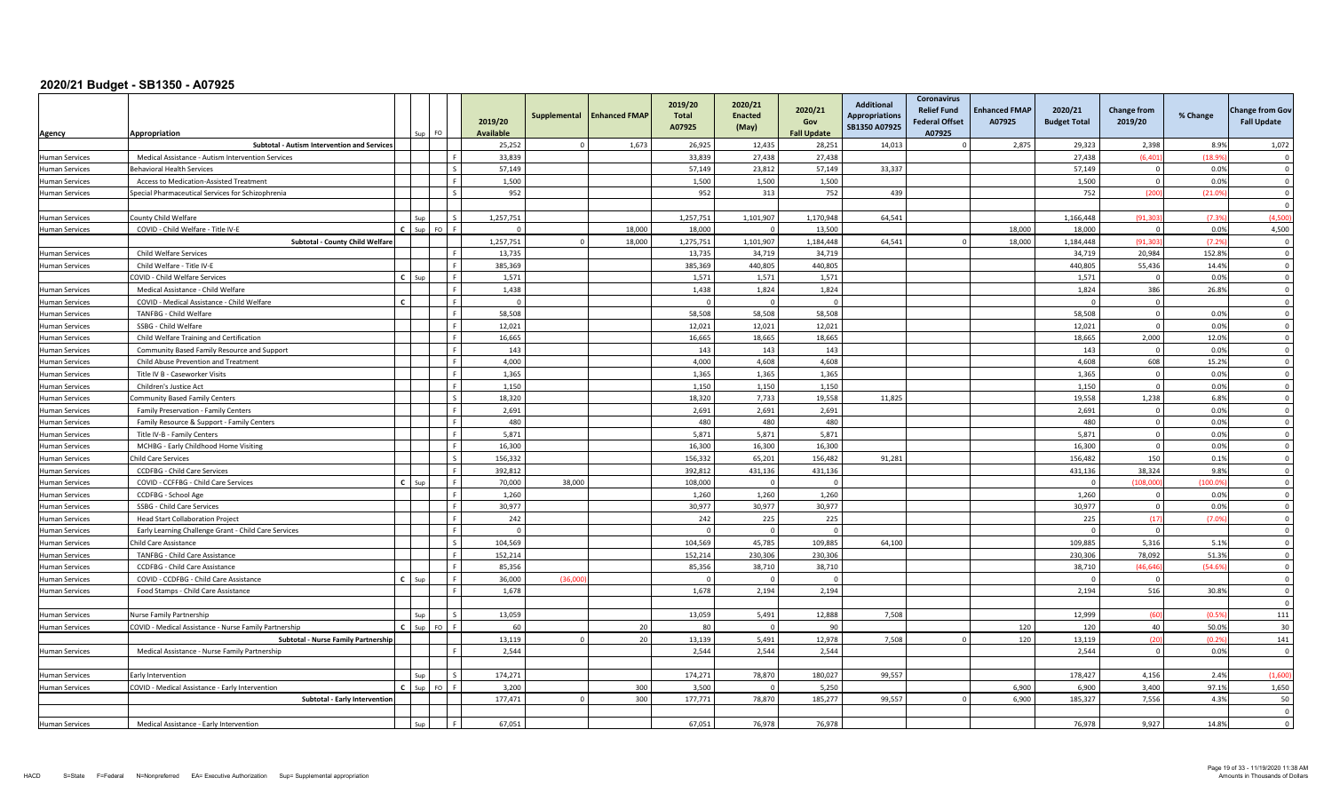# 2020/21 Budget - SB1350 - A07925

| Agency | Appropriation | | Sup | FO | | 2019/20 Available | Supplemental | Enhanced FMAP | 2019/20 Total A07925 | 2020/21 Enacted (May) | 2020/21 Gov Fall Update | Additional Appropriations SB1350 A07925 | Coronavirus Relief Fund Federal Offset A07925 | Enhanced FMAP A07925 | 2020/21 Budget Total | Change from 2019/20 | % Change | Change from Gov Fall Update |
|---|---|---|---|---|---|---|---|---|---|---|---|---|---|---|---|---|---|---|
| | **Subtotal - Autism Intervention and Services** | | | | | 25,252 | 0 | 1,673 | 26,925 | 12,435 | 28,251 | 14,013 | 0 | 2,875 | 29,323 | 2,398 | 8.9% | 1,072 |
| Human Services | Medical Assistance - Autism Intervention Services | | | | F | 33,839 | | | 33,839 | 27,438 | 27,438 | | | | 27,438 | (6,401) | (18.9%) | 0 |
| Human Services | Behavioral Health Services | | | | S | 57,149 | | | 57,149 | 23,812 | 57,149 | 33,337 | | | 57,149 | 0 | 0.0% | 0 |
| Human Services | Access to Medication-Assisted Treatment | | | | F | 1,500 | | | 1,500 | 1,500 | 1,500 | | | | 1,500 | 0 | 0.0% | 0 |
| Human Services | Special Pharmaceutical Services for Schizophrenia | | | | S | 952 | | | 952 | 313 | 752 | 439 | | | 752 | (200) | (21.0%) | 0 |
| | | | | | | | | | | | | | | | | | | 0 |
| Human Services | County Child Welfare | | Sup | | S | 1,257,751 | | | 1,257,751 | 1,101,907 | 1,170,948 | 64,541 | | | 1,166,448 | (91,303) | (7.3%) | (4,500) |
| Human Services | COVID - Child Welfare - Title IV-E | C | Sup | FO | F | 0 | | 18,000 | 18,000 | 0 | 13,500 | | | 18,000 | 18,000 | 0 | 0.0% | 4,500 |
| | **Subtotal - County Child Welfare** | | | | | 1,257,751 | 0 | 18,000 | 1,275,751 | 1,101,907 | 1,184,448 | 64,541 | 0 | 18,000 | 1,184,448 | (91,303) | (7.2%) | 0 |
| Human Services | Child Welfare Services | | | | F | 13,735 | | | 13,735 | 34,719 | 34,719 | | | | 34,719 | 20,984 | 152.8% | 0 |
| Human Services | Child Welfare - Title IV-E | | | | F | 385,369 | | | 385,369 | 440,805 | 440,805 | | | | 440,805 | 55,436 | 14.4% | 0 |
| | COVID - Child Welfare Services | C | Sup | | F | 1,571 | | | 1,571 | 1,571 | 1,571 | | | | 1,571 | 0 | 0.0% | 0 |
| Human Services | Medical Assistance - Child Welfare | | | | F | 1,438 | | | 1,438 | 1,824 | 1,824 | | | | 1,824 | 386 | 26.8% | 0 |
| Human Services | COVID - Medical Assistance - Child Welfare | C | | | F | 0 | | | 0 | 0 | 0 | | | | 0 | 0 | | 0 |
| Human Services | TANFBG - Child Welfare | | | | F | 58,508 | | | 58,508 | 58,508 | 58,508 | | | | 58,508 | 0 | 0.0% | 0 |
| Human Services | SSBG - Child Welfare | | | | F | 12,021 | | | 12,021 | 12,021 | 12,021 | | | | 12,021 | 0 | 0.0% | 0 |
| Human Services | Child Welfare Training and Certification | | | | F | 16,665 | | | 16,665 | 18,665 | 18,665 | | | | 18,665 | 2,000 | 12.0% | 0 |
| Human Services | Community Based Family Resource and Support | | | | F | 143 | | | 143 | 143 | 143 | | | | 143 | 0 | 0.0% | 0 |
| Human Services | Child Abuse Prevention and Treatment | | | | F | 4,000 | | | 4,000 | 4,608 | 4,608 | | | | 4,608 | 608 | 15.2% | 0 |
| Human Services | Title IV B - Caseworker Visits | | | | F | 1,365 | | | 1,365 | 1,365 | 1,365 | | | | 1,365 | 0 | 0.0% | 0 |
| Human Services | Children's Justice Act | | | | F | 1,150 | | | 1,150 | 1,150 | 1,150 | | | | 1,150 | 0 | 0.0% | 0 |
| Human Services | Community Based Family Centers | | | | S | 18,320 | | | 18,320 | 7,733 | 19,558 | 11,825 | | | 19,558 | 1,238 | 6.8% | 0 |
| Human Services | Family Preservation - Family Centers | | | | F | 2,691 | | | 2,691 | 2,691 | 2,691 | | | | 2,691 | 0 | 0.0% | 0 |
| Human Services | Family Resource & Support - Family Centers | | | | F | 480 | | | 480 | 480 | 480 | | | | 480 | 0 | 0.0% | 0 |
| Human Services | Title IV-B - Family Centers | | | | F | 5,871 | | | 5,871 | 5,871 | 5,871 | | | | 5,871 | 0 | 0.0% | 0 |
| Human Services | MCHBG - Early Childhood Home Visiting | | | | F | 16,300 | | | 16,300 | 16,300 | 16,300 | | | | 16,300 | 0 | 0.0% | 0 |
| Human Services | Child Care Services | | | | S | 156,332 | | | 156,332 | 65,201 | 156,482 | 91,281 | | | 156,482 | 150 | 0.1% | 0 |
| Human Services | CCDFBG - Child Care Services | | | | F | 392,812 | | | 392,812 | 431,136 | 431,136 | | | | 431,136 | 38,324 | 9.8% | 0 |
| Human Services | COVID - CCFFBG - Child Care Services | C | Sup | | F | 70,000 | 38,000 | | 108,000 | 0 | 0 | | | | 0 | (108,000) | (100.0%) | 0 |
| Human Services | CCDFBG - School Age | | | | F | 1,260 | | | 1,260 | 1,260 | 1,260 | | | | 1,260 | 0 | 0.0% | 0 |
| Human Services | SSBG - Child Care Services | | | | F | 30,977 | | | 30,977 | 30,977 | 30,977 | | | | 30,977 | 0 | 0.0% | 0 |
| Human Services | Head Start Collaboration Project | | | | F | 242 | | | 242 | 225 | 225 | | | | 225 | (17) | (7.0%) | 0 |
| Human Services | Early Learning Challenge Grant - Child Care Services | | | | F | 0 | | | 0 | 0 | 0 | | | | 0 | 0 | | 0 |
| Human Services | Child Care Assistance | | | | S | 104,569 | | | 104,569 | 45,785 | 109,885 | 64,100 | | | 109,885 | 5,316 | 5.1% | 0 |
| Human Services | TANFBG - Child Care Assistance | | | | F | 152,214 | | | 152,214 | 230,306 | 230,306 | | | | 230,306 | 78,092 | 51.3% | 0 |
| Human Services | CCDFBG - Child Care Assistance | | | | F | 85,356 | | | 85,356 | 38,710 | 38,710 | | | | 38,710 | (46,646) | (54.6%) | 0 |
| Human Services | COVID - CCDFBG - Child Care Assistance | C | Sup | | F | 36,000 | (36,000) | | 0 | 0 | 0 | | | | 0 | 0 | | 0 |
| Human Services | Food Stamps - Child Care Assistance | | | | F | 1,678 | | | 1,678 | 2,194 | 2,194 | | | | 2,194 | 516 | 30.8% | 0 |
| | | | | | | | | | | | | | | | | | | 0 |
| Human Services | Nurse Family Partnership | | Sup | | S | 13,059 | | | 13,059 | 5,491 | 12,888 | 7,508 | | | 12,999 | (60) | (0.5%) | 111 |
| Human Services | COVID - Medical Assistance - Nurse Family Partnership | C | Sup | FO | F | 60 | | 20 | 80 | 0 | 90 | | | 120 | 120 | 40 | 50.0% | 30 |
| | **Subtotal - Nurse Family Partnership** | | | | | 13,119 | 0 | 20 | 13,139 | 5,491 | 12,978 | 7,508 | 0 | 120 | 13,119 | (20) | (0.2%) | 141 |
| Human Services | Medical Assistance - Nurse Family Partnership | | | | F | 2,544 | | | 2,544 | 2,544 | 2,544 | | | | 2,544 | 0 | 0.0% | 0 |
| | | | | | | | | | | | | | | | | | | |
| Human Services | Early Intervention | | Sup | | S | 174,271 | | | 174,271 | 78,870 | 180,027 | 99,557 | | | 178,427 | 4,156 | 2.4% | (1,600) |
| Human Services | COVID - Medical Assistance - Early Intervention | C | Sup | FO | F | 3,200 | | 300 | 3,500 | 0 | 5,250 | | | 6,900 | 6,900 | 3,400 | 97.1% | 1,650 |
| | **Subtotal - Early Intervention** | | | | | 177,471 | 0 | 300 | 177,771 | 78,870 | 185,277 | 99,557 | 0 | 6,900 | 185,327 | 7,556 | 4.3% | 50 |
| | | | | | | | | | | | | | | | | | | 0 |
| Human Services | Medical Assistance - Early Intervention | | Sup | | F | 67,051 | | | 67,051 | 76,978 | 76,978 | | | | 76,978 | 9,927 | 14.8% | 0 |

HACD S=State F=Federal N=Nonpreferred EA= Executive Authorization Sup= Supplemental appropriation

Amounts in Thousands of Dollars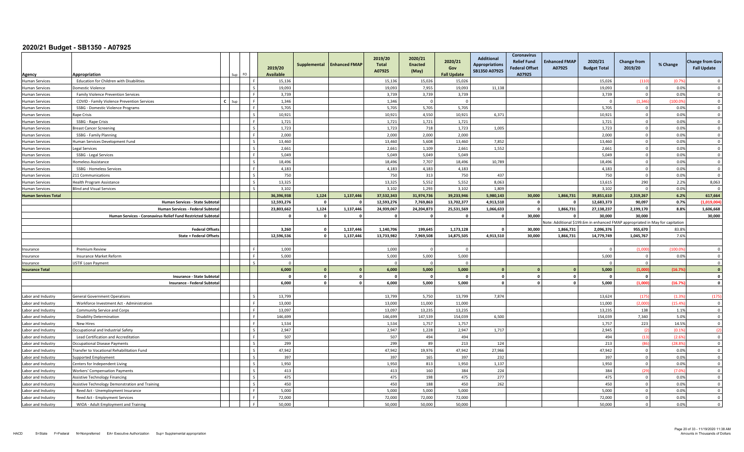# 2020/21 Budget - SB1350 - A07925

| Agency | Appropriation | | Sup | FO | 2019/20 Available | Supplemental | Enhanced FMAP | 2019/20 Total A07925 | 2020/21 Enacted (May) | 2020/21 Gov Fall Update | Additional Appropriations SB1350 A07925 | Coronavirus Relief Fund Federal Offset A07925 | Enhanced FMAP A07925 | 2020/21 Budget Total | Change from 2019/20 | % Change | Change from Gov Fall Update |
|---|---|---|---|---|---|---|---|---|---|---|---|---|---|---|---|---|---|
| Human Services | Education for Children with Disabilities | | | F | 15,136 | | | 15,136 | 15,026 | 15,026 | | | | 15,026 | (110) | (0.7%) | 0 |
| Human Services | Domestic Violence | | | S | 19,093 | | | 19,093 | 7,955 | 19,093 | 11,138 | | | 19,093 | 0 | 0.0% | 0 |
| Human Services | Family Violence Prevention Services | | | F | 3,739 | | | 3,739 | 3,739 | 3,739 | | | | 3,739 | 0 | 0.0% | 0 |
| Human Services | COVID - Family Violence Prevention Services | C | Sup | F | 1,346 | | | 1,346 | 0 | 0 | | | | 0 | (1,346) | (100.0%) | 0 |
| Human Services | SSBG - Domestic Violence Programs | | | F | 5,705 | | | 5,705 | 5,705 | 5,705 | | | | 5,705 | 0 | 0.0% | 0 |
| Human Services | Rape Crisis | | | S | 10,921 | | | 10,921 | 4,550 | 10,921 | 6,371 | | | 10,921 | 0 | 0.0% | 0 |
| Human Services | SSBG - Rape Crisis | | | F | 1,721 | | | 1,721 | 1,721 | 1,721 | | | | 1,721 | 0 | 0.0% | 0 |
| Human Services | Breast Cancer Screening | | | S | 1,723 | | | 1,723 | 718 | 1,723 | 1,005 | | | 1,723 | 0 | 0.0% | 0 |
| Human Services | SSBG - Family Planning | | | F | 2,000 | | | 2,000 | 2,000 | 2,000 | | | | 2,000 | 0 | 0.0% | 0 |
| Human Services | Human Services Development Fund | | | S | 13,460 | | | 13,460 | 5,608 | 13,460 | 7,852 | | | 13,460 | 0 | 0.0% | 0 |
| Human Services | Legal Services | | | S | 2,661 | | | 2,661 | 1,109 | 2,661 | 1,552 | | | 2,661 | 0 | 0.0% | 0 |
| Human Services | SSBG - Legal Services | | | F | 5,049 | | | 5,049 | 5,049 | 5,049 | | | | 5,049 | 0 | 0.0% | 0 |
| Human Services | Homeless Assistance | | | S | 18,496 | | | 18,496 | 7,707 | 18,496 | 10,789 | | | 18,496 | 0 | 0.0% | 0 |
| Human Services | SSBG - Homeless Services | | | F | 4,183 | | | 4,183 | 4,183 | 4,183 | | | | 4,183 | 0 | 0.0% | 0 |
| Human Services | 211 Communications | | | S | 750 | | | 750 | 313 | 750 | 437 | | | 750 | 0 | 0.0% | 0 |
| Human Services | Health Program Assistance | | | S | 13,325 | | | 13,325 | 5,552 | 5,552 | 8,063 | | | 13,615 | 290 | 2.2% | 8,063 |
| Human Services | Blind and Visual Services | | | S | 3,102 | | | 3,102 | 1,293 | 3,102 | 1,809 | | | 3,102 | 0 | 0.0% | 0 |
| **Human Services Total** | | | | | **36,396,938** | **1,124** | **1,137,446** | **37,532,343** | **31,974,736** | **39,233,946** | **5,980,143** | **30,000** | **1,866,731** | **39,851,610** | **2,319,267** | **6.2%** | **617,664** |
| | **Human Services - State Subtotal** | | | | **12,593,276** | **0** | **0** | **12,593,276** | **7,769,863** | **13,702,377** | **4,913,510** | **0** | **0** | **12,683,373** | **90,097** | **0.7%** | **(1,019,004)** |
| | **Human Services - Federal Subtotal** | | | | **23,803,662** | **1,124** | **1,137,446** | **24,939,067** | **24,204,873** | **25,531,569** | **1,066,633** | **0** | **1,866,731** | **27,138,237** | **2,199,170** | **8.8%** | **1,606,668** |
| | **Human Services - Coronavirus Relief Fund Restricted Subtotal** | | | | **0** | **0** | **0** | **0** | **0** | **0** | **0** | **30,000** | **0** | **30,000** | **30,000** | | **30,000** |
| | | | | | | | | | | | | | Note: Additional $199.6m in enhanced FMAP appropriated in May for capitation | | | | |
| | **Federal Offsets** | | | | **3,260** | **0** | **1,137,446** | **1,140,706** | **199,645** | **1,173,128** | **0** | **30,000** | **1,866,731** | **2,096,376** | **955,670** | **83.8%** | |
| | **State + Federal Offsets** | | | | **12,596,536** | **0** | **1,137,446** | **13,733,982** | **7,969,508** | **14,875,505** | **4,913,510** | **30,000** | **1,866,731** | **14,779,749** | **1,045,767** | **7.6%** | |
| Insurance | Premium Review | | | F | 1,000 | | | 1,000 | 0 | 0 | | | | 0 | (1,000) | (100.0%) | 0 |
| Insurance | Insurance Market Reform | | | F | 5,000 | | | 5,000 | 5,000 | 5,000 | | | | 5,000 | 0 | 0.0% | 0 |
| Insurance | USTIF Loan Payment | | | S | 0 | | | 0 | 0 | 0 | | | | 0 | 0 | | 0 |
| **Insurance Total** | | | | | **6,000** | **0** | **0** | **6,000** | **5,000** | **5,000** | **0** | **0** | **0** | **5,000** | **(1,000)** | **(16.7%)** | **0** |
| | **Insurance - State Subtotal** | | | | **0** | **0** | **0** | **0** | **0** | **0** | **0** | **0** | **0** | **0** | **0** | | **0** |
| | **Insurance - Federal Subtotal** | | | | **6,000** | **0** | **0** | **6,000** | **5,000** | **5,000** | **0** | **0** | **0** | **5,000** | **(1,000)** | **(16.7%)** | **0** |
| Labor and Industry | General Government Operations | | | S | 13,799 | | | 13,799 | 5,750 | 13,799 | 7,874 | | | 13,624 | (175) | (1.3%) | (175) |
| Labor and Industry | Workforce Investment Act - Administration | | | F | 13,000 | | | 13,000 | 11,000 | 11,000 | | | | 11,000 | (2,000) | (15.4%) | 0 |
| Labor and Industry | Community Service and Corps | | | F | 13,097 | | | 13,097 | 13,235 | 13,235 | | | | 13,235 | 138 | 1.1% | 0 |
| Labor and Industry | Disability Determination | | | F | 146,699 | | | 146,699 | 147,539 | 154,039 | 6,500 | | | 154,039 | 7,340 | 5.0% | 0 |
| Labor and Industry | New Hires | | | F | 1,534 | | | 1,534 | 1,757 | 1,757 | | | | 1,757 | 223 | 14.5% | 0 |
| Labor and Industry | Occupational and Industrial Safety | | | S | 2,947 | | | 2,947 | 1,228 | 2,947 | 1,717 | | | 2,945 | (2) | (0.1%) | (2) |
| Labor and Industry | Lead Certification and Accreditation | | | F | 507 | | | 507 | 494 | 494 | | | | 494 | (13) | (2.6%) | 0 |
| Labor and Industry | Occupational Disease Payments | | | S | 299 | | | 299 | 89 | 213 | 124 | | | 213 | (86) | (28.8%) | 0 |
| Labor and Industry | Transfer to Vocational Rehabilitation Fund | | | S | 47,942 | | | 47,942 | 19,976 | 47,942 | 27,966 | | | 47,942 | 0 | 0.0% | 0 |
| Labor and Industry | Supported Employment | | | S | 397 | | | 397 | 165 | 397 | 232 | | | 397 | 0 | 0.0% | 0 |
| Labor and Industry | Centers for Independent Living | | | S | 1,950 | | | 1,950 | 813 | 1,950 | 1,137 | | | 1,950 | 0 | 0.0% | 0 |
| Labor and Industry | Workers' Compensation Payments | | | S | 413 | | | 413 | 160 | 384 | 224 | | | 384 | (29) | (7.0%) | 0 |
| Labor and Industry | Assistive Technology Financing | | | S | 475 | | | 475 | 198 | 475 | 277 | | | 475 | 0 | 0.0% | 0 |
| Labor and Industry | Assistive Technology Demonstration and Training | | | S | 450 | | | 450 | 188 | 450 | 262 | | | 450 | 0 | 0.0% | 0 |
| Labor and Industry | Reed Act - Unemployment Insurance | | | F | 5,000 | | | 5,000 | 5,000 | 5,000 | | | | 5,000 | 0 | 0.0% | 0 |
| Labor and Industry | Reed Act - Employment Services | | | F | 72,000 | | | 72,000 | 72,000 | 72,000 | | | | 72,000 | 0 | 0.0% | 0 |
| Labor and Industry | WIOA - Adult Employment and Training | | | F | 50,000 | | | 50,000 | 50,000 | 50,000 | | | | 50,000 | 0 | 0.0% | 0 |

HACD S=State F=Federal N=Nonpreferred EA= Executive Authorization Sup= Supplemental appropriation

Amounts in Thousands of Dollars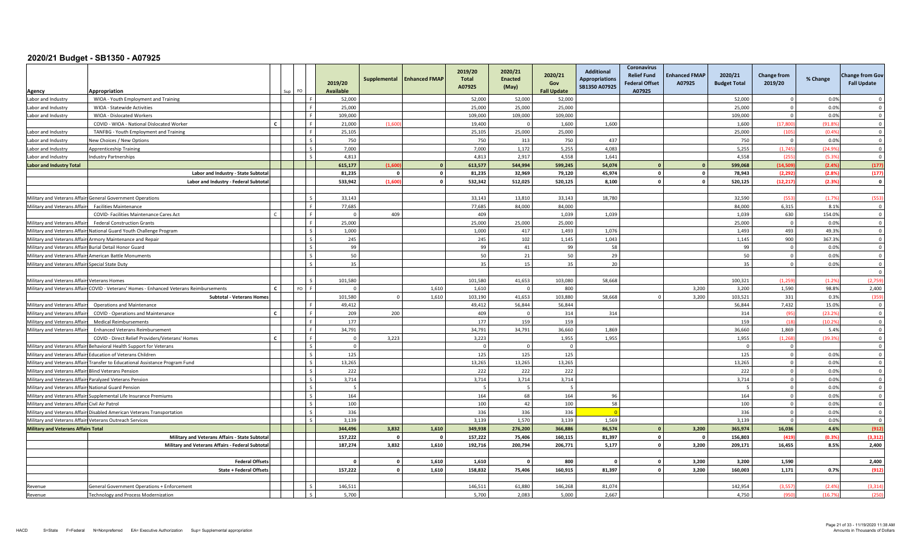# 2020/21 Budget - SB1350 - A07925

| Agency | Appropriation | | Sup | FO | 2019/20 Available | Supplemental | Enhanced FMAP | 2019/20 Total A07925 | 2020/21 Enacted (May) | 2020/21 Gov Fall Update | Additional Appropriations SB1350 A07925 | Coronavirus Relief Fund Federal Offset A07925 | Enhanced FMAP A07925 | 2020/21 Budget Total | Change from 2019/20 | % Change | Change from Gov Fall Update |
|---|---|---|---|---|---|---|---|---|---|---|---|---|---|---|---|---|---|
| Labor and Industry | WIOA - Youth Employment and Training | | | F | 52,000 | | | 52,000 | 52,000 | 52,000 | | | | 52,000 | 0 | 0.0% | 0 |
| Labor and Industry | WIOA - Statewide Activities | | | F | 25,000 | | | 25,000 | 25,000 | 25,000 | | | | 25,000 | 0 | 0.0% | 0 |
| Labor and Industry | WIOA - Dislocated Workers | | | F | 109,000 | | | 109,000 | 109,000 | 109,000 | | | | 109,000 | 0 | 0.0% | 0 |
| | COVID - WIOA - National Dislocated Worker | C | | F | 21,000 | (1,600) | | 19,400 | 0 | 1,600 | 1,600 | | | 1,600 | (17,800) | (91.8%) | 0 |
| Labor and Industry | TANFBG - Youth Employment and Training | | | F | 25,105 | | | 25,105 | 25,000 | 25,000 | | | | 25,000 | (105) | (0.4%) | 0 |
| Labor and Industry | New Choices / New Options | | | S | 750 | | | 750 | 313 | 750 | 437 | | | 750 | 0 | 0.0% | 0 |
| Labor and Industry | Apprenticeship Training | | | S | 7,000 | | | 7,000 | 1,172 | 5,255 | 4,083 | | | 5,255 | (1,745) | (24.9%) | 0 |
| Labor and Industry | Industry Partnerships | | | S | 4,813 | | | 4,813 | 2,917 | 4,558 | 1,641 | | | 4,558 | (255) | (5.3%) | 0 |
| **Labor and Industry Total** | | | | | **615,177** | **(1,600)** | **0** | **613,577** | **544,994** | **599,245** | **54,074** | **0** | **0** | **599,068** | **(14,509)** | **(2.4%)** | **(177)** |
| | **Labor and Industry - State Subtotal** | | | | **81,235** | **0** | **0** | **81,235** | **32,969** | **79,120** | **45,974** | **0** | **0** | **78,943** | **(2,292)** | **(2.8%)** | **(177)** |
| | **Labor and Industry - Federal Subtotal** | | | | **533,942** | **(1,600)** | **0** | **532,342** | **512,025** | **520,125** | **8,100** | **0** | **0** | **520,125** | **(12,217)** | **(2.3%)** | **0** |
| | | | | | | | | | | | | | | | | | |
| Military and Veterans Affairs | General Government Operations | | | S | 33,143 | | | 33,143 | 13,810 | 33,143 | 18,780 | | | 32,590 | (553) | (1.7%) | (553) |
| Military and Veterans Affairs | Facilities Maintenance | | | F | 77,685 | | | 77,685 | 84,000 | 84,000 | | | | 84,000 | 6,315 | 8.1% | 0 |
| | COVID- Facilities Maintenance Cares Act | C | | F | 0 | 409 | | 409 | | 1,039 | 1,039 | | | 1,039 | 630 | 154.0% | 0 |
| Military and Veterans Affairs | Federal Construction Grants | | | F | 25,000 | | | 25,000 | 25,000 | 25,000 | | | | 25,000 | 0 | 0.0% | 0 |
| Military and Veterans Affairs | National Guard Youth Challenge Program | | | S | 1,000 | | | 1,000 | 417 | 1,493 | 1,076 | | | 1,493 | 493 | 49.3% | 0 |
| Military and Veterans Affairs | Armory Maintenance and Repair | | | S | 245 | | | 245 | 102 | 1,145 | 1,043 | | | 1,145 | 900 | 367.3% | 0 |
| Military and Veterans Affairs | Burial Detail Honor Guard | | | S | 99 | | | 99 | 41 | 99 | 58 | | | 99 | 0 | 0.0% | 0 |
| Military and Veterans Affairs | American Battle Monuments | | | S | 50 | | | 50 | 21 | 50 | 29 | | | 50 | 0 | 0.0% | 0 |
| Military and Veterans Affairs | Special State Duty | | | S | 35 | | | 35 | 15 | 35 | 20 | | | 35 | 0 | 0.0% | 0 |
| | | | | | | | | | | | | | | | | | 0 |
| Military and Veterans Affairs | Veterans Homes | | | S | 101,580 | | | 101,580 | 41,653 | 103,080 | 58,668 | | | 100,321 | (1,259) | (1.2%) | (2,759) |
| Military and Veterans Affairs | COVID - Veterans' Homes - Enhanced Veterans Reimbursements | C | FO | F | 0 | | 1,610 | 1,610 | 0 | 800 | | | 3,200 | 3,200 | 1,590 | 98.8% | 2,400 |
| | **Subtotal - Veterans Homes** | | | | 101,580 | 0 | 1,610 | 103,190 | 41,653 | 103,880 | 58,668 | 0 | 3,200 | 103,521 | 331 | 0.3% | (359) |
| Military and Veterans Affairs | Operations and Maintenance | | | F | 49,412 | | | 49,412 | 56,844 | 56,844 | | | | 56,844 | 7,432 | 15.0% | 0 |
| Military and Veterans Affairs | COVID - Operations and Maintenance | C | | F | 209 | 200 | | 409 | 0 | 314 | 314 | | | 314 | (95) | (23.2%) | 0 |
| Military and Veterans Affairs | Medical Reimbursements | | | F | 177 | | | 177 | 159 | 159 | | | | 159 | (18) | (10.2%) | 0 |
| Military and Veterans Affairs | Enhanced Veterans Reimbursement | | | F | 34,791 | | | 34,791 | 34,791 | 36,660 | 1,869 | | | 36,660 | 1,869 | 5.4% | 0 |
| | COVID - Direct Relief Providers/Veterans' Homes | C | | F | 0 | 3,223 | | 3,223 | | 1,955 | 1,955 | | | 1,955 | (1,268) | (39.3%) | 0 |
| Military and Veterans Affairs | Behavioral Health Support for Veterans | | | S | 0 | | | 0 | 0 | 0 | | | | 0 | 0 | | 0 |
| Military and Veterans Affairs | Education of Veterans Children | | | S | 125 | | | 125 | 125 | 125 | | | | 125 | 0 | 0.0% | 0 |
| Military and Veterans Affairs | Transfer to Educational Assistance Program Fund | | | S | 13,265 | | | 13,265 | 13,265 | 13,265 | | | | 13,265 | 0 | 0.0% | 0 |
| Military and Veterans Affairs | Blind Veterans Pension | | | S | 222 | | | 222 | 222 | 222 | | | | 222 | 0 | 0.0% | 0 |
| Military and Veterans Affairs | Paralyzed Veterans Pension | | | S | 3,714 | | | 3,714 | 3,714 | 3,714 | | | | 3,714 | 0 | 0.0% | 0 |
| Military and Veterans Affairs | National Guard Pension | | | S | 5 | | | 5 | 5 | 5 | | | | 5 | 0 | 0.0% | 0 |
| Military and Veterans Affairs | Supplemental Life Insurance Premiums | | | S | 164 | | | 164 | 68 | 164 | 96 | | | 164 | 0 | 0.0% | 0 |
| Military and Veterans Affairs | Civil Air Patrol | | | S | 100 | | | 100 | 42 | 100 | 58 | | | 100 | 0 | 0.0% | 0 |
| Military and Veterans Affairs | Disabled American Veterans Transportation | | | S | 336 | | | 336 | 336 | 336 | 0 | | | 336 | 0 | 0.0% | 0 |
| Military and Veterans Affairs | Veterans Outreach Services | | | S | 3,139 | | | 3,139 | 1,570 | 3,139 | 1,569 | | | 3,139 | 0 | 0.0% | 0 |
| **Military and Veterans Affairs Total** | | | | | **344,496** | **3,832** | **1,610** | **349,938** | **276,200** | **366,886** | **86,574** | **0** | **3,200** | **365,974** | **16,036** | **4.6%** | **(912)** |
| | **Military and Veterans Affairs - State Subtotal** | | | | **157,222** | **0** | **0** | **157,222** | **75,406** | **160,115** | **81,397** | **0** | **0** | **156,803** | **(419)** | **(0.3%)** | **(3,312)** |
| | **Military and Veterans Affairs - Federal Subtotal** | | | | **187,274** | **3,832** | **1,610** | **192,716** | **200,794** | **206,771** | **5,177** | **0** | **3,200** | **209,171** | **16,455** | **8.5%** | **2,400** |
| | | | | | | | | | | | | | | | | | |
| | **Federal Offsets** | | | | **0** | **0** | **1,610** | **1,610** | **0** | **800** | **0** | **0** | **3,200** | **3,200** | **1,590** | | **2,400** |
| | **State + Federal Offsets** | | | | **157,222** | **0** | **1,610** | **158,832** | **75,406** | **160,915** | **81,397** | **0** | **3,200** | **160,003** | **1,171** | **0.7%** | **(912)** |
| | | | | | | | | | | | | | | | | | |
| Revenue | General Government Operations + Enforcement | | | S | 146,511 | | | 146,511 | 61,880 | 146,268 | 81,074 | | | 142,954 | (3,557) | (2.4%) | (3,314) |
| Revenue | Technology and Process Modernization | | | S | 5,700 | | | 5,700 | 2,083 | 5,000 | 2,667 | | | 4,750 | (950) | (16.7%) | (250) |

HACD S=State F=Federal N=Nonpreferred EA= Executive Authorization Sup= Supplemental appropriation

Amounts in Thousands of Dollars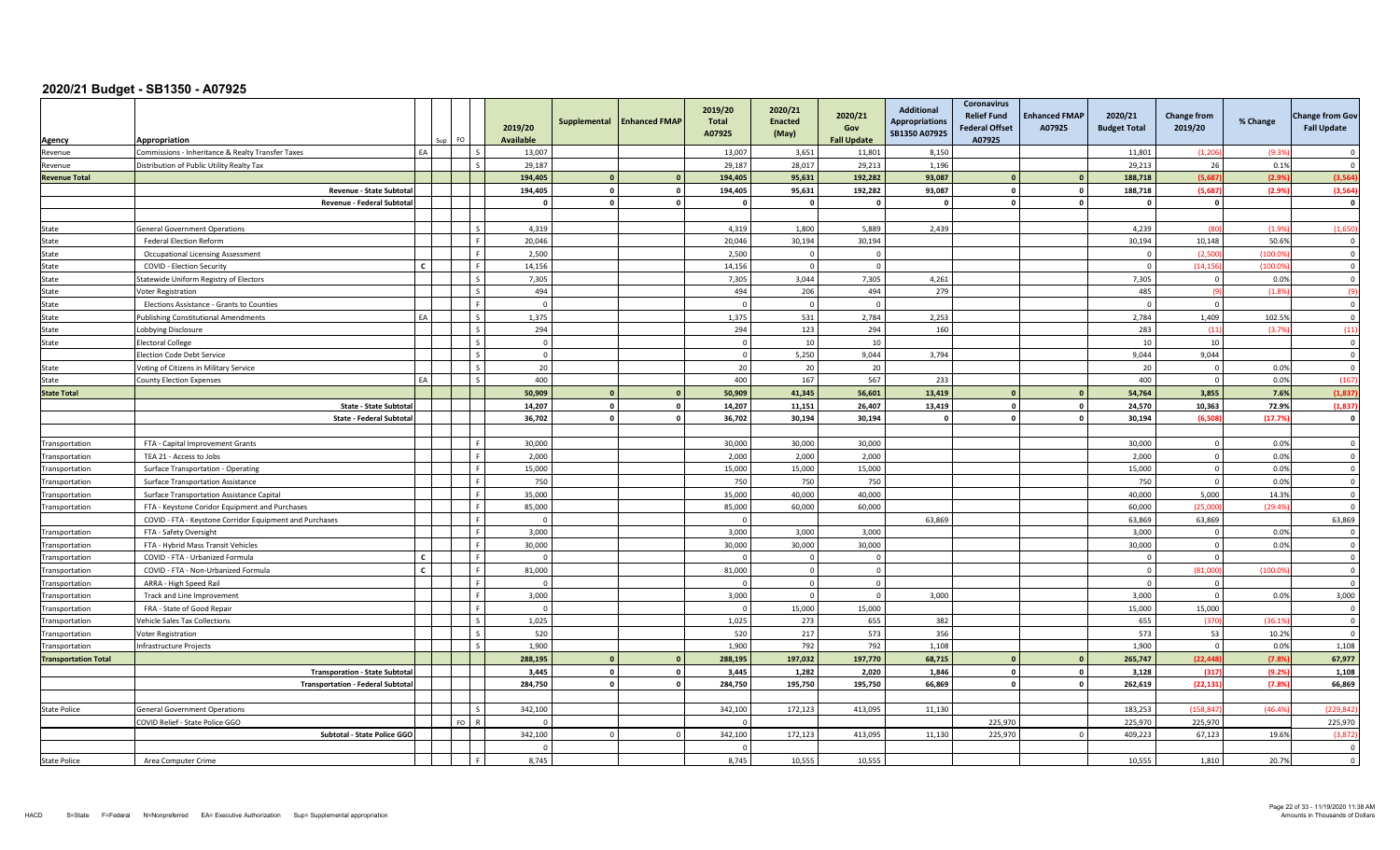# 2020/21 Budget - SB1350 - A07925

| Agency | Appropriation | | Sup | FO | | 2019/20 Available | Supplemental | Enhanced FMAP | 2019/20 Total A07925 | 2020/21 Enacted (May) | 2020/21 Gov Fall Update | Additional Appropriations SB1350 A07925 | Coronavirus Relief Fund Federal Offset A07925 | Enhanced FMAP A07925 | 2020/21 Budget Total | Change from 2019/20 | % Change | Change from Gov Fall Update |
|---|---|---|---|---|---|---|---|---|---|---|---|---|---|---|---|---|---|---|
| Revenue | Commissions - Inheritance & Realty Transfer Taxes | EA | | | S | 13,007 | | | 13,007 | 3,651 | 11,801 | 8,150 | | | 11,801 | (1,206) | (9.3%) | 0 |
| Revenue | Distribution of Public Utility Realty Tax | | | | S | 29,187 | | | 29,187 | 28,017 | 29,213 | 1,196 | | | 29,213 | 26 | 0.1% | 0 |
| **Revenue Total** | | | | | | **194,405** | **0** | **0** | **194,405** | **95,631** | **192,282** | **93,087** | **0** | **0** | **188,718** | **(5,687)** | **(2.9%)** | **(3,564)** |
| | **Revenue - State Subtotal** | | | | | **194,405** | **0** | **0** | **194,405** | **95,631** | **192,282** | **93,087** | **0** | **0** | **188,718** | **(5,687)** | **(2.9%)** | **(3,564)** |
| | **Revenue - Federal Subtotal** | | | | | **0** | **0** | **0** | **0** | **0** | **0** | **0** | **0** | **0** | **0** | **0** | | **0** |
| | | | | | | | | | | | | | | | | | | |
| State | General Government Operations | | | | S | 4,319 | | | 4,319 | 1,800 | 5,889 | 2,439 | | | 4,239 | (80) | (1.9%) | (1,650) |
| State | Federal Election Reform | | | | F | 20,046 | | | 20,046 | 30,194 | 30,194 | | | | 30,194 | 10,148 | 50.6% | 0 |
| State | Occupational Licensing Assessment | | | | F | 2,500 | | | 2,500 | 0 | 0 | | | | 0 | (2,500) | (100.0%) | 0 |
| State | COVID - Election Security | C | | | F | 14,156 | | | 14,156 | 0 | 0 | | | | 0 | (14,156) | (100.0%) | 0 |
| State | Statewide Uniform Registry of Electors | | | | S | 7,305 | | | 7,305 | 3,044 | 7,305 | 4,261 | | | 7,305 | 0 | 0.0% | 0 |
| State | Voter Registration | | | | S | 494 | | | 494 | 206 | 494 | 279 | | | 485 | (9) | (1.8%) | (9) |
| State | Elections Assistance - Grants to Counties | | | | F | 0 | | | 0 | 0 | 0 | | | | 0 | 0 | | 0 |
| State | Publishing Constitutional Amendments | EA | | | S | 1,375 | | | 1,375 | 531 | 2,784 | 2,253 | | | 2,784 | 1,409 | 102.5% | 0 |
| State | Lobbying Disclosure | | | | S | 294 | | | 294 | 123 | 294 | 160 | | | 283 | (11) | (3.7%) | (11) |
| State | Electoral College | | | | S | 0 | | | 0 | 10 | 10 | | | | 10 | 10 | | 0 |
| | Election Code Debt Service | | | | S | 0 | | | 0 | 5,250 | 9,044 | 3,794 | | | 9,044 | 9,044 | | 0 |
| State | Voting of Citizens in Military Service | | | | S | 20 | | | 20 | 20 | 20 | | | | 20 | 0 | 0.0% | 0 |
| State | County Election Expenses | EA | | | S | 400 | | | 400 | 167 | 567 | 233 | | | 400 | 0 | 0.0% | (167) |
| **State Total** | | | | | | **50,909** | **0** | **0** | **50,909** | **41,345** | **56,601** | **13,419** | **0** | **0** | **54,764** | **3,855** | **7.6%** | **(1,837)** |
| | **State - State Subtotal** | | | | | **14,207** | **0** | **0** | **14,207** | **11,151** | **26,407** | **13,419** | **0** | **0** | **24,570** | **10,363** | **72.9%** | **(1,837)** |
| | **State - Federal Subtotal** | | | | | **36,702** | **0** | **0** | **36,702** | **30,194** | **30,194** | **0** | **0** | **0** | **30,194** | **(6,508)** | **(17.7%)** | **0** |
| | | | | | | | | | | | | | | | | | | |
| Transportation | FTA - Capital Improvement Grants | | | | F | 30,000 | | | 30,000 | 30,000 | 30,000 | | | | 30,000 | 0 | 0.0% | 0 |
| Transportation | TEA 21 - Access to Jobs | | | | F | 2,000 | | | 2,000 | 2,000 | 2,000 | | | | 2,000 | 0 | 0.0% | 0 |
| Transportation | Surface Transportation - Operating | | | | F | 15,000 | | | 15,000 | 15,000 | 15,000 | | | | 15,000 | 0 | 0.0% | 0 |
| Transportation | Surface Transportation Assistance | | | | F | 750 | | | 750 | 750 | 750 | | | | 750 | 0 | 0.0% | 0 |
| Transportation | Surface Transportation Assistance Capital | | | | F | 35,000 | | | 35,000 | 40,000 | 40,000 | | | | 40,000 | 5,000 | 14.3% | 0 |
| Transportation | FTA - Keystone Coridor Equipment and Purchases | | | | F | 85,000 | | | 85,000 | 60,000 | 60,000 | | | | 60,000 | (25,000) | (29.4%) | 0 |
| | COVID - FTA - Keystone Corridor Equipment and Purchases | | | | F | 0 | | | 0 | | | 63,869 | | | 63,869 | 63,869 | | 63,869 |
| Transportation | FTA - Safety Oversight | | | | F | 3,000 | | | 3,000 | 3,000 | 3,000 | | | | 3,000 | 0 | 0.0% | 0 |
| Transportation | FTA - Hybrid Mass Transit Vehicles | | | | F | 30,000 | | | 30,000 | 30,000 | 30,000 | | | | 30,000 | 0 | 0.0% | 0 |
| Transportation | COVID - FTA - Urbanized Formula | C | | | F | 0 | | | 0 | 0 | 0 | | | | 0 | 0 | | 0 |
| Transportation | COVID - FTA - Non-Urbanized Formula | C | | | F | 81,000 | | | 81,000 | 0 | 0 | | | | 0 | (81,000) | (100.0%) | 0 |
| Transportation | ARRA - High Speed Rail | | | | F | 0 | | | 0 | 0 | 0 | | | | 0 | 0 | | 0 |
| Transportation | Track and Line Improvement | | | | F | 3,000 | | | 3,000 | 0 | 0 | 3,000 | | | 3,000 | 0 | 0.0% | 3,000 |
| Transportation | FRA - State of Good Repair | | | | F | 0 | | | 0 | 15,000 | 15,000 | | | | 15,000 | 15,000 | | 0 |
| Transportation | Vehicle Sales Tax Collections | | | | S | 1,025 | | | 1,025 | 273 | 655 | 382 | | | 655 | (370) | (36.1%) | 0 |
| Transportation | Voter Registration | | | | S | 520 | | | 520 | 217 | 573 | 356 | | | 573 | 53 | 10.2% | 0 |
| Transportation | Infrastructure Projects | | | | S | 1,900 | | | 1,900 | 792 | 792 | 1,108 | | | 1,900 | 0 | 0.0% | 1,108 |
| **Transportation Total** | | | | | | **288,195** | **0** | **0** | **288,195** | **197,032** | **197,770** | **68,715** | **0** | **0** | **265,747** | **(22,448)** | **(7.8%)** | **67,977** |
| | **Transportation - State Subtotal** | | | | | **3,445** | **0** | **0** | **3,445** | **1,282** | **2,020** | **1,846** | **0** | **0** | **3,128** | **(317)** | **(9.2%)** | **1,108** |
| | **Transportation - Federal Subtotal** | | | | | **284,750** | **0** | **0** | **284,750** | **195,750** | **195,750** | **66,869** | **0** | **0** | **262,619** | **(22,131)** | **(7.8%)** | **66,869** |
| | | | | | | | | | | | | | | | | | | |
| State Police | General Government Operations | | | | S | 342,100 | | | 342,100 | 172,123 | 413,095 | 11,130 | | | 183,253 | (158,847) | (46.4%) | (229,842) |
| | COVID Relief - State Police GGO | | | FO | R | 0 | | | 0 | | | | 225,970 | | 225,970 | 225,970 | | 225,970 |
| | **Subtotal - State Police GGO** | | | | | 342,100 | 0 | 0 | 342,100 | 172,123 | 413,095 | 11,130 | 225,970 | 0 | 409,223 | 67,123 | 19.6% | (3,872) |
| | | | | | | 0 | | | 0 | | | | | | | | | 0 |
| State Police | Area Computer Crime | | | | F | 8,745 | | | 8,745 | 10,555 | 10,555 | | | | 10,555 | 1,810 | 20.7% | 0 |

HACD S=State F=Federal N=Nonpreferred EA= Executive Authorization Sup= Supplemental appropriation

Amounts in Thousands of Dollars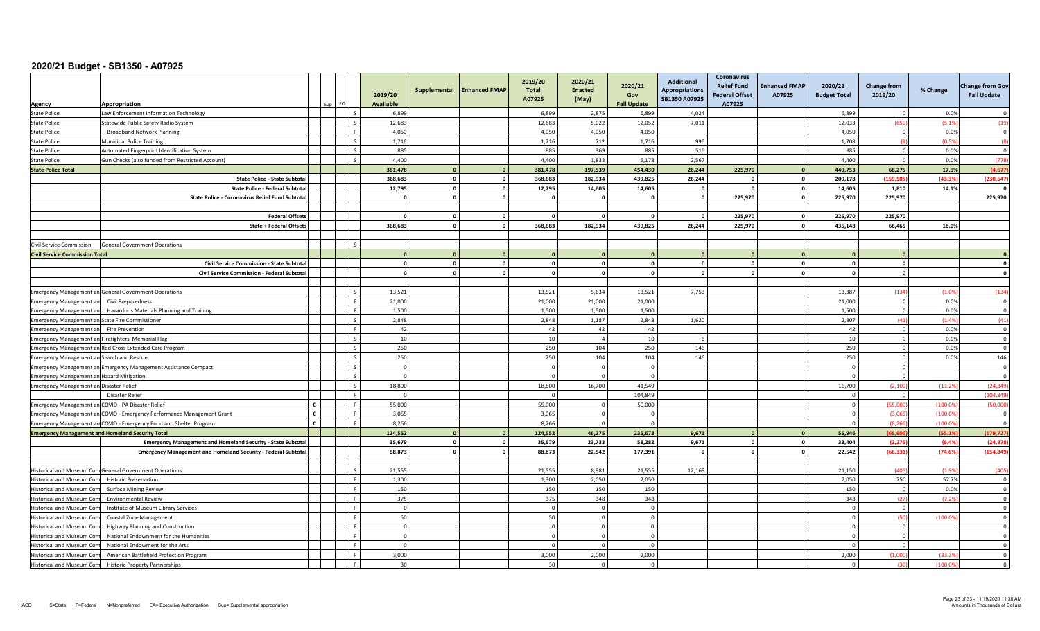## 2020/21 Budget - SB1350 - A07925

| Agency | Appropriation | Sup | FO | | 2019/20 Available | Supplemental | Enhanced FMAP | 2019/20 Total A07925 | 2020/21 Enacted (May) | 2020/21 Gov Fall Update | Additional Appropriations SB1350 A07925 | Coronavirus Relief Fund Federal Offset A07925 | Enhanced FMAP A07925 | 2020/21 Budget Total | Change from 2019/20 | % Change | Change from Gov Fall Update |
|---|---|---|---|---|---|---|---|---|---|---|---|---|---|---|---|---|---|
| State Police | Law Enforcement Information Technology | | | S | 6,899 | | | 6,899 | 2,875 | 6,899 | 4,024 | | | 6,899 | 0 | 0.0% | 0 |
| State Police | Statewide Public Safety Radio System | | | S | 12,683 | | | 12,683 | 5,022 | 12,052 | 7,011 | | | 12,033 | (650) | (5.1%) | (19) |
| State Police | Broadband Network Planning | | | F | 4,050 | | | 4,050 | 4,050 | 4,050 | | | | 4,050 | 0 | 0.0% | 0 |
| State Police | Municipal Police Training | | | S | 1,716 | | | 1,716 | 712 | 1,716 | 996 | | | 1,708 | (8) | (0.5%) | (8) |
| State Police | Automated Fingerprint Identification System | | | S | 885 | | | 885 | 369 | 885 | 516 | | | 885 | 0 | 0.0% | 0 |
| State Police | Gun Checks (also funded from Restricted Account) | | | S | 4,400 | | | 4,400 | 1,833 | 5,178 | 2,567 | | | 4,400 | 0 | 0.0% | (778) |
| **State Police Total** | | | | | **381,478** | **0** | **0** | **381,478** | **197,539** | **454,430** | **26,244** | **225,970** | **0** | **449,753** | **68,275** | **17.9%** | **(4,677)** |
| | **State Police - State Subtotal** | | | | **368,683** | **0** | **0** | **368,683** | **182,934** | **439,825** | **26,244** | **0** | **0** | **209,178** | **(159,505)** | **(43.3%)** | **(230,647)** |
| | **State Police - Federal Subtotal** | | | | **12,795** | **0** | **0** | **12,795** | **14,605** | **14,605** | **0** | **0** | **0** | **14,605** | **1,810** | **14.1%** | **0** |
| | **State Police - Coronavirus Relief Fund Subtotal** | | | | **0** | **0** | **0** | **0** | **0** | **0** | **0** | **225,970** | **0** | **225,970** | **225,970** | | **225,970** |
| | **Federal Offsets** | | | | **0** | **0** | **0** | **0** | **0** | **0** | **0** | **225,970** | **0** | **225,970** | **225,970** | | |
| | **State + Federal Offsets** | | | | **368,683** | **0** | **0** | **368,683** | **182,934** | **439,825** | **26,244** | **225,970** | **0** | **435,148** | **66,465** | **18.0%** | |
| Civil Service Commission | General Government Operations | | | S | | | | | | | | | | | | | |
| **Civil Service Commission Total** | | | | | **0** | **0** | **0** | **0** | **0** | **0** | **0** | **0** | **0** | **0** | **0** | | **0** |
| | **Civil Service Commission - State Subtotal** | | | | **0** | **0** | **0** | **0** | **0** | **0** | **0** | **0** | **0** | **0** | **0** | | **0** |
| | **Civil Service Commission - Federal Subtotal** | | | | **0** | **0** | **0** | **0** | **0** | **0** | **0** | **0** | **0** | **0** | **0** | | **0** |
| Emergency Management an | General Government Operations | | | S | 13,521 | | | 13,521 | 5,634 | 13,521 | 7,753 | | | 13,387 | (134) | (1.0%) | (134) |
| Emergency Management an | Civil Preparedness | | | F | 21,000 | | | 21,000 | 21,000 | 21,000 | | | | 21,000 | 0 | 0.0% | 0 |
| Emergency Management an | Hazardous Materials Planning and Training | | | F | 1,500 | | | 1,500 | 1,500 | 1,500 | | | | 1,500 | 0 | 0.0% | 0 |
| Emergency Management an | State Fire Commissioner | | | S | 2,848 | | | 2,848 | 1,187 | 2,848 | 1,620 | | | 2,807 | (41) | (1.4%) | (41) |
| Emergency Management an | Fire Prevention | | | F | 42 | | | 42 | 42 | 42 | | | | 42 | 0 | 0.0% | 0 |
| Emergency Management an | Firefighters' Memorial Flag | | | S | 10 | | | 10 | 4 | 10 | 6 | | | 10 | 0 | 0.0% | 0 |
| Emergency Management an | Red Cross Extended Care Program | | | S | 250 | | | 250 | 104 | 250 | 146 | | | 250 | 0 | 0.0% | 0 |
| Emergency Management an | Search and Rescue | | | S | 250 | | | 250 | 104 | 104 | 146 | | | 250 | 0 | 0.0% | 146 |
| Emergency Management an | Emergency Management Assistance Compact | | | S | 0 | | | 0 | 0 | 0 | | | | 0 | 0 | | 0 |
| Emergency Management an | Hazard Mitigation | | | S | 0 | | | 0 | 0 | 0 | | | | 0 | 0 | | 0 |
| Emergency Management an | Disaster Relief | | | S | 18,800 | | | 18,800 | 16,700 | 41,549 | | | | 16,700 | (2,100) | (11.2%) | (24,849) |
| | Disaster Relief | | | F | 0 | | | 0 | | 104,849 | | | | 0 | 0 | | (104,849) |
| Emergency Management an | COVID - PA Disaster Relief | C | | F | 55,000 | | | 55,000 | 0 | 50,000 | | | | 0 | (55,000) | (100.0%) | (50,000) |
| Emergency Management an | COVID - Emergency Performance Management Grant | C | | F | 3,065 | | | 3,065 | 0 | 0 | | | | 0 | (3,065) | (100.0%) | 0 |
| Emergency Management an | COVID - Emergency Food and Shelter Program | C | | F | 8,266 | | | 8,266 | 0 | 0 | | | | 0 | (8,266) | (100.0%) | 0 |
| **Emergency Management and Homeland Security Total** | | | | | **124,552** | **0** | **0** | **124,552** | **46,275** | **235,673** | **9,671** | **0** | **0** | **55,946** | **(68,606)** | **(55.1%)** | **(179,727)** |
| | **Emergency Management and Homeland Security - State Subtotal** | | | | **35,679** | **0** | **0** | **35,679** | **23,733** | **58,282** | **9,671** | **0** | **0** | **33,404** | **(2,275)** | **(6.4%)** | **(24,878)** |
| | **Emergency Management and Homeland Security - Federal Subtotal** | | | | **88,873** | **0** | **0** | **88,873** | **22,542** | **177,391** | **0** | **0** | **0** | **22,542** | **(66,331)** | **(74.6%)** | **(154,849)** |
| Historical and Museum Com | General Government Operations | | | S | 21,555 | | | 21,555 | 8,981 | 21,555 | 12,169 | | | 21,150 | (405) | (1.9%) | (405) |
| Historical and Museum Com | Historic Preservation | | | F | 1,300 | | | 1,300 | 2,050 | 2,050 | | | | 2,050 | 750 | 57.7% | 0 |
| Historical and Museum Com | Surface Mining Review | | | F | 150 | | | 150 | 150 | 150 | | | | 150 | 0 | 0.0% | 0 |
| Historical and Museum Com | Environmental Review | | | F | 375 | | | 375 | 348 | 348 | | | | 348 | (27) | (7.2%) | 0 |
| Historical and Museum Com | Institute of Museum Library Services | | | F | 0 | | | 0 | 0 | 0 | | | | 0 | 0 | | 0 |
| Historical and Museum Com | Coastal Zone Management | | | F | 50 | | | 50 | 0 | 0 | | | | 0 | (50) | (100.0%) | 0 |
| Historical and Museum Com | Highway Planning and Construction | | | F | 0 | | | 0 | 0 | 0 | | | | 0 | 0 | | 0 |
| Historical and Museum Com | National Endowment for the Humanities | | | F | 0 | | | 0 | 0 | 0 | | | | 0 | 0 | | 0 |
| Historical and Museum Com | National Endowment for the Arts | | | F | 0 | | | 0 | 0 | 0 | | | | 0 | 0 | | 0 |
| Historical and Museum Com | American Battlefield Protection Program | | | F | 3,000 | | | 3,000 | 2,000 | 2,000 | | | | 2,000 | (1,000) | (33.3%) | 0 |
| Historical and Museum Com | Historic Property Partnerships | | | F | 30 | | | 30 | 0 | 0 | | | | 0 | (30) | (100.0%) | 0 |

HACD S=State F=Federal N=Nonpreferred EA= Executive Authorization Sup= Supplemental appropriation

Amounts in Thousands of Dollars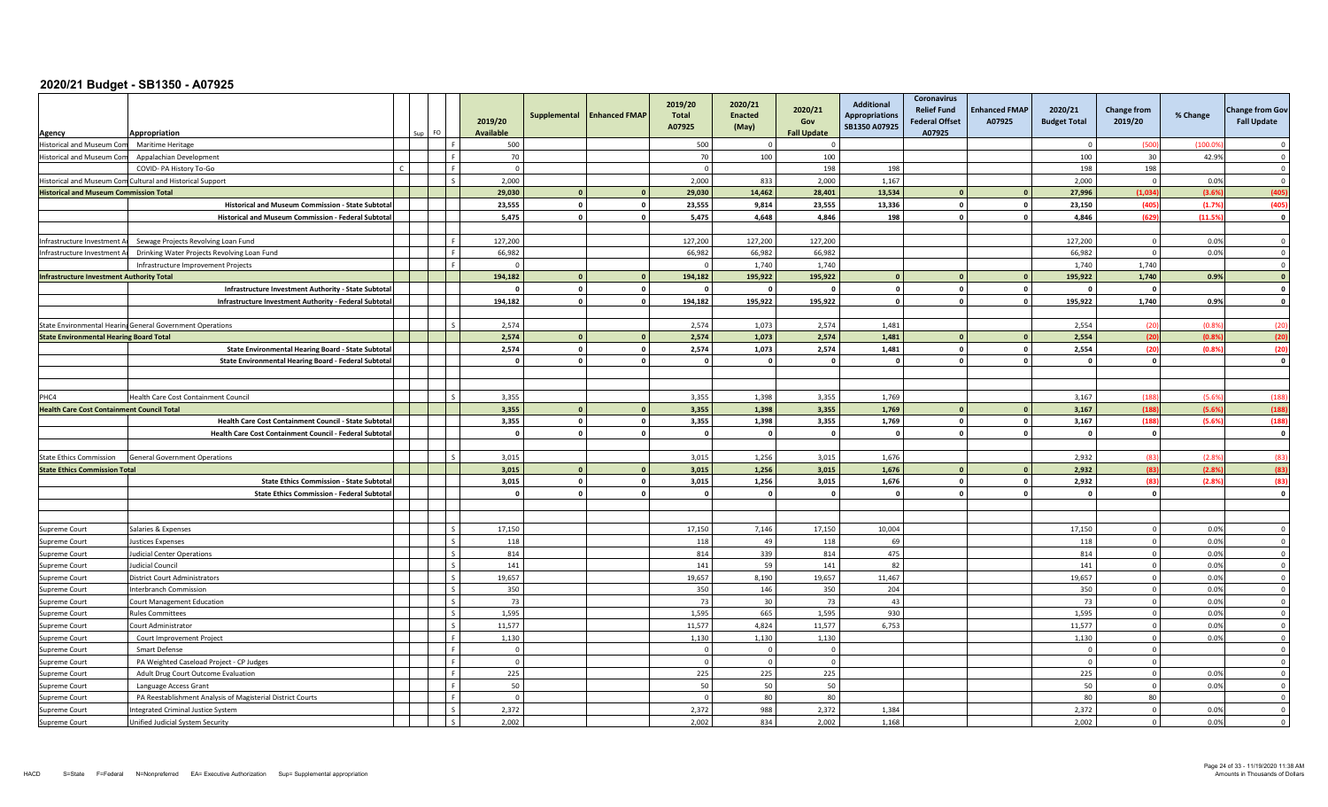# 2020/21 Budget - SB1350 - A07925

| Agency | Appropriation | Sup | FO | | 2019/20 Available | Supplemental | Enhanced FMAP | 2019/20 Total A07925 | 2020/21 Enacted (May) | 2020/21 Gov Fall Update | Additional Appropriations SB1350 A07925 | Coronavirus Relief Fund Federal Offset A07925 | Enhanced FMAP A07925 | 2020/21 Budget Total | Change from 2019/20 | % Change | Change from Gov Fall Update |
|---|---|---|---|---|---|---|---|---|---|---|---|---|---|---|---|---|---|
| Historical and Museum Com | Maritime Heritage | | | F | 500 | | | 500 | 0 | 0 | | | | 0 | (500) | (100.0%) | 0 |
| Historical and Museum Com | Appalachian Development | | | F | 70 | | | 70 | 100 | 100 | | | | 100 | 30 | 42.9% | 0 |
| | COVID- PA History To-Go | C | | F | 0 | | | 0 | | 198 | 198 | | | 198 | 198 | | 0 |
| Historical and Museum Com | Cultural and Historical Support | | | S | 2,000 | | | 2,000 | 833 | 2,000 | 1,167 | | | 2,000 | 0 | 0.0% | 0 |
| **Historical and Museum Commission Total** | | | | | **29,030** | **0** | **0** | **29,030** | **14,462** | **28,401** | **13,534** | **0** | **0** | **27,996** | **(1,034)** | **(3.6%)** | **(405)** |
| | **Historical and Museum Commission - State Subtotal** | | | | **23,555** | **0** | **0** | **23,555** | **9,814** | **23,555** | **13,336** | **0** | **0** | **23,150** | **(405)** | **(1.7%)** | **(405)** |
| | **Historical and Museum Commission - Federal Subtotal** | | | | **5,475** | **0** | **0** | **5,475** | **4,648** | **4,846** | **198** | **0** | **0** | **4,846** | **(629)** | **(11.5%)** | **0** |
| | | | | | | | | | | | | | | | | | |
| Infrastructure Investment A | Sewage Projects Revolving Loan Fund | | | F | 127,200 | | | 127,200 | 127,200 | 127,200 | | | | 127,200 | 0 | 0.0% | 0 |
| Infrastructure Investment A | Drinking Water Projects Revolving Loan Fund | | | F | 66,982 | | | 66,982 | 66,982 | 66,982 | | | | 66,982 | 0 | 0.0% | 0 |
| | Infrastructure Improvement Projects | | | F | 0 | | | 0 | 1,740 | 1,740 | | | | 1,740 | 1,740 | | 0 |
| **Infrastructure Investment Authority Total** | | | | | **194,182** | **0** | **0** | **194,182** | **195,922** | **195,922** | **0** | **0** | **0** | **195,922** | **1,740** | **0.9%** | **0** |
| | **Infrastructure Investment Authority - State Subtotal** | | | | **0** | **0** | **0** | **0** | **0** | **0** | **0** | **0** | **0** | **0** | **0** | | **0** |
| | **Infrastructure Investment Authority - Federal Subtotal** | | | | **194,182** | **0** | **0** | **194,182** | **195,922** | **195,922** | **0** | **0** | **0** | **195,922** | **1,740** | **0.9%** | **0** |
| | | | | | | | | | | | | | | | | | |
| State Environmental Hearing | General Government Operations | | | S | 2,574 | | | 2,574 | 1,073 | 2,574 | 1,481 | | | 2,554 | (20) | (0.8%) | (20) |
| **State Environmental Hearing Board Total** | | | | | **2,574** | **0** | **0** | **2,574** | **1,073** | **2,574** | **1,481** | **0** | **0** | **2,554** | **(20)** | **(0.8%)** | **(20)** |
| | **State Environmental Hearing Board - State Subtotal** | | | | **2,574** | **0** | **0** | **2,574** | **1,073** | **2,574** | **1,481** | **0** | **0** | **2,554** | **(20)** | **(0.8%)** | **(20)** |
| | **State Environmental Hearing Board - Federal Subtotal** | | | | **0** | **0** | **0** | **0** | **0** | **0** | **0** | **0** | **0** | **0** | **0** | | **0** |
| | | | | | | | | | | | | | | | | | |
| PHC4 | Health Care Cost Containment Council | | | S | 3,355 | | | 3,355 | 1,398 | 3,355 | 1,769 | | | 3,167 | (188) | (5.6%) | (188) |
| **Health Care Cost Containment Council Total** | | | | | **3,355** | **0** | **0** | **3,355** | **1,398** | **3,355** | **1,769** | **0** | **0** | **3,167** | **(188)** | **(5.6%)** | **(188)** |
| | **Health Care Cost Containment Council - State Subtotal** | | | | **3,355** | **0** | **0** | **3,355** | **1,398** | **3,355** | **1,769** | **0** | **0** | **3,167** | **(188)** | **(5.6%)** | **(188)** |
| | **Health Care Cost Containment Council - Federal Subtotal** | | | | **0** | **0** | **0** | **0** | **0** | **0** | **0** | **0** | **0** | **0** | **0** | | **0** |
| | | | | | | | | | | | | | | | | | |
| State Ethics Commission | General Government Operations | | | S | 3,015 | | | 3,015 | 1,256 | 3,015 | 1,676 | | | 2,932 | (83) | (2.8%) | (83) |
| **State Ethics Commission Total** | | | | | **3,015** | **0** | **0** | **3,015** | **1,256** | **3,015** | **1,676** | **0** | **0** | **2,932** | **(83)** | **(2.8%)** | **(83)** |
| | **State Ethics Commission - State Subtotal** | | | | **3,015** | **0** | **0** | **3,015** | **1,256** | **3,015** | **1,676** | **0** | **0** | **2,932** | **(83)** | **(2.8%)** | **(83)** |
| | **State Ethics Commission - Federal Subtotal** | | | | **0** | **0** | **0** | **0** | **0** | **0** | **0** | **0** | **0** | **0** | **0** | | **0** |
| | | | | | | | | | | | | | | | | | |
| Supreme Court | Salaries & Expenses | | | S | 17,150 | | | 17,150 | 7,146 | 17,150 | 10,004 | | | 17,150 | 0 | 0.0% | 0 |
| Supreme Court | Justices Expenses | | | S | 118 | | | 118 | 49 | 118 | 69 | | | 118 | 0 | 0.0% | 0 |
| Supreme Court | Judicial Center Operations | | | S | 814 | | | 814 | 339 | 814 | 475 | | | 814 | 0 | 0.0% | 0 |
| Supreme Court | Judicial Council | | | S | 141 | | | 141 | 59 | 141 | 82 | | | 141 | 0 | 0.0% | 0 |
| Supreme Court | District Court Administrators | | | S | 19,657 | | | 19,657 | 8,190 | 19,657 | 11,467 | | | 19,657 | 0 | 0.0% | 0 |
| Supreme Court | Interbranch Commission | | | S | 350 | | | 350 | 146 | 350 | 204 | | | 350 | 0 | 0.0% | 0 |
| Supreme Court | Court Management Education | | | S | 73 | | | 73 | 30 | 73 | 43 | | | 73 | 0 | 0.0% | 0 |
| Supreme Court | Rules Committees | | | S | 1,595 | | | 1,595 | 665 | 1,595 | 930 | | | 1,595 | 0 | 0.0% | 0 |
| Supreme Court | Court Administrator | | | S | 11,577 | | | 11,577 | 4,824 | 11,577 | 6,753 | | | 11,577 | 0 | 0.0% | 0 |
| Supreme Court | Court Improvement Project | | | F | 1,130 | | | 1,130 | 1,130 | 1,130 | | | | 1,130 | 0 | 0.0% | 0 |
| Supreme Court | Smart Defense | | | F | 0 | | | 0 | 0 | 0 | | | | 0 | 0 | | 0 |
| Supreme Court | PA Weighted Caseload Project - CP Judges | | | F | 0 | | | 0 | 0 | 0 | | | | 0 | 0 | | 0 |
| Supreme Court | Adult Drug Court Outcome Evaluation | | | F | 225 | | | 225 | 225 | 225 | | | | 225 | 0 | 0.0% | 0 |
| Supreme Court | Language Access Grant | | | F | 50 | | | 50 | 50 | 50 | | | | 50 | 0 | 0.0% | 0 |
| Supreme Court | PA Reestablishment Analysis of Magisterial District Courts | | | F | 0 | | | 0 | 80 | 80 | | | | 80 | 80 | | 0 |
| Supreme Court | Integrated Criminal Justice System | | | S | 2,372 | | | 2,372 | 988 | 2,372 | 1,384 | | | 2,372 | 0 | 0.0% | 0 |
| Supreme Court | Unified Judicial System Security | | | S | 2,002 | | | 2,002 | 834 | 2,002 | 1,168 | | | 2,002 | 0 | 0.0% | 0 |

HACD S=State F=Federal N=Nonpreferred EA= Executive Authorization Sup= Supplemental appropriation

Amounts in Thousands of Dollars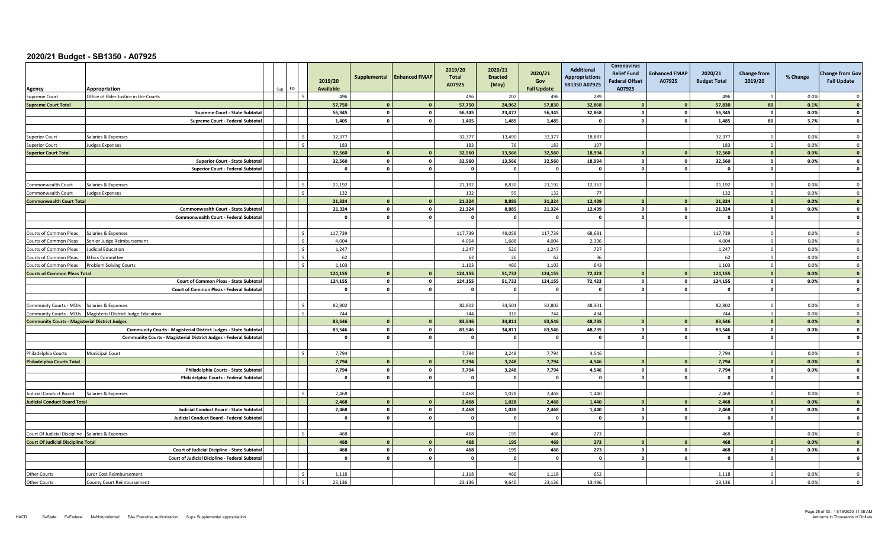# 2020/21 Budget - SB1350 - A07925

| Agency | Appropriation | Sup | FO | | 2019/20 Available | Supplemental | Enhanced FMAP | 2019/20 Total A07925 | 2020/21 Enacted (May) | 2020/21 Gov Fall Update | Additional Appropriations SB1350 A07925 | Coronavirus Relief Fund Federal Offset A07925 | Enhanced FMAP A07925 | 2020/21 Budget Total | Change from 2019/20 | % Change | Change from Gov Fall Update |
|---|---|---|---|---|---|---|---|---|---|---|---|---|---|---|---|---|---|
| Supreme Court | Office of Elder Justice in the Courts | | | S | 496 | | | 496 | 207 | 496 | 289 | | | 496 | 0 | 0.0% | 0 |
| **Supreme Court Total** | | | | | **57,750** | **0** | **0** | **57,750** | **24,962** | **57,830** | **32,868** | **0** | **0** | **57,830** | **80** | **0.1%** | **0** |
| | **Supreme Court - State Subtotal** | | | | **56,345** | **0** | **0** | **56,345** | **23,477** | **56,345** | **32,868** | **0** | **0** | **56,345** | **0** | **0.0%** | **0** |
| | **Supreme Court - Federal Subtotal** | | | | **1,405** | **0** | **0** | **1,405** | **1,485** | **1,485** | **0** | **0** | **0** | **1,485** | **80** | **5.7%** | **0** |
| | | | | | | | | | | | | | | | | | |
| Superior Court | Salaries & Expenses | | | S | 32,377 | | | 32,377 | 13,490 | 32,377 | 18,887 | | | 32,377 | 0 | 0.0% | 0 |
| Superior Court | Judges Expenses | | | S | 183 | | | 183 | 76 | 183 | 107 | | | 183 | 0 | 0.0% | 0 |
| **Superior Court Total** | | | | | **32,560** | **0** | **0** | **32,560** | **13,566** | **32,560** | **18,994** | **0** | **0** | **32,560** | **0** | **0.0%** | **0** |
| | **Superior Court - State Subtotal** | | | | **32,560** | **0** | **0** | **32,560** | **13,566** | **32,560** | **18,994** | **0** | **0** | **32,560** | **0** | **0.0%** | **0** |
| | **Superior Court - Federal Subtotal** | | | | **0** | **0** | **0** | **0** | **0** | **0** | **0** | **0** | **0** | **0** | **0** | | **0** |
| | | | | | | | | | | | | | | | | | |
| Commonwealth Court | Salaries & Expenses | | | S | 21,192 | | | 21,192 | 8,830 | 21,192 | 12,362 | | | 21,192 | 0 | 0.0% | 0 |
| Commonwealth Court | Judges Expenses | | | S | 132 | | | 132 | 55 | 132 | 77 | | | 132 | 0 | 0.0% | 0 |
| **Commonwealth Court Total** | | | | | **21,324** | **0** | **0** | **21,324** | **8,885** | **21,324** | **12,439** | **0** | **0** | **21,324** | **0** | **0.0%** | **0** |
| | **Commonwealth Court - State Subtotal** | | | | **21,324** | **0** | **0** | **21,324** | **8,885** | **21,324** | **12,439** | **0** | **0** | **21,324** | **0** | **0.0%** | **0** |
| | **Commonwealth Court - Federal Subtotal** | | | | **0** | **0** | **0** | **0** | **0** | **0** | **0** | **0** | **0** | **0** | **0** | | **0** |
| | | | | | | | | | | | | | | | | | |
| Courts of Common Pleas | Salaries & Expenses | | | S | 117,739 | | | 117,739 | 49,058 | 117,739 | 68,681 | | | 117,739 | 0 | 0.0% | 0 |
| Courts of Common Pleas | Senior Judge Reimbursement | | | S | 4,004 | | | 4,004 | 1,668 | 4,004 | 2,336 | | | 4,004 | 0 | 0.0% | 0 |
| Courts of Common Pleas | Judicial Education | | | S | 1,247 | | | 1,247 | 520 | 1,247 | 727 | | | 1,247 | 0 | 0.0% | 0 |
| Courts of Common Pleas | Ethics Committee | | | S | 62 | | | 62 | 26 | 62 | 36 | | | 62 | 0 | 0.0% | 0 |
| Courts of Common Pleas | Problem Solving Courts | | | S | 1,103 | | | 1,103 | 460 | 1,103 | 643 | | | 1,103 | 0 | 0.0% | 0 |
| **Courts of Common Pleas Total** | | | | | **124,155** | **0** | **0** | **124,155** | **51,732** | **124,155** | **72,423** | **0** | **0** | **124,155** | **0** | **0.0%** | **0** |
| | **Court of Common Pleas - State Subtotal** | | | | **124,155** | **0** | **0** | **124,155** | **51,732** | **124,155** | **72,423** | **0** | **0** | **124,155** | **0** | **0.0%** | **0** |
| | **Court of Common Pleas - Federal Subtotal** | | | | **0** | **0** | **0** | **0** | **0** | **0** | **0** | **0** | **0** | **0** | **0** | | **0** |
| | | | | | | | | | | | | | | | | | |
| Community Courts - MDJs | Salaries & Expenses | | | S | 82,802 | | | 82,802 | 34,501 | 82,802 | 48,301 | | | 82,802 | 0 | 0.0% | 0 |
| Community Courts - MDJs | Magisterial District Judge Education | | | S | 744 | | | 744 | 310 | 744 | 434 | | | 744 | 0 | 0.0% | 0 |
| **Community Courts - Magisterial District Judges** | | | | | **83,546** | **0** | **0** | **83,546** | **34,811** | **83,546** | **48,735** | **0** | **0** | **83,546** | **0** | **0.0%** | **0** |
| | **Community Courts - Magisterial District Judges - State Subtotal** | | | | **83,546** | **0** | **0** | **83,546** | **34,811** | **83,546** | **48,735** | **0** | **0** | **83,546** | **0** | **0.0%** | **0** |
| | **Community Courts - Magisterial District Judges - Federal Subtotal** | | | | **0** | **0** | **0** | **0** | **0** | **0** | **0** | **0** | **0** | **0** | **0** | | **0** |
| | | | | | | | | | | | | | | | | | |
| Philadelphia Courts | Municipal Court | | | S | 7,794 | | | 7,794 | 3,248 | 7,794 | 4,546 | | | 7,794 | 0 | 0.0% | 0 |
| **Philadelphia Courts Total** | | | | | **7,794** | **0** | **0** | **7,794** | **3,248** | **7,794** | **4,546** | **0** | **0** | **7,794** | **0** | **0.0%** | **0** |
| | **Philadelphia Courts - State Subtotal** | | | | **7,794** | **0** | **0** | **7,794** | **3,248** | **7,794** | **4,546** | **0** | **0** | **7,794** | **0** | **0.0%** | **0** |
| | **Philadelphia Courts - Federal Subtotal** | | | | **0** | **0** | **0** | **0** | **0** | **0** | **0** | **0** | **0** | **0** | **0** | | **0** |
| | | | | | | | | | | | | | | | | | |
| Judicial Conduct Board | Salaries & Expenses | | | S | 2,468 | | | 2,468 | 1,028 | 2,468 | 1,440 | | | 2,468 | 0 | 0.0% | 0 |
| **Judicial Conduct Board Total** | | | | | **2,468** | **0** | **0** | **2,468** | **1,028** | **2,468** | **1,440** | **0** | **0** | **2,468** | **0** | **0.0%** | **0** |
| | **Judicial Conduct Board - State Subtotal** | | | | **2,468** | **0** | **0** | **2,468** | **1,028** | **2,468** | **1,440** | **0** | **0** | **2,468** | **0** | **0.0%** | **0** |
| | **Judicial Conduct Board - Federal Subtotal** | | | | **0** | **0** | **0** | **0** | **0** | **0** | **0** | **0** | **0** | **0** | **0** | | **0** |
| | | | | | | | | | | | | | | | | | |
| Court Of Judicial Discipline | Salaries & Expenses | | | S | 468 | | | 468 | 195 | 468 | 273 | | | 468 | | 0.0% | 0 |
| **Court Of Judicial Discipline Total** | | | | | **468** | **0** | **0** | **468** | **195** | **468** | **273** | **0** | **0** | **468** | **0** | **0.0%** | **0** |
| | **Court of Judicial Dicipline - State Subtotal** | | | | **468** | **0** | **0** | **468** | **195** | **468** | **273** | **0** | **0** | **468** | **0** | **0.0%** | **0** |
| | **Court of Judicial Dicipline - Federal Subtotal** | | | | **0** | **0** | **0** | **0** | **0** | **0** | **0** | **0** | **0** | **0** | **0** | | **0** |
| | | | | | | | | | | | | | | | | | |
| Other Courts | Juror Cost Reimbursement | | | S | 1,118 | | | 1,118 | 466 | 1,118 | 652 | | | 1,118 | 0 | 0.0% | 0 |
| Other Courts | County Court Reimbursement | | | S | 23,136 | | | 23,136 | 9,640 | 23,136 | 13,496 | | | 23,136 | 0 | 0.0% | 0 |

HACD S=State F=Federal N=Nonpreferred EA= Executive Authorization Sup= Supplemental appropriation

Amounts in Thousands of Dollars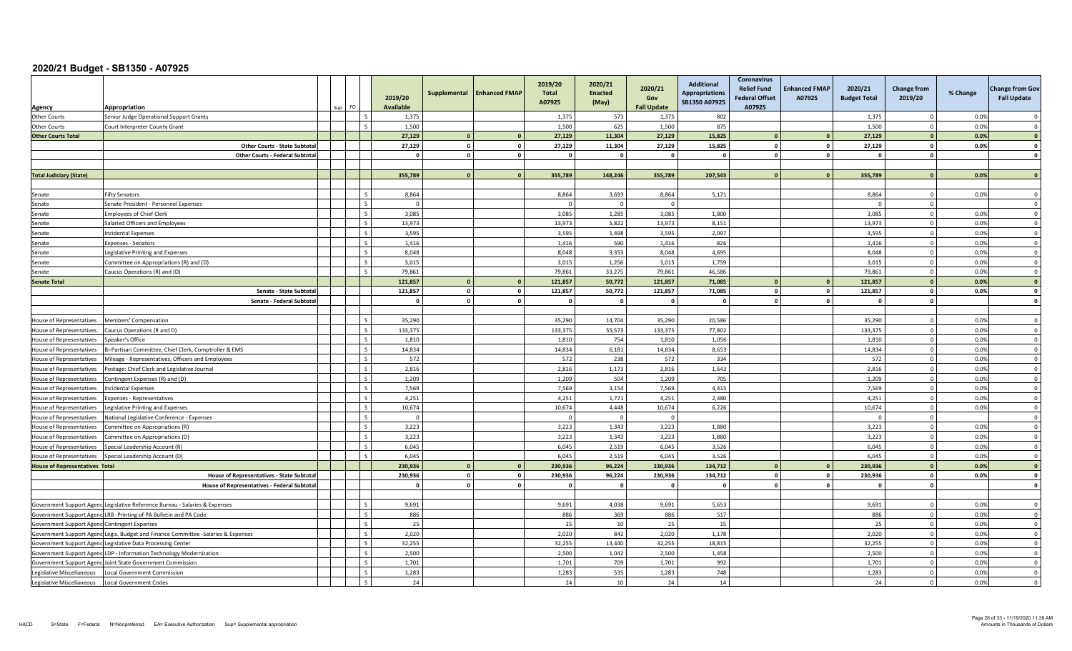# 2020/21 Budget - SB1350 - A07925

| Agency | Appropriation | Sup | FO | | 2019/20 Available | Supplemental | Enhanced FMAP | 2019/20 Total A07925 | 2020/21 Enacted (May) | 2020/21 Gov Fall Update | Additional Appropriations SB1350 A07925 | Coronavirus Relief Fund Federal Offset A07925 | Enhanced FMAP A07925 | 2020/21 Budget Total | Change from 2019/20 | % Change | Change from Gov Fall Update |
|---|---|---|---|---|---|---|---|---|---|---|---|---|---|---|---|---|---|
| Other Courts | Senior Judge Operational Support Grants | | | S | 1,375 | | | 1,375 | 573 | 1,375 | 802 | | | 1,375 | 0 | 0.0% | 0 |
| Other Courts | Court Interpreter County Grant | | | S | 1,500 | | | 1,500 | 625 | 1,500 | 875 | | | 1,500 | 0 | 0.0% | 0 |
| **Other Courts Total** | | | | | **27,129** | **0** | **0** | **27,129** | **11,304** | **27,129** | **15,825** | **0** | **0** | **27,129** | **0** | **0.0%** | **0** |
| | **Other Courts - State Subtotal** | | | | **27,129** | **0** | **0** | **27,129** | **11,304** | **27,129** | **15,825** | **0** | **0** | **27,129** | **0** | **0.0%** | **0** |
| | **Other Courts - Federal Subtotal** | | | | **0** | **0** | **0** | **0** | **0** | **0** | **0** | **0** | **0** | **0** | **0** | | **0** |
| | | | | | | | | | | | | | | | | | |
| **Total Judiciary (State)** | | | | | **355,789** | **0** | **0** | **355,789** | **148,246** | **355,789** | **207,543** | **0** | **0** | **355,789** | **0** | **0.0%** | **0** |
| | | | | | | | | | | | | | | | | | |
| Senate | Fifty Senators | | | S | 8,864 | | | 8,864 | 3,693 | 8,864 | 5,171 | | | 8,864 | 0 | 0.0% | 0 |
| Senate | Senate President - Personnel Expenses | | | S | 0 | | | 0 | 0 | 0 | | | | 0 | 0 | | 0 |
| Senate | Employees of Chief Clerk | | | S | 3,085 | | | 3,085 | 1,285 | 3,085 | 1,800 | | | 3,085 | 0 | 0.0% | 0 |
| Senate | Salaried Officers and Employees | | | S | 13,973 | | | 13,973 | 5,822 | 13,973 | 8,151 | | | 13,973 | 0 | 0.0% | 0 |
| Senate | Incidental Expenses | | | S | 3,595 | | | 3,595 | 1,498 | 3,595 | 2,097 | | | 3,595 | 0 | 0.0% | 0 |
| Senate | Expenses - Senators | | | S | 1,416 | | | 1,416 | 590 | 1,416 | 826 | | | 1,416 | 0 | 0.0% | 0 |
| Senate | Legislative Printing and Expenses | | | S | 8,048 | | | 8,048 | 3,353 | 8,048 | 4,695 | | | 8,048 | 0 | 0.0% | 0 |
| Senate | Committee on Appropriations (R) and (D) | | | S | 3,015 | | | 3,015 | 1,256 | 3,015 | 1,759 | | | 3,015 | 0 | 0.0% | 0 |
| Senate | Caucus Operations (R) and (D) | | | S | 79,861 | | | 79,861 | 33,275 | 79,861 | 46,586 | | | 79,861 | 0 | 0.0% | 0 |
| **Senate Total** | | | | | **121,857** | **0** | **0** | **121,857** | **50,772** | **121,857** | **71,085** | **0** | **0** | **121,857** | **0** | **0.0%** | **0** |
| | **Senate - State Subtotal** | | | | **121,857** | **0** | **0** | **121,857** | **50,772** | **121,857** | **71,085** | **0** | **0** | **121,857** | **0** | **0.0%** | **0** |
| | **Senate - Federal Subtotal** | | | | **0** | **0** | **0** | **0** | **0** | **0** | **0** | **0** | **0** | **0** | **0** | | **0** |
| | | | | | | | | | | | | | | | | | |
| House of Representatives | Members' Compensation | | | S | 35,290 | | | 35,290 | 14,704 | 35,290 | 20,586 | | | 35,290 | 0 | 0.0% | 0 |
| House of Representatives | Caucus Operations (R and D) | | | S | 133,375 | | | 133,375 | 55,573 | 133,375 | 77,802 | | | 133,375 | 0 | 0.0% | 0 |
| House of Representatives | Speaker's Office | | | S | 1,810 | | | 1,810 | 754 | 1,810 | 1,056 | | | 1,810 | 0 | 0.0% | 0 |
| House of Representatives | Bi-Partisan Committee, Chief Clerk, Comptroller & EMS | | | S | 14,834 | | | 14,834 | 6,181 | 14,834 | 8,653 | | | 14,834 | 0 | 0.0% | 0 |
| House of Representatives | Mileage - Representatives, Officers and Employees | | | S | 572 | | | 572 | 238 | 572 | 334 | | | 572 | 0 | 0.0% | 0 |
| House of Representatives | Postage: Chief Clerk and Legislative Journal | | | S | 2,816 | | | 2,816 | 1,173 | 2,816 | 1,643 | | | 2,816 | 0 | 0.0% | 0 |
| House of Representatives | Contingent Expenses (R) and (D) | | | S | 1,209 | | | 1,209 | 504 | 1,209 | 705 | | | 1,209 | 0 | 0.0% | 0 |
| House of Representatives | Incidental Expenses | | | S | 7,569 | | | 7,569 | 3,154 | 7,569 | 4,415 | | | 7,569 | 0 | 0.0% | 0 |
| House of Representatives | Expenses - Representatives | | | S | 4,251 | | | 4,251 | 1,771 | 4,251 | 2,480 | | | 4,251 | 0 | 0.0% | 0 |
| House of Representatives | Legislative Printing and Expenses | | | S | 10,674 | | | 10,674 | 4,448 | 10,674 | 6,226 | | | 10,674 | 0 | 0.0% | 0 |
| House of Representatives | National Legislative Conference - Expenses | | | S | 0 | | | 0 | 0 | 0 | | | | 0 | 0 | | 0 |
| House of Representatives | Committee on Appropriations (R) | | | S | 3,223 | | | 3,223 | 1,343 | 3,223 | 1,880 | | | 3,223 | 0 | 0.0% | 0 |
| House of Representatives | Committee on Appropriations (D) | | | S | 3,223 | | | 3,223 | 1,343 | 3,223 | 1,880 | | | 3,223 | 0 | 0.0% | 0 |
| House of Representatives | Special Leadership Account (R) | | | S | 6,045 | | | 6,045 | 2,519 | 6,045 | 3,526 | | | 6,045 | 0 | 0.0% | 0 |
| House of Representatives | Special Leadership Account (D) | | | S | 6,045 | | | 6,045 | 2,519 | 6,045 | 3,526 | | | 6,045 | 0 | 0.0% | 0 |
| **House of Representatives Total** | | | | | **230,936** | **0** | **0** | **230,936** | **96,224** | **230,936** | **134,712** | **0** | **0** | **230,936** | **0** | **0.0%** | **0** |
| | **House of Representatives - State Subtotal** | | | | **230,936** | **0** | **0** | **230,936** | **96,224** | **230,936** | **134,712** | **0** | **0** | **230,936** | **0** | **0.0%** | **0** |
| | **House of Representatives - Federal Subtotal** | | | | **0** | **0** | **0** | **0** | **0** | **0** | **0** | **0** | **0** | **0** | **0** | | **0** |
| | | | | | | | | | | | | | | | | | |
| Government Support Agency | Legislative Reference Bureau - Salaries & Expenses | | | S | 9,691 | | | 9,691 | 4,038 | 9,691 | 5,653 | | | 9,691 | 0 | 0.0% | 0 |
| Government Support Agency | LRB -Printing of PA Bulletin and PA Code | | | S | 886 | | | 886 | 369 | 886 | 517 | | | 886 | 0 | 0.0% | 0 |
| Government Support Agency | Contingent Expenses | | | S | 25 | | | 25 | 10 | 25 | 15 | | | 25 | 0 | 0.0% | 0 |
| Government Support Agency | Legis. Budget and Finance Committee -Salaries & Expenses | | | S | 2,020 | | | 2,020 | 842 | 2,020 | 1,178 | | | 2,020 | 0 | 0.0% | 0 |
| Government Support Agency | Legislative Data Processing Center | | | S | 32,255 | | | 32,255 | 13,440 | 32,255 | 18,815 | | | 32,255 | 0 | 0.0% | 0 |
| Government Support Agency | LDP - Information Technology Modernization | | | S | 2,500 | | | 2,500 | 1,042 | 2,500 | 1,458 | | | 2,500 | 0 | 0.0% | 0 |
| Government Support Agency | Joint State Government Commission | | | S | 1,701 | | | 1,701 | 709 | 1,701 | 992 | | | 1,701 | 0 | 0.0% | 0 |
| Legislative Miscellaneous | Local Government Commission | | | S | 1,283 | | | 1,283 | 535 | 1,283 | 748 | | | 1,283 | 0 | 0.0% | 0 |
| Legislative Miscellaneous | Local Government Codes | | | S | 24 | | | 24 | 10 | 24 | 14 | | | 24 | 0 | 0.0% | 0 |

HACD S=State F=Federal N=Nonpreferred EA= Executive Authorization Sup= Supplemental appropriation

Amounts in Thousands of Dollars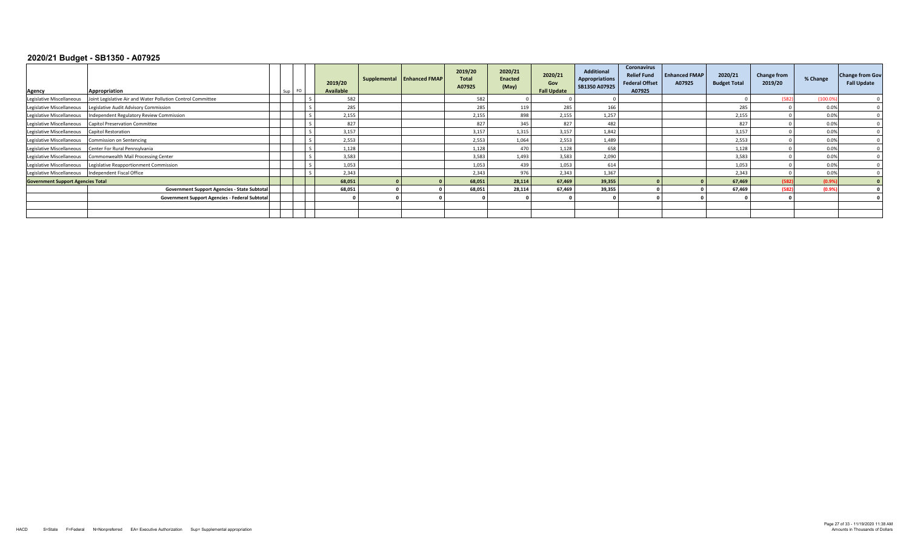## 2020/21 Budget - SB1350 - A07925

| Agency | Appropriation | Sup | FO | | 2019/20 Available | Supplemental | Enhanced FMAP | 2019/20 Total A07925 | 2020/21 Enacted (May) | 2020/21 Gov Fall Update | Additional Appropriations SB1350 A07925 | Coronavirus Relief Fund Federal Offset A07925 | Enhanced FMAP A07925 | 2020/21 Budget Total | Change from 2019/20 | % Change | Change from Gov Fall Update |
|---|---|---|---|---|---|---|---|---|---|---|---|---|---|---|---|---|---|
| Legislative Miscellaneous | Joint Legislative Air and Water Pollution Control Committee | | | S | 582 | | | 582 | 0 | 0 | 0 | | | 0 | (582) | (100.0%) | 0 |
| Legislative Miscellaneous | Legislative Audit Advisory Commission | | | S | 285 | | | 285 | 119 | 285 | 166 | | | 285 | 0 | 0.0% | 0 |
| Legislative Miscellaneous | Independent Regulatory Review Commission | | | S | 2,155 | | | 2,155 | 898 | 2,155 | 1,257 | | | 2,155 | 0 | 0.0% | 0 |
| Legislative Miscellaneous | Capitol Preservation Committee | | | S | 827 | | | 827 | 345 | 827 | 482 | | | 827 | 0 | 0.0% | 0 |
| Legislative Miscellaneous | Capitol Restoration | | | S | 3,157 | | | 3,157 | 1,315 | 3,157 | 1,842 | | | 3,157 | 0 | 0.0% | 0 |
| Legislative Miscellaneous | Commission on Sentencing | | | S | 2,553 | | | 2,553 | 1,064 | 2,553 | 1,489 | | | 2,553 | 0 | 0.0% | 0 |
| Legislative Miscellaneous | Center For Rural Pennsylvania | | | S | 1,128 | | | 1,128 | 470 | 1,128 | 658 | | | 1,128 | 0 | 0.0% | 0 |
| Legislative Miscellaneous | Commonwealth Mail Processing Center | | | S | 3,583 | | | 3,583 | 1,493 | 3,583 | 2,090 | | | 3,583 | 0 | 0.0% | 0 |
| Legislative Miscellaneous | Legislative Reapportionment Commission | | | S | 1,053 | | | 1,053 | 439 | 1,053 | 614 | | | 1,053 | 0 | 0.0% | 0 |
| Legislative Miscellaneous | Independent Fiscal Office | | | S | 2,343 | | | 2,343 | 976 | 2,343 | 1,367 | | | 2,343 | 0 | 0.0% | 0 |
| **Government Support Agencies Total** | | | | | **68,051** | **0** | **0** | **68,051** | **28,114** | **67,469** | **39,355** | **0** | **0** | **67,469** | **(582)** | **(0.9%)** | **0** |
| | **Government Support Agencies - State Subtotal** | | | | **68,051** | **0** | **0** | **68,051** | **28,114** | **67,469** | **39,355** | **0** | **0** | **67,469** | **(582)** | **(0.9%)** | **0** |
| | **Government Support Agencies - Federal Subtotal** | | | | **0** | **0** | **0** | **0** | **0** | **0** | **0** | **0** | **0** | **0** | **0** | | **0** |

HACD S=State F=Federal N=Nonpreferred EA= Executive Authorization Sup= Supplemental appropriation

11/19/2020 11:38 AM
Amounts in Thousands of Dollars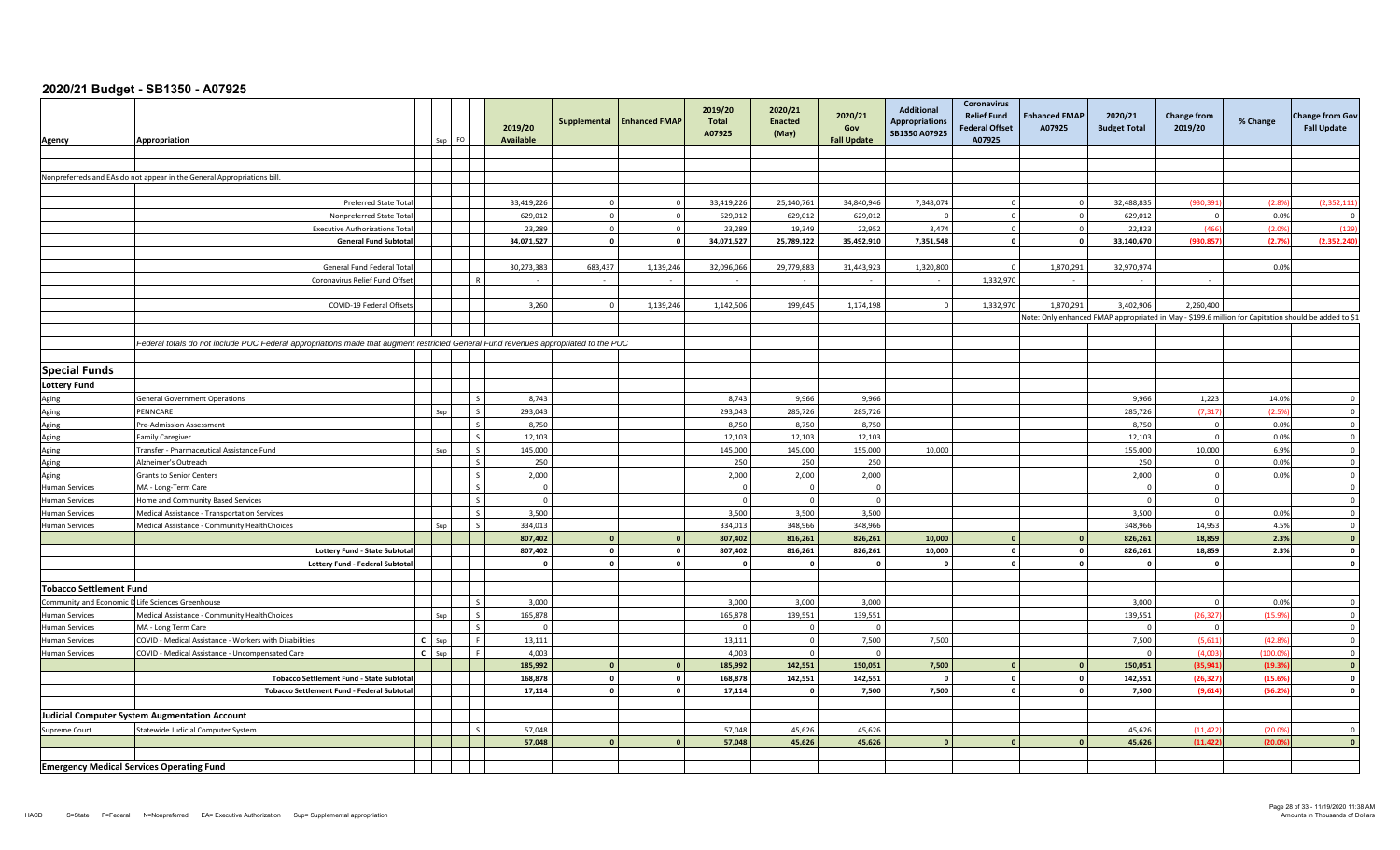## 2020/21 Budget - SB1350 - A07925

| Agency | Appropriation | Sup | FO | | 2019/20 Available | Supplemental | Enhanced FMAP | 2019/20 Total A07925 | 2020/21 Enacted (May) | 2020/21 Gov Fall Update | Additional Appropriations SB1350 A07925 | Coronavirus Relief Fund Federal Offset A07925 | Enhanced FMAP A07925 | 2020/21 Budget Total | Change from 2019/20 | % Change | Change from Gov Fall Update |
|---|---|---|---|---|---|---|---|---|---|---|---|---|---|---|---|---|---|
| | | | | | | | | | | | | | | | | | |
| Nonpreferreds and EAs do not appear in the General Appropriations bill. | | | | | | | | | | | | | | | | | |
| | | | | | | | | | | | | | | | | | |
| | Preferred State Total | | | | 33,419,226 | 0 | 0 | 33,419,226 | 25,140,761 | 34,840,946 | 7,348,074 | 0 | 0 | 32,488,835 | (930,391) | (2.8%) | (2,352,111) |
| | Nonpreferred State Total | | | | 629,012 | 0 | 0 | 629,012 | 629,012 | 629,012 | 0 | 0 | 0 | 629,012 | 0 | 0.0% | 0 |
| | Executive Authorizations Total | | | | 23,289 | 0 | 0 | 23,289 | 19,349 | 22,952 | 3,474 | 0 | 0 | 22,823 | (466) | (2.0%) | (129) |
| | **General Fund Subtotal** | | | | **34,071,527** | **0** | **0** | **34,071,527** | **25,789,122** | **35,492,910** | **7,351,548** | **0** | **0** | **33,140,670** | **(930,857)** | **(2.7%)** | **(2,352,240)** |
| | | | | | | | | | | | | | | | | | |
| | General Fund Federal Total | | | | 30,273,383 | 683,437 | 1,139,246 | 32,096,066 | 29,779,883 | 31,443,923 | 1,320,800 | 0 | 1,870,291 | 32,970,974 | | 0.0% | |
| | Coronavirus Relief Fund Offset | | | R | - | - | - | - | - | - | - | 1,332,970 | - | - | - | | |
| | | | | | | | | | | | | | | | | | |
| | COVID-19 Federal Offsets | | | | 3,260 | 0 | 1,139,246 | 1,142,506 | 199,645 | 1,174,198 | 0 | 1,332,970 | 1,870,291 | 3,402,906 | 2,260,400 | | |
| | | | | | | | | | | | | | Note: Only enhanced FMAP appropriated in May - $199.6 million for Capitation should be added to $1 | | | | |
| | | | | | | | | | | | | | | | | | |
| | *Federal totals do not include PUC Federal appropriations made that augment restricted General Fund revenues appropriated to the PUC* | | | | | | | | | | | | | | | | |
| | | | | | | | | | | | | | | | | | |
| **Special Funds** | | | | | | | | | | | | | | | | | |
| **Lottery Fund** | | | | | | | | | | | | | | | | | |
| Aging | General Government Operations | | | S | 8,743 | | | 8,743 | 9,966 | 9,966 | | | | 9,966 | 1,223 | 14.0% | 0 |
| Aging | PENNCARE | Sup | | S | 293,043 | | | 293,043 | 285,726 | 285,726 | | | | 285,726 | (7,317) | (2.5%) | 0 |
| Aging | Pre-Admission Assessment | | | S | 8,750 | | | 8,750 | 8,750 | 8,750 | | | | 8,750 | 0 | 0.0% | 0 |
| Aging | Family Caregiver | | | S | 12,103 | | | 12,103 | 12,103 | 12,103 | | | | 12,103 | 0 | 0.0% | 0 |
| Aging | Transfer - Pharmaceutical Assistance Fund | Sup | | S | 145,000 | | | 145,000 | 145,000 | 155,000 | 10,000 | | | 155,000 | 10,000 | 6.9% | 0 |
| Aging | Alzheimer's Outreach | | | S | 250 | | | 250 | 250 | 250 | | | | 250 | 0 | 0.0% | 0 |
| Aging | Grants to Senior Centers | | | S | 2,000 | | | 2,000 | 2,000 | 2,000 | | | | 2,000 | 0 | 0.0% | 0 |
| Human Services | MA - Long-Term Care | | | S | 0 | | | 0 | 0 | 0 | | | | 0 | 0 | | 0 |
| Human Services | Home and Community Based Services | | | S | 0 | | | 0 | 0 | 0 | | | | 0 | 0 | | 0 |
| Human Services | Medical Assistance - Transportation Services | | | S | 3,500 | | | 3,500 | 3,500 | 3,500 | | | | 3,500 | 0 | 0.0% | 0 |
| Human Services | Medical Assistance - Community HealthChoices | Sup | | S | 334,013 | | | 334,013 | 348,966 | 348,966 | | | | 348,966 | 14,953 | 4.5% | 0 |
| | | | | | **807,402** | **0** | **0** | **807,402** | **816,261** | **826,261** | **10,000** | **0** | **0** | **826,261** | **18,859** | **2.3%** | **0** |
| | **Lottery Fund - State Subtotal** | | | | **807,402** | **0** | **0** | **807,402** | **816,261** | **826,261** | **10,000** | **0** | **0** | **826,261** | **18,859** | **2.3%** | **0** |
| | **Lottery Fund - Federal Subtotal** | | | | **0** | **0** | **0** | **0** | **0** | **0** | **0** | **0** | **0** | **0** | **0** | | **0** |
| | | | | | | | | | | | | | | | | | |
| **Tobacco Settlement Fund** | | | | | | | | | | | | | | | | | |
| Community and Economic D | Life Sciences Greenhouse | | | S | 3,000 | | | 3,000 | 3,000 | 3,000 | | | | 3,000 | 0 | 0.0% | 0 |
| Human Services | Medical Assistance - Community HealthChoices | Sup | | S | 165,878 | | | 165,878 | 139,551 | 139,551 | | | | 139,551 | (26,327) | (15.9%) | 0 |
| Human Services | MA - Long Term Care | | | S | 0 | | | 0 | 0 | 0 | | | | 0 | 0 | | 0 |
| Human Services | COVID - Medical Assistance - Workers with Disabilities | C Sup | | F | 13,111 | | | 13,111 | 0 | 7,500 | 7,500 | | | 7,500 | (5,611) | (42.8%) | 0 |
| Human Services | COVID - Medical Assistance - Uncompensated Care | C Sup | | F | 4,003 | | | 4,003 | 0 | 0 | | | | 0 | (4,003) | (100.0%) | 0 |
| | | | | | **185,992** | **0** | **0** | **185,992** | **142,551** | **150,051** | **7,500** | **0** | **0** | **150,051** | **(35,941)** | **(19.3%)** | **0** |
| | **Tobacco Settlement Fund - State Subtotal** | | | | **168,878** | **0** | **0** | **168,878** | **142,551** | **142,551** | **0** | **0** | **0** | **142,551** | **(26,327)** | **(15.6%)** | **0** |
| | **Tobacco Settlement Fund - Federal Subtotal** | | | | **17,114** | **0** | **0** | **17,114** | **0** | **7,500** | **7,500** | **0** | **0** | **7,500** | **(9,614)** | **(56.2%)** | **0** |
| | | | | | | | | | | | | | | | | | |
| **Judicial Computer System Augmentation Account** | | | | | | | | | | | | | | | | | |
| Supreme Court | Statewide Judicial Computer System | | | S | 57,048 | | | 57,048 | 45,626 | 45,626 | | | | 45,626 | (11,422) | (20.0%) | 0 |
| | | | | | **57,048** | **0** | **0** | **57,048** | **45,626** | **45,626** | **0** | **0** | **0** | **45,626** | **(11,422)** | **(20.0%)** | **0** |
| | | | | | | | | | | | | | | | | | |
| **Emergency Medical Services Operating Fund** | | | | | | | | | | | | | | | | | |

HACD S=State F=Federal N=Nonpreferred EA= Executive Authorization Sup= Supplemental appropriation

Amounts in Thousands of Dollars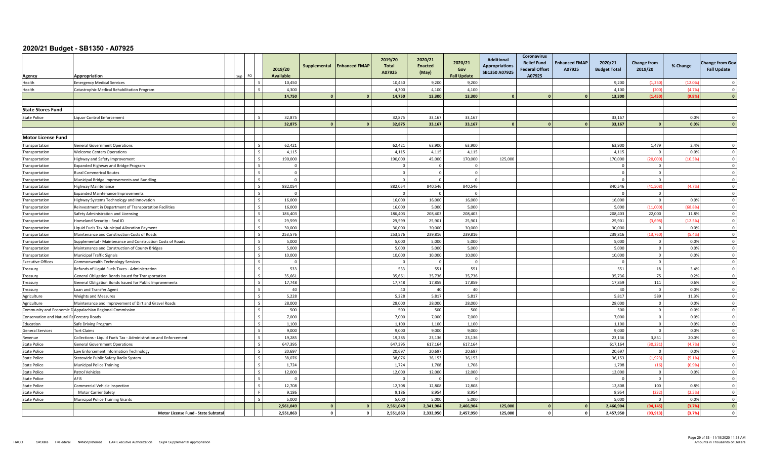# 2020/21 Budget - SB1350 - A07925

| Agency | Appropriation | Sup | FO | | 2019/20 Available | Supplemental | Enhanced FMAP | 2019/20 Total A07925 | 2020/21 Enacted (May) | 2020/21 Gov Fall Update | Additional Appropriations SB1350 A07925 | Coronavirus Relief Fund Federal Offset A07925 | Enhanced FMAP A07925 | 2020/21 Budget Total | Change from 2019/20 | % Change | Change from Gov Fall Update |
|---|---|---|---|---|---|---|---|---|---|---|---|---|---|---|---|---|---|
| Health | Emergency Medical Services | | | S | 10,450 | | | 10,450 | 9,200 | 9,200 | | | | 9,200 | (1,250) | (12.0%) | 0 |
| Health | Catastrophic Medical Rehabilitation Program | | | S | 4,300 | | | 4,300 | 4,100 | 4,100 | | | | 4,100 | (200) | (4.7%) | 0 |
| | | | | | 14,750 | 0 | 0 | 14,750 | 13,300 | 13,300 | 0 | 0 | 0 | 13,300 | (1,450) | (9.8%) | 0 |
| | | | | | | | | | | | | | | | | | |
| **State Stores Fund** | | | | | | | | | | | | | | | | | |
| State Police | Liquor Control Enforcement | | | S | 32,875 | | | 32,875 | 33,167 | 33,167 | | | | 33,167 | | 0.0% | 0 |
| | | | | | 32,875 | 0 | 0 | 32,875 | 33,167 | 33,167 | 0 | 0 | 0 | 33,167 | 0 | 0.0% | 0 |
| | | | | | | | | | | | | | | | | | |
| **Motor License Fund** | | | | | | | | | | | | | | | | | |
| Transportation | General Government Operations | | | S | 62,421 | | | 62,421 | 63,900 | 63,900 | | | | 63,900 | 1,479 | 2.4% | 0 |
| Transportation | Welcome Centers Operations | | | S | 4,115 | | | 4,115 | 4,115 | 4,115 | | | | 4,115 | 0 | 0.0% | 0 |
| Transportation | Highway and Safety Improvement | | | S | 190,000 | | | 190,000 | 45,000 | 170,000 | 125,000 | | | 170,000 | (20,000) | (10.5%) | 0 |
| Transportation | Expanded Highway and Bridge Program | | | S | 0 | | | 0 | 0 | 0 | | | | 0 | 0 | | 0 |
| Transportation | Rural Commerical Routes | | | S | 0 | | | 0 | 0 | 0 | | | | 0 | 0 | | 0 |
| Transportation | Municipal Bridge Improvements and Bundling | | | S | 0 | | | 0 | 0 | 0 | | | | 0 | 0 | | 0 |
| Transportation | Highway Maintenance | | | S | 882,054 | | | 882,054 | 840,546 | 840,546 | | | | 840,546 | (41,508) | (4.7%) | 0 |
| Transportation | Expanded Maintenance Improvements | | | S | 0 | | | 0 | 0 | 0 | | | | 0 | 0 | | 0 |
| Transportation | Highway Systems Technology and Innovation | | | S | 16,000 | | | 16,000 | 16,000 | 16,000 | | | | 16,000 | 0 | 0.0% | 0 |
| Transportation | Reinvestment in Department of Transportation Facilities | | | S | 16,000 | | | 16,000 | 5,000 | 5,000 | | | | 5,000 | (11,000) | (68.8%) | 0 |
| Transportation | Safety Administration and Licensing | | | S | 186,403 | | | 186,403 | 208,403 | 208,403 | | | | 208,403 | 22,000 | 11.8% | 0 |
| Transportation | Homeland Security - Real ID | | | S | 29,599 | | | 29,599 | 25,901 | 25,901 | | | | 25,901 | (3,698) | (12.5%) | 0 |
| Transportation | Liquid Fuels Tax Municipal Allocation Payment | | | S | 30,000 | | | 30,000 | 30,000 | 30,000 | | | | 30,000 | 0 | 0.0% | 0 |
| Transportation | Maintenance and Construction Costs of Roads | | | S | 253,576 | | | 253,576 | 239,816 | 239,816 | | | | 239,816 | (13,760) | (5.4%) | 0 |
| Transportation | Supplemental - Maintenance and Construction Costs of Roads | | | S | 5,000 | | | 5,000 | 5,000 | 5,000 | | | | 5,000 | 0 | 0.0% | 0 |
| Transportation | Maintenance and Construction of County Bridges | | | S | 5,000 | | | 5,000 | 5,000 | 5,000 | | | | 5,000 | 0 | 0.0% | 0 |
| Transportation | Municipal Traffic Signals | | | S | 10,000 | | | 10,000 | 10,000 | 10,000 | | | | 10,000 | 0 | 0.0% | 0 |
| Executive Offices | Commonwealth Technology Services | | | S | 0 | | | 0 | 0 | 0 | | | | 0 | 0 | | 0 |
| Treasury | Refunds of Liquid Fuels Taxes - Administration | | | S | 533 | | | 533 | 551 | 551 | | | | 551 | 18 | 3.4% | 0 |
| Treasury | General Obligation Bonds Issued for Transportation | | | S | 35,661 | | | 35,661 | 35,736 | 35,736 | | | | 35,736 | 75 | 0.2% | 0 |
| Treasury | General Obligation Bonds Issued for Public Improvements | | | S | 17,748 | | | 17,748 | 17,859 | 17,859 | | | | 17,859 | 111 | 0.6% | 0 |
| Treasury | Loan and Transfer Agent | | | S | 40 | | | 40 | 40 | 40 | | | | 40 | 0 | 0.0% | 0 |
| Agriculture | Weights and Measures | | | S | 5,228 | | | 5,228 | 5,817 | 5,817 | | | | 5,817 | 589 | 11.3% | 0 |
| Agriculture | Maintenance and Improvement of Dirt and Gravel Roads | | | S | 28,000 | | | 28,000 | 28,000 | 28,000 | | | | 28,000 | 0 | 0.0% | 0 |
| Community and Economic D | Appalachian Regional Commission | | | S | 500 | | | 500 | 500 | 500 | | | | 500 | 0 | 0.0% | 0 |
| Conservation and Natural Re | Forestry Roads | | | S | 7,000 | | | 7,000 | 7,000 | 7,000 | | | | 7,000 | 0 | 0.0% | 0 |
| Education | Safe Driving Program | | | S | 1,100 | | | 1,100 | 1,100 | 1,100 | | | | 1,100 | 0 | 0.0% | 0 |
| General Services | Tort Claims | | | S | 9,000 | | | 9,000 | 9,000 | 9,000 | | | | 9,000 | 0 | 0.0% | 0 |
| Revenue | Collections - Liquid Fuels Tax - Administration and Enforcement | | | S | 19,285 | | | 19,285 | 23,136 | 23,136 | | | | 23,136 | 3,851 | 20.0% | 0 |
| State Police | General Government Operations | | | S | 647,395 | | | 647,395 | 617,164 | 617,164 | | | | 617,164 | (30,231) | (4.7%) | 0 |
| State Police | Law Enforcement Information Technology | | | S | 20,697 | | | 20,697 | 20,697 | 20,697 | | | | 20,697 | 0 | 0.0% | 0 |
| State Police | Statewide Public Safety Radio System | | | S | 38,076 | | | 38,076 | 36,153 | 36,153 | | | | 36,153 | (1,923) | (5.1%) | 0 |
| State Police | Municipal Police Training | | | S | 1,724 | | | 1,724 | 1,708 | 1,708 | | | | 1,708 | (16) | (0.9%) | 0 |
| State Police | Patrol Vehicles | | | S | 12,000 | | | 12,000 | 12,000 | 12,000 | | | | 12,000 | 0 | 0.0% | 0 |
| State Police | AFIS | | | S | 0 | | | 0 | 0 | 0 | | | | 0 | 0 | | 0 |
| State Police | Commercial Vehicle Inspection | | | S | 12,708 | | | 12,708 | 12,808 | 12,808 | | | | 12,808 | 100 | 0.8% | 0 |
| State Police | Motor Carrier Safety | | | F | 9,186 | | | 9,186 | 8,954 | 8,954 | | | | 8,954 | (232) | (2.5%) | 0 |
| State Police | Municipal Police Training Grants | | | S | 5,000 | | | 5,000 | 5,000 | 5,000 | | | | 5,000 | 0 | 0.0% | 0 |
| | | | | | 2,561,049 | 0 | 0 | 2,561,049 | 2,341,904 | 2,466,904 | 125,000 | 0 | 0 | 2,466,904 | (94,145) | (3.7%) | 0 |
| | Motor License Fund - State Subtotal | | | | 2,551,863 | 0 | 0 | 2,551,863 | 2,332,950 | 2,457,950 | 125,000 | 0 | 0 | 2,457,950 | (93,913) | (3.7%) | 0 |

HACD S=State F=Federal N=Nonpreferred EA= Executive Authorization Sup= Supplemental appropriation

Amounts in Thousands of Dollars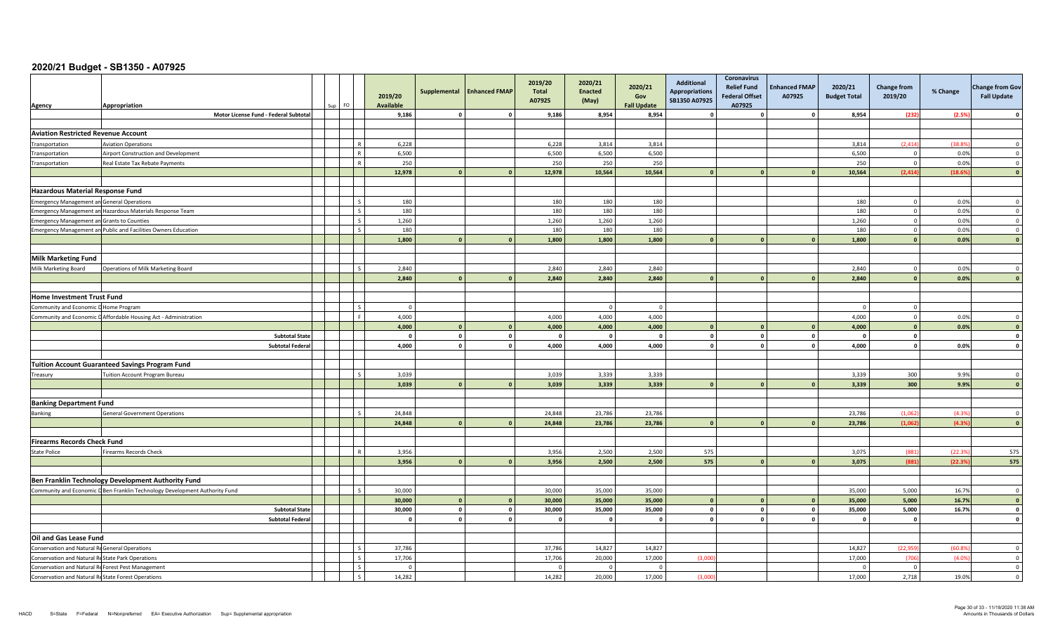# 2020/21 Budget - SB1350 - A07925

| Agency | Appropriation | Sup | FO | | 2019/20 Available | Supplemental | Enhanced FMAP | 2019/20 Total A07925 | 2020/21 Enacted (May) | 2020/21 Gov Fall Update | Additional Appropriations SB1350 A07925 | Coronavirus Relief Fund Federal Offset A07925 | Enhanced FMAP A07925 | 2020/21 Budget Total | Change from 2019/20 | % Change | Change from Gov Fall Update |
|---|---|---|---|---|---|---|---|---|---|---|---|---|---|---|---|---|---|
| | Motor License Fund - Federal Subtotal | | | | 9,186 | 0 | 0 | 9,186 | 8,954 | 8,954 | 0 | 0 | 0 | 8,954 | (232) | (2.5%) | 0 |
| **Aviation Restricted Revenue Account** | | | | | | | | | | | | | | | | | |
| Transportation | Aviation Operations | | | R | 6,228 | | | 6,228 | 3,814 | 3,814 | | | | 3,814 | (2,414) | (38.8%) | 0 |
| Transportation | Airport Construction and Development | | | R | 6,500 | | | 6,500 | 6,500 | 6,500 | | | | 6,500 | 0 | 0.0% | 0 |
| Transportation | Real Estate Tax Rebate Payments | | | R | 250 | | | 250 | 250 | 250 | | | | 250 | 0 | 0.0% | 0 |
| | | | | | 12,978 | 0 | 0 | 12,978 | 10,564 | 10,564 | 0 | 0 | 0 | 10,564 | (2,414) | (18.6%) | 0 |
| **Hazardous Material Response Fund** | | | | | | | | | | | | | | | | | |
| Emergency Management an | General Operations | | | S | 180 | | | 180 | 180 | 180 | | | | 180 | 0 | 0.0% | 0 |
| Emergency Management an | Hazardous Materials Response Team | | | S | 180 | | | 180 | 180 | 180 | | | | 180 | 0 | 0.0% | 0 |
| Emergency Management an | Grants to Counties | | | S | 1,260 | | | 1,260 | 1,260 | 1,260 | | | | 1,260 | 0 | 0.0% | 0 |
| Emergency Management an | Public and Facilities Owners Education | | | S | 180 | | | 180 | 180 | 180 | | | | 180 | 0 | 0.0% | 0 |
| | | | | | 1,800 | 0 | 0 | 1,800 | 1,800 | 1,800 | 0 | 0 | 0 | 1,800 | 0 | 0.0% | 0 |
| **Milk Marketing Fund** | | | | | | | | | | | | | | | | | |
| Milk Marketing Board | Operations of Milk Marketing Board | | | S | 2,840 | | | 2,840 | 2,840 | 2,840 | | | | 2,840 | 0 | 0.0% | 0 |
| | | | | | 2,840 | 0 | 0 | 2,840 | 2,840 | 2,840 | 0 | 0 | 0 | 2,840 | 0 | 0.0% | 0 |
| **Home Investment Trust Fund** | | | | | | | | | | | | | | | | | |
| Community and Economic D | Home Program | | | S | 0 | | | | 0 | 0 | | | | 0 | 0 | | |
| Community and Economic D | Affordable Housing Act - Administration | | | F | 4,000 | | | 4,000 | 4,000 | 4,000 | | | | 4,000 | 0 | 0.0% | 0 |
| | | | | | 4,000 | 0 | 0 | 4,000 | 4,000 | 4,000 | 0 | 0 | 0 | 4,000 | 0 | 0.0% | 0 |
| | Subtotal State | | | | 0 | 0 | 0 | 0 | 0 | 0 | 0 | 0 | 0 | 0 | 0 | | 0 |
| | Subtotal Federal | | | | 4,000 | 0 | 0 | 4,000 | 4,000 | 4,000 | 0 | 0 | 0 | 4,000 | 0 | 0.0% | 0 |
| **Tuition Account Guaranteed Savings Program Fund** | | | | | | | | | | | | | | | | | |
| Treasury | Tuition Account Program Bureau | | | S | 3,039 | | | 3,039 | 3,339 | 3,339 | | | | 3,339 | 300 | 9.9% | 0 |
| | | | | | 3,039 | 0 | 0 | 3,039 | 3,339 | 3,339 | 0 | 0 | 0 | 3,339 | 300 | 9.9% | 0 |
| **Banking Department Fund** | | | | | | | | | | | | | | | | | |
| Banking | General Government Operations | | | S | 24,848 | | | 24,848 | 23,786 | 23,786 | | | | 23,786 | (1,062) | (4.3%) | 0 |
| | | | | | 24,848 | 0 | 0 | 24,848 | 23,786 | 23,786 | 0 | 0 | 0 | 23,786 | (1,062) | (4.3%) | 0 |
| **Firearms Records Check Fund** | | | | | | | | | | | | | | | | | |
| State Police | Firearms Records Check | | | R | 3,956 | | | 3,956 | 2,500 | 2,500 | 575 | | | 3,075 | (881) | (22.3%) | 575 |
| | | | | | 3,956 | 0 | 0 | 3,956 | 2,500 | 2,500 | 575 | 0 | 0 | 3,075 | (881) | (22.3%) | 575 |
| **Ben Franklin Technology Development Authority Fund** | | | | | | | | | | | | | | | | | |
| Community and Economic D | Ben Franklin Technology Development Authority Fund | | | S | 30,000 | | | 30,000 | 35,000 | 35,000 | | | | 35,000 | 5,000 | 16.7% | 0 |
| | | | | | 30,000 | 0 | 0 | 30,000 | 35,000 | 35,000 | 0 | 0 | 0 | 35,000 | 5,000 | 16.7% | 0 |
| | Subtotal State | | | | 30,000 | 0 | 0 | 30,000 | 35,000 | 35,000 | 0 | 0 | 0 | 35,000 | 5,000 | 16.7% | 0 |
| | Subtotal Federal | | | | 0 | 0 | 0 | 0 | 0 | 0 | 0 | 0 | 0 | 0 | 0 | | 0 |
| **Oil and Gas Lease Fund** | | | | | | | | | | | | | | | | | |
| Conservation and Natural Re | General Operations | | | S | 37,786 | | | 37,786 | 14,827 | 14,827 | | | | 14,827 | (22,959) | (60.8%) | 0 |
| Conservation and Natural Re | State Park Operations | | | S | 17,706 | | | 17,706 | 20,000 | 17,000 | (3,000) | | | 17,000 | (706) | (4.0%) | 0 |
| Conservation and Natural Re | Forest Pest Management | | | S | 0 | | | 0 | 0 | 0 | | | | 0 | 0 | | 0 |
| Conservation and Natural Re | State Forest Operations | | | S | 14,282 | | | 14,282 | 20,000 | 17,000 | (3,000) | | | 17,000 | 2,718 | 19.0% | 0 |

HACD S=State F=Federal N=Nonpreferred EA= Executive Authorization Sup= Supplemental appropriation

Amounts in Thousands of Dollars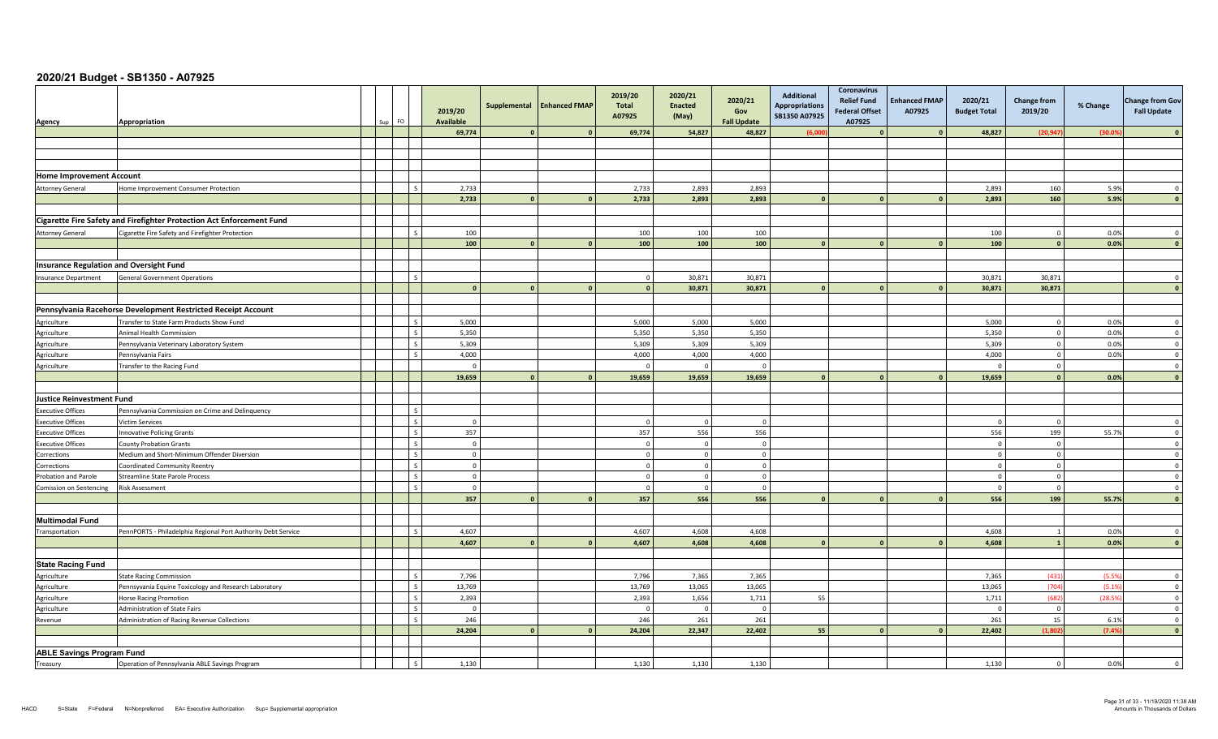# 2020/21 Budget - SB1350 - A07925

| Agency | Appropriation | Sup | FO | | 2019/20 Available | Supplemental | Enhanced FMAP | 2019/20 Total A07925 | 2020/21 Enacted (May) | 2020/21 Gov Fall Update | Additional Appropriations SB1350 A07925 | Coronavirus Relief Fund Federal Offset A07925 | Enhanced FMAP A07925 | 2020/21 Budget Total | Change from 2019/20 | % Change | Change from Gov Fall Update |
|---|---|---|---|---|---|---|---|---|---|---|---|---|---|---|---|---|---|
| | | | | | 69,774 | 0 | 0 | 69,774 | 54,827 | 48,827 | (6,000) | 0 | 0 | 48,827 | (20,947) | (30.0%) | 0 |
| | | | | | | | | | | | | | | | | | |
| **Home Improvement Account** | | | | | | | | | | | | | | | | | |
| Attorney General | Home Improvement Consumer Protection | | | S | 2,733 | | | 2,733 | 2,893 | 2,893 | | | | 2,893 | 160 | 5.9% | 0 |
| | | | | | 2,733 | 0 | 0 | 2,733 | 2,893 | 2,893 | 0 | 0 | 0 | 2,893 | 160 | 5.9% | 0 |
| | | | | | | | | | | | | | | | | | |
| **Cigarette Fire Safety and Firefighter Protection Act Enforcement Fund** | | | | | | | | | | | | | | | | | |
| Attorney General | Cigarette Fire Safety and Firefighter Protection | | | S | 100 | | | 100 | 100 | 100 | | | | 100 | 0 | 0.0% | 0 |
| | | | | | 100 | 0 | 0 | 100 | 100 | 100 | 0 | 0 | 0 | 100 | 0 | 0.0% | 0 |
| | | | | | | | | | | | | | | | | | |
| **Insurance Regulation and Oversight Fund** | | | | | | | | | | | | | | | | | |
| Insurance Department | General Government Operations | | | S | | | | 0 | 30,871 | 30,871 | | | | 30,871 | 30,871 | | 0 |
| | | | | | 0 | 0 | 0 | 0 | 30,871 | 30,871 | 0 | 0 | 0 | 30,871 | 30,871 | | 0 |
| | | | | | | | | | | | | | | | | | |
| **Pennsylvania Racehorse Development Restricted Receipt Account** | | | | | | | | | | | | | | | | | |
| Agriculture | Transfer to State Farm Products Show Fund | | | S | 5,000 | | | 5,000 | 5,000 | 5,000 | | | | 5,000 | 0 | 0.0% | 0 |
| Agriculture | Animal Health Commission | | | S | 5,350 | | | 5,350 | 5,350 | 5,350 | | | | 5,350 | 0 | 0.0% | 0 |
| Agriculture | Pennsylvania Veterinary Laboratory System | | | S | 5,309 | | | 5,309 | 5,309 | 5,309 | | | | 5,309 | 0 | 0.0% | 0 |
| Agriculture | Pennsylvania Fairs | | | S | 4,000 | | | 4,000 | 4,000 | 4,000 | | | | 4,000 | 0 | 0.0% | 0 |
| Agriculture | Transfer to the Racing Fund | | | | 0 | | | 0 | 0 | 0 | | | | 0 | 0 | | 0 |
| | | | | | 19,659 | 0 | 0 | 19,659 | 19,659 | 19,659 | 0 | 0 | 0 | 19,659 | 0 | 0.0% | 0 |
| | | | | | | | | | | | | | | | | | |
| **Justice Reinvestment Fund** | | | | | | | | | | | | | | | | | |
| Executive Offices | Pennsylvania Commission on Crime and Delinquency | | | S | | | | | | | | | | | | | |
| Executive Offices | Victim Services | | | S | 0 | | | 0 | 0 | 0 | | | | 0 | 0 | | 0 |
| Executive Offices | Innovative Policing Grants | | | S | 357 | | | 357 | 556 | 556 | | | | 556 | 199 | 55.7% | 0 |
| Executive Offices | County Probation Grants | | | S | 0 | | | 0 | 0 | 0 | | | | 0 | 0 | | 0 |
| Corrections | Medium and Short-Minimum Offender Diversion | | | S | 0 | | | 0 | 0 | 0 | | | | 0 | 0 | | 0 |
| Corrections | Coordinated Community Reentry | | | S | 0 | | | 0 | 0 | 0 | | | | 0 | 0 | | 0 |
| Probation and Parole | Streamline State Parole Process | | | S | 0 | | | 0 | 0 | 0 | | | | 0 | 0 | | 0 |
| Comission on Sentencing | Risk Assessment | | | S | 0 | | | 0 | 0 | 0 | | | | 0 | 0 | | 0 |
| | | | | | 357 | 0 | 0 | 357 | 556 | 556 | 0 | 0 | 0 | 556 | 199 | 55.7% | 0 |
| | | | | | | | | | | | | | | | | | |
| **Multimodal Fund** | | | | | | | | | | | | | | | | | |
| Transportation | PennPORTS - Philadelphia Regional Port Authority Debt Service | | | S | 4,607 | | | 4,607 | 4,608 | 4,608 | | | | 4,608 | 1 | 0.0% | 0 |
| | | | | | 4,607 | 0 | 0 | 4,607 | 4,608 | 4,608 | 0 | 0 | 0 | 4,608 | 1 | 0.0% | 0 |
| | | | | | | | | | | | | | | | | | |
| **State Racing Fund** | | | | | | | | | | | | | | | | | |
| Agriculture | State Racing Commission | | | S | 7,796 | | | 7,796 | 7,365 | 7,365 | | | | 7,365 | (431) | (5.5%) | 0 |
| Agriculture | Pennsyvania Equine Toxicology and Research Laboratory | | | S | 13,769 | | | 13,769 | 13,065 | 13,065 | | | | 13,065 | (704) | (5.1%) | 0 |
| Agriculture | Horse Racing Promotion | | | S | 2,393 | | | 2,393 | 1,656 | 1,711 | 55 | | | 1,711 | (682) | (28.5%) | 0 |
| Agriculture | Administration of State Fairs | | | S | 0 | | | 0 | 0 | 0 | | | | 0 | 0 | | 0 |
| Revenue | Administration of Racing Revenue Collections | | | S | 246 | | | 246 | 261 | 261 | | | | 261 | 15 | 6.1% | 0 |
| | | | | | 24,204 | 0 | 0 | 24,204 | 22,347 | 22,402 | 55 | 0 | 0 | 22,402 | (1,802) | (7.4%) | 0 |
| | | | | | | | | | | | | | | | | | |
| **ABLE Savings Program Fund** | | | | | | | | | | | | | | | | | |
| Treasury | Operation of Pennsylvania ABLE Savings Program | | | S | 1,130 | | | 1,130 | 1,130 | 1,130 | | | | 1,130 | 0 | 0.0% | 0 |

HACD S=State F=Federal N=Nonpreferred EA= Executive Authorization Sup= Supplemental appropriation

11/19/2020 11:38 AM
Amounts in Thousands of Dollars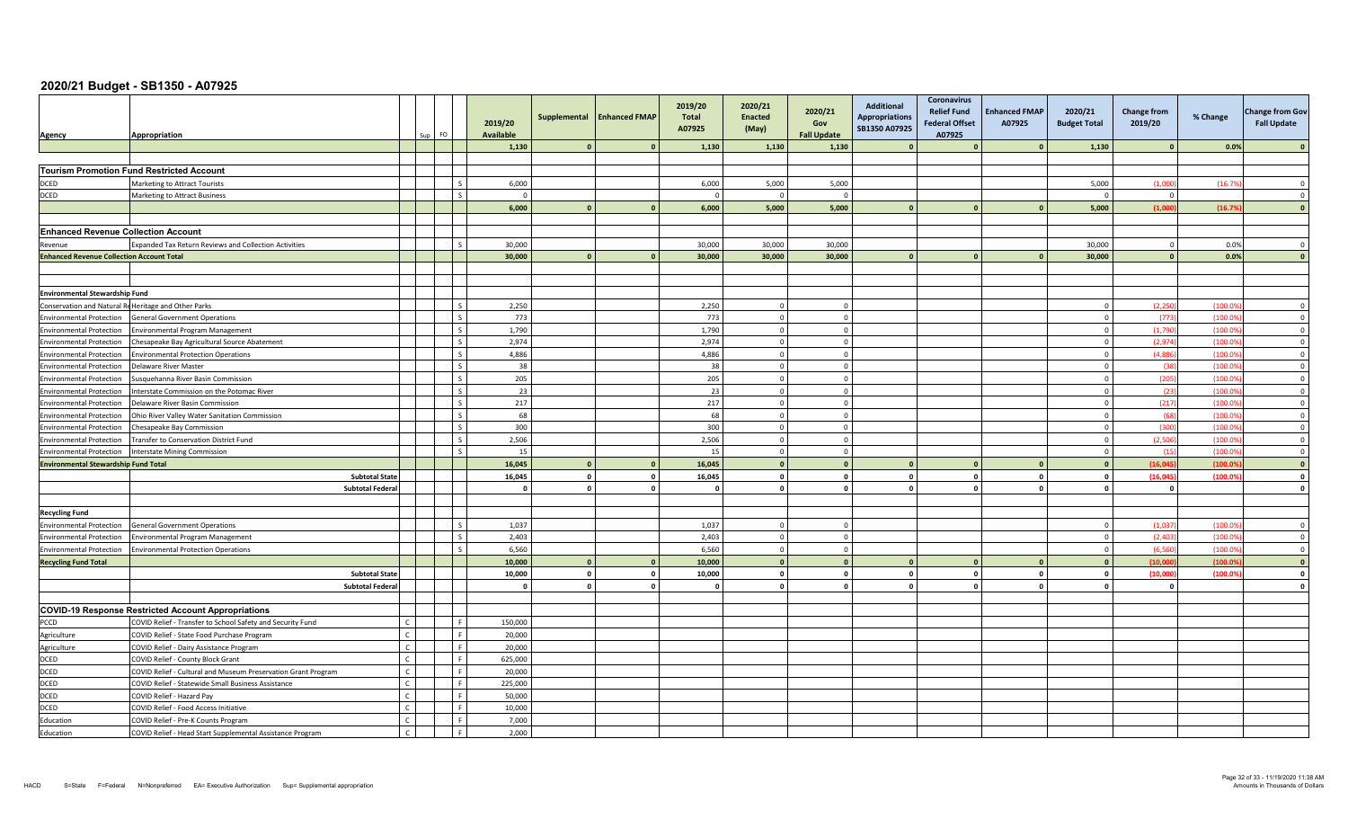# 2020/21 Budget - SB1350 - A07925

| Agency | Appropriation | | Sup | FO | | 2019/20 Available | Supplemental | Enhanced FMAP | 2019/20 Total A07925 | 2020/21 Enacted (May) | 2020/21 Gov Fall Update | Additional Appropriations SB1350 A07925 | Coronavirus Relief Fund Federal Offset A07925 | Enhanced FMAP A07925 | 2020/21 Budget Total | Change from 2019/20 | % Change | Change from Gov Fall Update |
|---|---|---|---|---|---|---|---|---|---|---|---|---|---|---|---|---|---|---|
| | | | | | | 1,130 | 0 | 0 | 1,130 | 1,130 | 1,130 | 0 | 0 | 0 | 1,130 | 0 | 0.0% | 0 |
| **Tourism Promotion Fund Restricted Account** | | | | | | | | | | | | | | | | | | |
| DCED | Marketing to Attract Tourists | | | | S | 6,000 | | | 6,000 | 5,000 | 5,000 | | | | 5,000 | (1,000) | (16.7%) | 0 |
| DCED | Marketing to Attract Business | | | | S | 0 | | | 0 | 0 | 0 | | | | 0 | 0 | | 0 |
| | | | | | | 6,000 | 0 | 0 | 6,000 | 5,000 | 5,000 | 0 | 0 | 0 | 5,000 | (1,000) | (16.7%) | 0 |
| **Enhanced Revenue Collection Account** | | | | | | | | | | | | | | | | | | |
| Revenue | Expanded Tax Return Reviews and Collection Activities | | | | S | 30,000 | | | 30,000 | 30,000 | 30,000 | | | | 30,000 | 0 | 0.0% | 0 |
| **Enhanced Revenue Collection Account Total** | | | | | | 30,000 | 0 | 0 | 30,000 | 30,000 | 30,000 | 0 | 0 | 0 | 30,000 | 0 | 0.0% | 0 |
| **Environmental Stewardship Fund** | | | | | | | | | | | | | | | | | | |
| Conservation and Natural Re | Heritage and Other Parks | | | | S | 2,250 | | | 2,250 | 0 | 0 | | | | 0 | (2,250) | (100.0%) | 0 |
| Environmental Protection | General Government Operations | | | | S | 773 | | | 773 | 0 | 0 | | | | 0 | (773) | (100.0%) | 0 |
| Environmental Protection | Environmental Program Management | | | | S | 1,790 | | | 1,790 | 0 | 0 | | | | 0 | (1,790) | (100.0%) | 0 |
| Environmental Protection | Chesapeake Bay Agricultural Source Abatement | | | | S | 2,974 | | | 2,974 | 0 | 0 | | | | 0 | (2,974) | (100.0%) | 0 |
| Environmental Protection | Environmental Protection Operations | | | | S | 4,886 | | | 4,886 | 0 | 0 | | | | 0 | (4,886) | (100.0%) | 0 |
| Environmental Protection | Delaware River Master | | | | S | 38 | | | 38 | 0 | 0 | | | | 0 | (38) | (100.0%) | 0 |
| Environmental Protection | Susquehanna River Basin Commission | | | | S | 205 | | | 205 | 0 | 0 | | | | 0 | (205) | (100.0%) | 0 |
| Environmental Protection | Interstate Commission on the Potomac River | | | | S | 23 | | | 23 | 0 | 0 | | | | 0 | (23) | (100.0%) | 0 |
| Environmental Protection | Delaware River Basin Commission | | | | S | 217 | | | 217 | 0 | 0 | | | | 0 | (217) | (100.0%) | 0 |
| Environmental Protection | Ohio River Valley Water Sanitation Commission | | | | S | 68 | | | 68 | 0 | 0 | | | | 0 | (68) | (100.0%) | 0 |
| Environmental Protection | Chesapeake Bay Commission | | | | S | 300 | | | 300 | 0 | 0 | | | | 0 | (300) | (100.0%) | 0 |
| Environmental Protection | Transfer to Conservation District Fund | | | | S | 2,506 | | | 2,506 | 0 | 0 | | | | 0 | (2,506) | (100.0%) | 0 |
| Environmental Protection | Interstate Mining Commission | | | | S | 15 | | | 15 | 0 | 0 | | | | 0 | (15) | (100.0%) | 0 |
| **Environmental Stewardship Fund Total** | | | | | | 16,045 | 0 | 0 | 16,045 | 0 | 0 | 0 | 0 | 0 | 0 | (16,045) | (100.0%) | 0 |
| | **Subtotal State** | | | | | 16,045 | 0 | 0 | 16,045 | 0 | 0 | 0 | 0 | 0 | 0 | (16,045) | (100.0%) | 0 |
| | **Subtotal Federal** | | | | | 0 | 0 | 0 | 0 | 0 | 0 | 0 | 0 | 0 | 0 | 0 | | 0 |
| **Recycling Fund** | | | | | | | | | | | | | | | | | | |
| Environmental Protection | General Government Operations | | | | S | 1,037 | | | 1,037 | 0 | 0 | | | | 0 | (1,037) | (100.0%) | 0 |
| Environmental Protection | Environmental Program Management | | | | S | 2,403 | | | 2,403 | 0 | 0 | | | | 0 | (2,403) | (100.0%) | 0 |
| Environmental Protection | Environmental Protection Operations | | | | S | 6,560 | | | 6,560 | 0 | 0 | | | | 0 | (6,560) | (100.0%) | 0 |
| **Recycling Fund Total** | | | | | | 10,000 | 0 | 0 | 10,000 | 0 | 0 | 0 | 0 | 0 | 0 | (10,000) | (100.0%) | 0 |
| | **Subtotal State** | | | | | 10,000 | 0 | 0 | 10,000 | 0 | 0 | 0 | 0 | 0 | 0 | (10,000) | (100.0%) | 0 |
| | **Subtotal Federal** | | | | | 0 | 0 | 0 | 0 | 0 | 0 | 0 | 0 | 0 | 0 | 0 | | 0 |
| **COVID-19 Response Restricted Account Appropriations** | | | | | | | | | | | | | | | | | | |
| PCCD | COVID Relief - Transfer to School Safety and Security Fund | C | | | F | 150,000 | | | | | | | | | | | | |
| Agriculture | COVID Relief - State Food Purchase Program | C | | | F | 20,000 | | | | | | | | | | | | |
| Agriculture | COVID Relief - Dairy Assistance Program | C | | | F | 20,000 | | | | | | | | | | | | |
| DCED | COVID Relief - County Block Grant | C | | | F | 625,000 | | | | | | | | | | | | |
| DCED | COVID Relief - Cultural and Museum Preservation Grant Program | C | | | F | 20,000 | | | | | | | | | | | | |
| DCED | COVID Relief - Statewide Small Business Assistance | C | | | F | 225,000 | | | | | | | | | | | | |
| DCED | COVID Relief - Hazard Pay | C | | | F | 50,000 | | | | | | | | | | | | |
| DCED | COVID Relief - Food Access Initiative | C | | | F | 10,000 | | | | | | | | | | | | |
| Education | COVID Relief - Pre-K Counts Program | C | | | F | 7,000 | | | | | | | | | | | | |
| Education | COVID Relief - Head Start Supplemental Assistance Program | C | | | F | 2,000 | | | | | | | | | | | | |

HACD S=State F=Federal N=Nonpreferred EA= Executive Authorization Sup= Supplemental appropriation

Amounts in Thousands of Dollars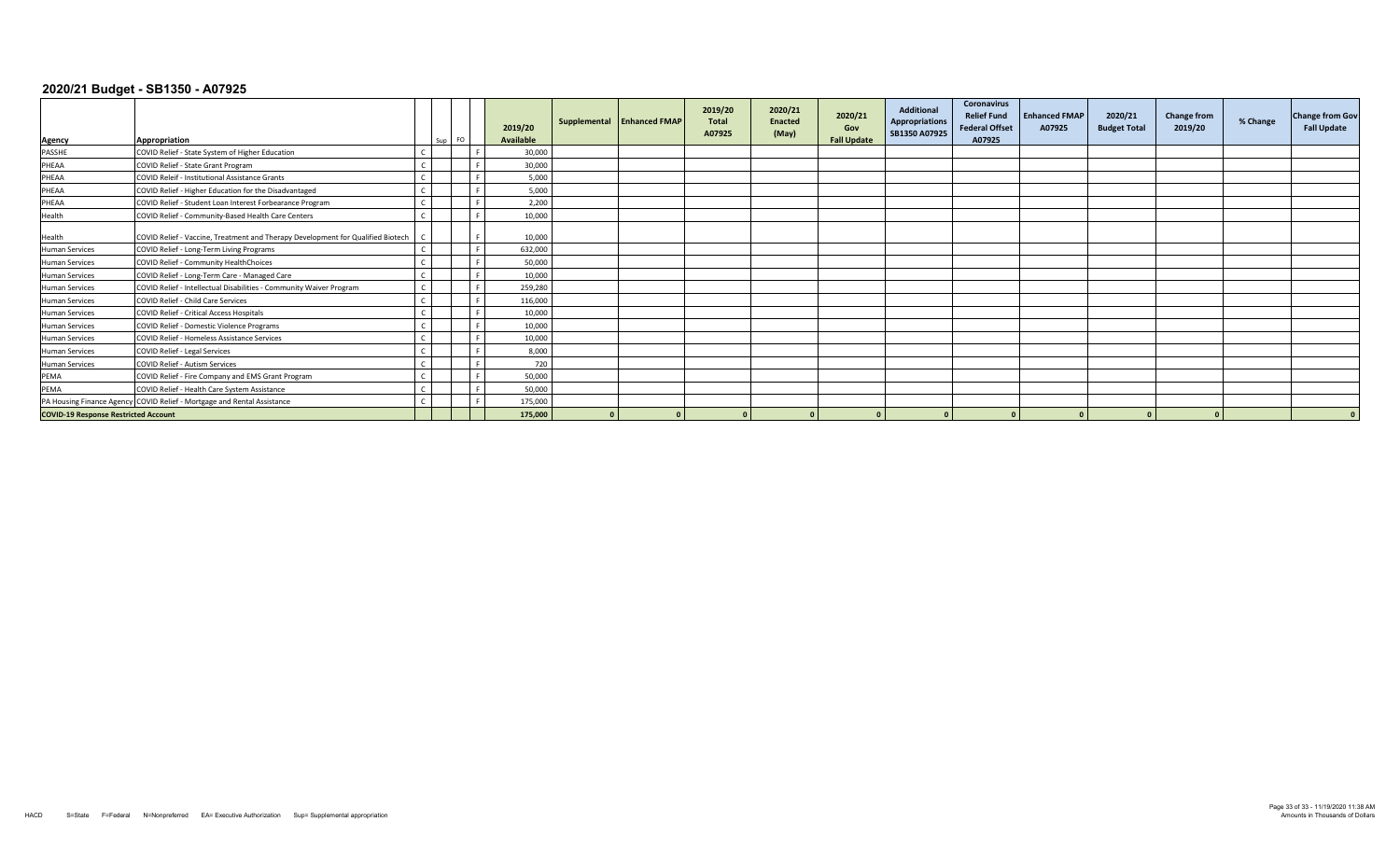## 2020/21 Budget - SB1350 - A07925

| Agency | Appropriation | | Sup | FO | 2019/20 Available | Supplemental | Enhanced FMAP | 2019/20 Total A07925 | 2020/21 Enacted (May) | 2020/21 Gov Fall Update | Additional Appropriations SB1350 A07925 | Coronavirus Relief Fund Federal Offset A07925 | Enhanced FMAP A07925 | 2020/21 Budget Total | Change from 2019/20 | % Change | Change from Gov Fall Update |
|---|---|---|---|---|---|---|---|---|---|---|---|---|---|---|---|---|---|
| PASSHE | COVID Relief - State System of Higher Education | C | | F | 30,000 | | | | | | | | | | | | |
| PHEAA | COVID Relief - State Grant Program | C | | F | 30,000 | | | | | | | | | | | | |
| PHEAA | COVID Releif - Institutional Assistance Grants | C | | F | 5,000 | | | | | | | | | | | | |
| PHEAA | COVID Relief - Higher Education for the Disadvantaged | C | | F | 5,000 | | | | | | | | | | | | |
| PHEAA | COVID Relief - Student Loan Interest Forbearance Program | C | | F | 2,200 | | | | | | | | | | | | |
| Health | COVID Relief - Community-Based Health Care Centers | C | | F | 10,000 | | | | | | | | | | | | |
| Health | COVID Relief - Vaccine, Treatment and Therapy Development for Qualified Biotech | C | | F | 10,000 | | | | | | | | | | | | |
| Human Services | COVID Relief - Long-Term Living Programs | C | | F | 632,000 | | | | | | | | | | | | |
| Human Services | COVID Relief - Community HealthChoices | C | | F | 50,000 | | | | | | | | | | | | |
| Human Services | COVID Relief - Long-Term Care - Managed Care | C | | F | 10,000 | | | | | | | | | | | | |
| Human Services | COVID Relief - Intellectual Disabilities - Community Waiver Program | C | | F | 259,280 | | | | | | | | | | | | |
| Human Services | COVID Relief - Child Care Services | C | | F | 116,000 | | | | | | | | | | | | |
| Human Services | COVID Relief - Critical Access Hospitals | C | | F | 10,000 | | | | | | | | | | | | |
| Human Services | COVID Relief - Domestic Violence Programs | C | | F | 10,000 | | | | | | | | | | | | |
| Human Services | COVID Relief - Homeless Assistance Services | C | | F | 10,000 | | | | | | | | | | | | |
| Human Services | COVID Relief - Legal Services | C | | F | 8,000 | | | | | | | | | | | | |
| Human Services | COVID Relief - Autism Services | C | | F | 720 | | | | | | | | | | | | |
| PEMA | COVID Relief - Fire Company and EMS Grant Program | C | | F | 50,000 | | | | | | | | | | | | |
| PEMA | COVID Relief - Health Care System Assistance | C | | F | 50,000 | | | | | | | | | | | | |
| PA Housing Finance Agency | COVID Relief - Mortgage and Rental Assistance | C | | F | 175,000 | | | | | | | | | | | | |
| **COVID-19 Response Restricted Account** | | | | | **175,000** | **0** | **0** | **0** | **0** | **0** | **0** | **0** | **0** | **0** | **0** | | **0** |

HACD S=State F=Federal N=Nonpreferred EA= Executive Authorization Sup= Supplemental appropriation

Amounts in Thousands of Dollars